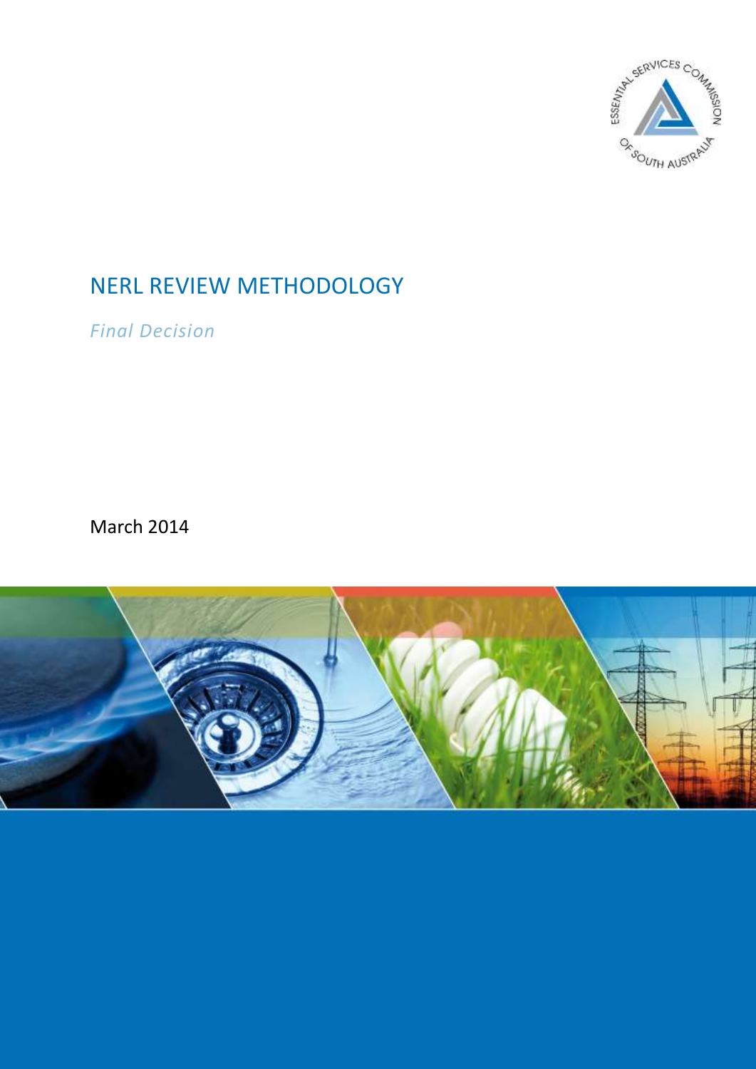# NERL REVIEW METHODOLOGY

*Final Decision*

March 2014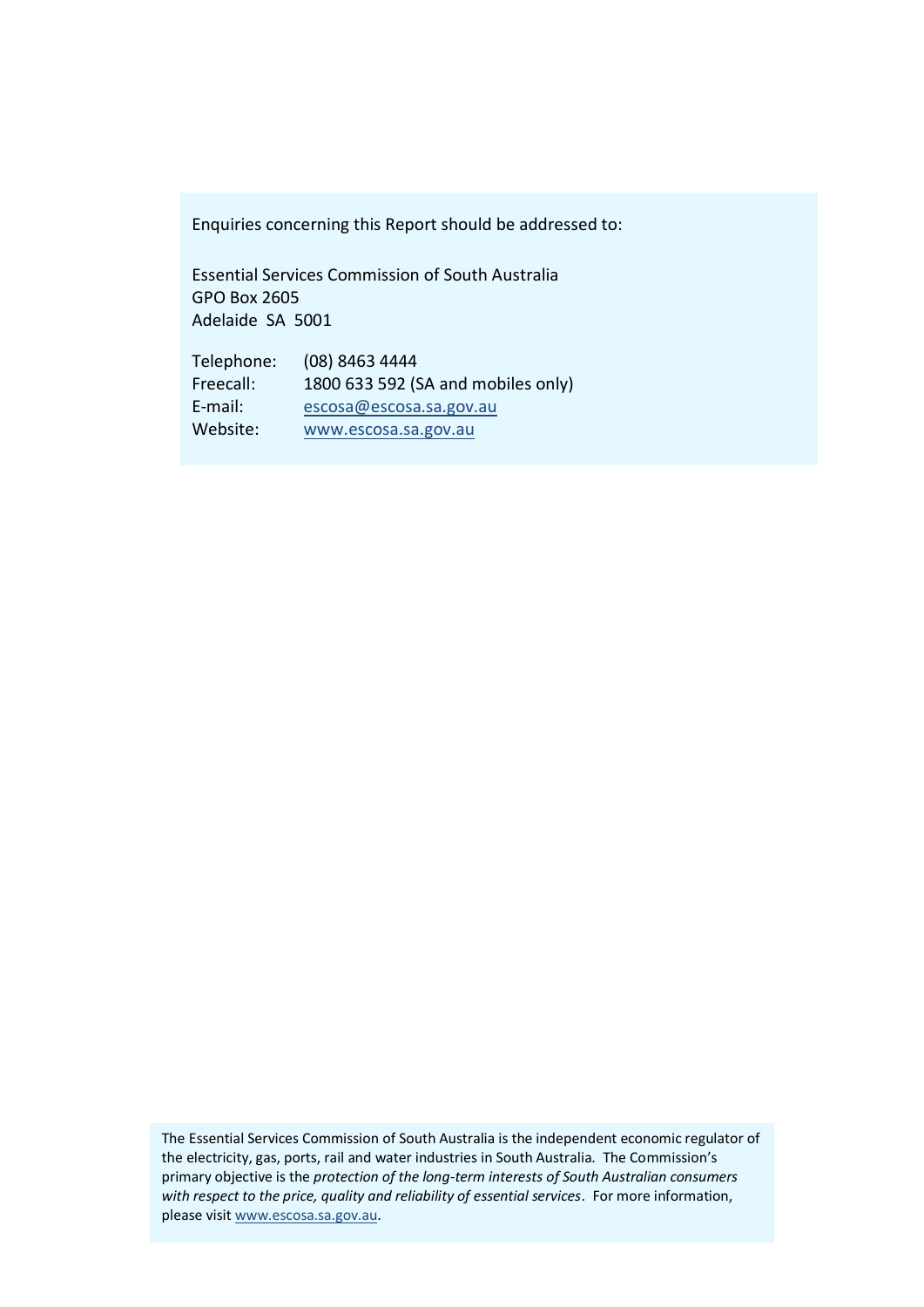Enquiries concerning this Report should be addressed to:

Essential Services Commission of South Australia
GPO Box 2605
Adelaide SA 5001

Telephone: (08) 8463 4444
Freecall: 1800 633 592 (SA and mobiles only)
E-mail: escosa@escosa.sa.gov.au
Website: www.escosa.sa.gov.au

The Essential Services Commission of South Australia is the independent economic regulator of the electricity, gas, ports, rail and water industries in South Australia. The Commission's primary objective is the *protection of the long-term interests of South Australian consumers with respect to the price, quality and reliability of essential services*. For more information, please visit www.escosa.sa.gov.au.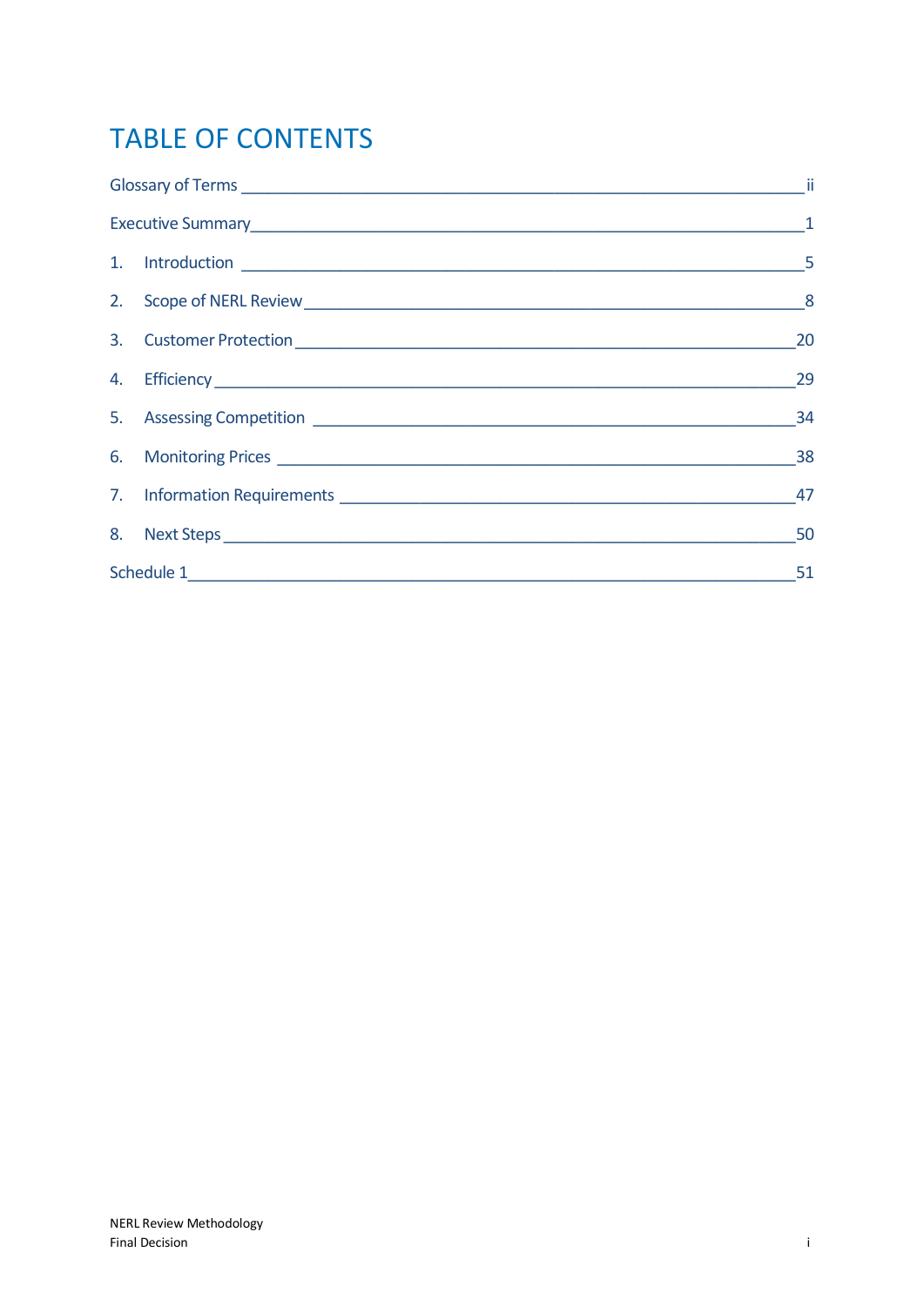# TABLE OF CONTENTS

Glossary of Terms ____ ii

Executive Summary ____ 1

1. Introduction ____ 5
2. Scope of NERL Review ____ 8
3. Customer Protection ____ 20
4. Efficiency ____ 29
5. Assessing Competition ____ 34
6. Monitoring Prices ____ 38
7. Information Requirements ____ 47
8. Next Steps ____ 50

Schedule 1 ____ 51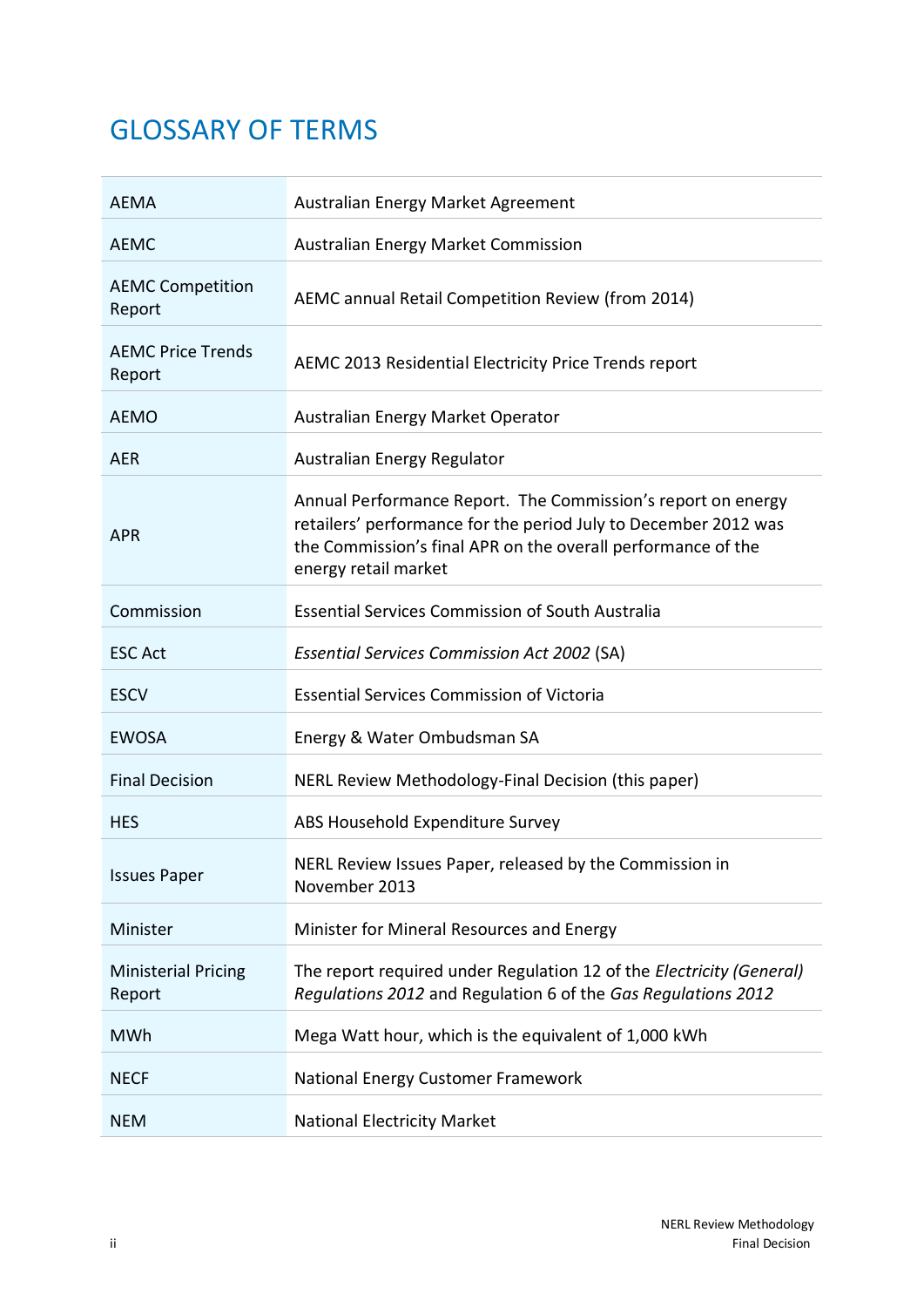# GLOSSARY OF TERMS

| | |
|---|---|
| AEMA | Australian Energy Market Agreement |
| AEMC | Australian Energy Market Commission |
| AEMC Competition Report | AEMC annual Retail Competition Review (from 2014) |
| AEMC Price Trends Report | AEMC 2013 Residential Electricity Price Trends report |
| AEMO | Australian Energy Market Operator |
| AER | Australian Energy Regulator |
| APR | Annual Performance Report. The Commission's report on energy retailers' performance for the period July to December 2012 was the Commission's final APR on the overall performance of the energy retail market |
| Commission | Essential Services Commission of South Australia |
| ESC Act | *Essential Services Commission Act 2002* (SA) |
| ESCV | Essential Services Commission of Victoria |
| EWOSA | Energy & Water Ombudsman SA |
| Final Decision | NERL Review Methodology-Final Decision (this paper) |
| HES | ABS Household Expenditure Survey |
| Issues Paper | NERL Review Issues Paper, released by the Commission in November 2013 |
| Minister | Minister for Mineral Resources and Energy |
| Ministerial Pricing Report | The report required under Regulation 12 of the *Electricity (General) Regulations 2012* and Regulation 6 of the *Gas Regulations 2012* |
| MWh | Mega Watt hour, which is the equivalent of 1,000 kWh |
| NECF | National Energy Customer Framework |
| NEM | National Electricity Market |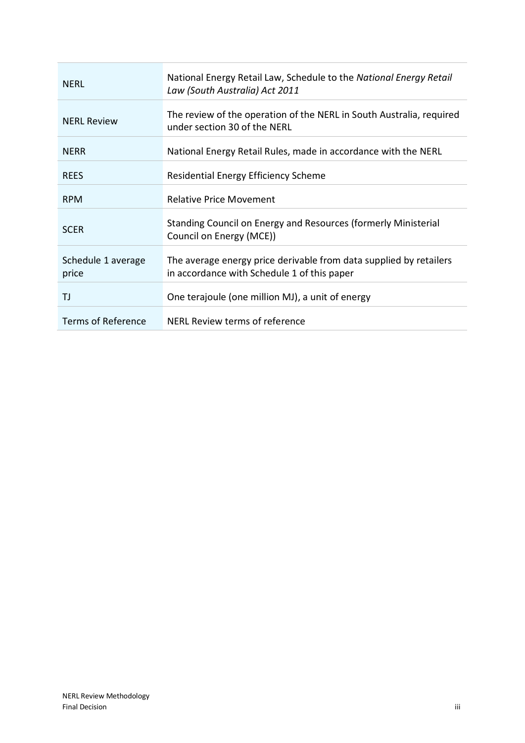| | |
|---|---|
| NERL | National Energy Retail Law, Schedule to the *National Energy Retail Law (South Australia) Act 2011* |
| NERL Review | The review of the operation of the NERL in South Australia, required under section 30 of the NERL |
| NERR | National Energy Retail Rules, made in accordance with the NERL |
| REES | Residential Energy Efficiency Scheme |
| RPM | Relative Price Movement |
| SCER | Standing Council on Energy and Resources (formerly Ministerial Council on Energy (MCE)) |
| Schedule 1 average price | The average energy price derivable from data supplied by retailers in accordance with Schedule 1 of this paper |
| TJ | One terajoule (one million MJ), a unit of energy |
| Terms of Reference | NERL Review terms of reference |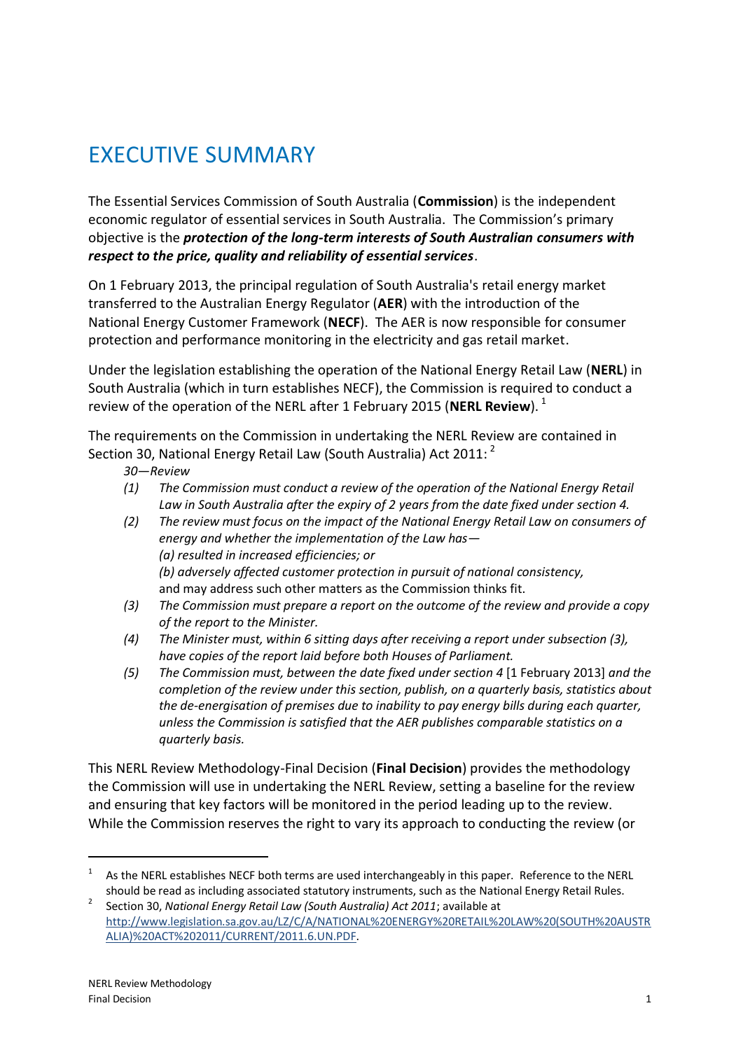# EXECUTIVE SUMMARY

The Essential Services Commission of South Australia (**Commission**) is the independent economic regulator of essential services in South Australia. The Commission's primary objective is the ***protection of the long-term interests of South Australian consumers with respect to the price, quality and reliability of essential services***.

On 1 February 2013, the principal regulation of South Australia's retail energy market transferred to the Australian Energy Regulator (**AER**) with the introduction of the National Energy Customer Framework (**NECF**). The AER is now responsible for consumer protection and performance monitoring in the electricity and gas retail market.

Under the legislation establishing the operation of the National Energy Retail Law (**NERL**) in South Australia (which in turn establishes NECF), the Commission is required to conduct a review of the operation of the NERL after 1 February 2015 (**NERL Review**).[1]

The requirements on the Commission in undertaking the NERL Review are contained in Section 30, National Energy Retail Law (South Australia) Act 2011:[2]

*30—Review*

*(1) The Commission must conduct a review of the operation of the National Energy Retail Law in South Australia after the expiry of 2 years from the date fixed under section 4.*

*(2) The review must focus on the impact of the National Energy Retail Law on consumers of energy and whether the implementation of the Law has—*
*(a) resulted in increased efficiencies; or*
*(b) adversely affected customer protection in pursuit of national consistency,*
and may address such other matters as the Commission thinks fit.

*(3) The Commission must prepare a report on the outcome of the review and provide a copy of the report to the Minister.*

*(4) The Minister must, within 6 sitting days after receiving a report under subsection (3), have copies of the report laid before both Houses of Parliament.*

*(5) The Commission must, between the date fixed under section 4* [1 February 2013] *and the completion of the review under this section, publish, on a quarterly basis, statistics about the de-energisation of premises due to inability to pay energy bills during each quarter, unless the Commission is satisfied that the AER publishes comparable statistics on a quarterly basis.*

This NERL Review Methodology-Final Decision (**Final Decision**) provides the methodology the Commission will use in undertaking the NERL Review, setting a baseline for the review and ensuring that key factors will be monitored in the period leading up to the review. While the Commission reserves the right to vary its approach to conducting the review (or

---

[1] As the NERL establishes NECF both terms are used interchangeably in this paper. Reference to the NERL should be read as including associated statutory instruments, such as the National Energy Retail Rules.

[2] Section 30, *National Energy Retail Law (South Australia) Act 2011*; available at http://www.legislation.sa.gov.au/LZ/C/A/NATIONAL%20ENERGY%20RETAIL%20LAW%20(SOUTH%20AUSTRALIA)%20ACT%202011/CURRENT/2011.6.UN.PDF.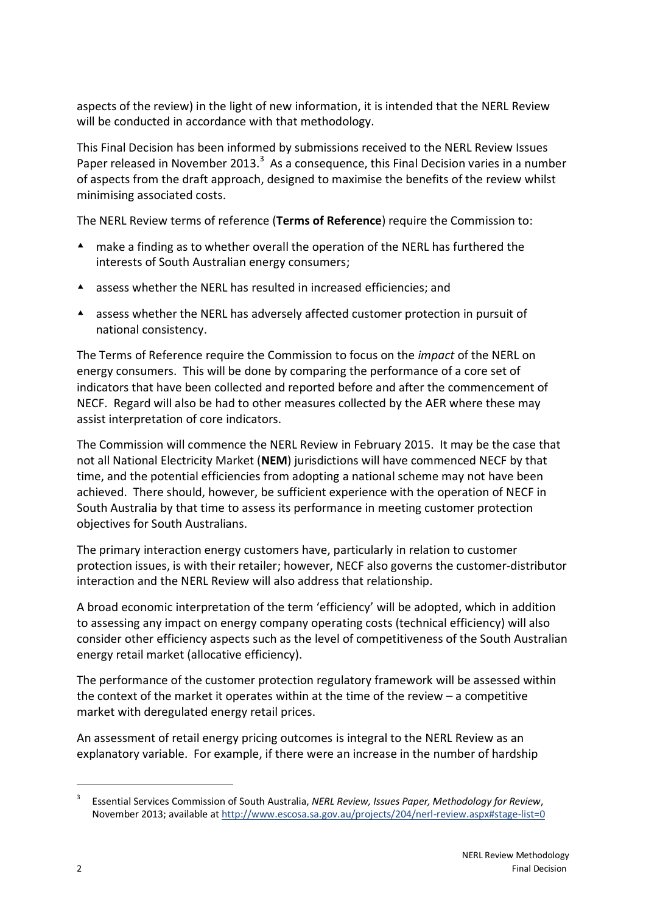aspects of the review) in the light of new information, it is intended that the NERL Review will be conducted in accordance with that methodology.

This Final Decision has been informed by submissions received to the NERL Review Issues Paper released in November 2013.[3] As a consequence, this Final Decision varies in a number of aspects from the draft approach, designed to maximise the benefits of the review whilst minimising associated costs.

The NERL Review terms of reference (**Terms of Reference**) require the Commission to:

- make a finding as to whether overall the operation of the NERL has furthered the interests of South Australian energy consumers;
- assess whether the NERL has resulted in increased efficiencies; and
- assess whether the NERL has adversely affected customer protection in pursuit of national consistency.

The Terms of Reference require the Commission to focus on the *impact* of the NERL on energy consumers. This will be done by comparing the performance of a core set of indicators that have been collected and reported before and after the commencement of NECF. Regard will also be had to other measures collected by the AER where these may assist interpretation of core indicators.

The Commission will commence the NERL Review in February 2015. It may be the case that not all National Electricity Market (**NEM**) jurisdictions will have commenced NECF by that time, and the potential efficiencies from adopting a national scheme may not have been achieved. There should, however, be sufficient experience with the operation of NECF in South Australia by that time to assess its performance in meeting customer protection objectives for South Australians.

The primary interaction energy customers have, particularly in relation to customer protection issues, is with their retailer; however, NECF also governs the customer-distributor interaction and the NERL Review will also address that relationship.

A broad economic interpretation of the term 'efficiency' will be adopted, which in addition to assessing any impact on energy company operating costs (technical efficiency) will also consider other efficiency aspects such as the level of competitiveness of the South Australian energy retail market (allocative efficiency).

The performance of the customer protection regulatory framework will be assessed within the context of the market it operates within at the time of the review – a competitive market with deregulated energy retail prices.

An assessment of retail energy pricing outcomes is integral to the NERL Review as an explanatory variable. For example, if there were an increase in the number of hardship

[3] Essential Services Commission of South Australia, *NERL Review, Issues Paper, Methodology for Review*, November 2013; available at http://www.escosa.sa.gov.au/projects/204/nerl-review.aspx#stage-list=0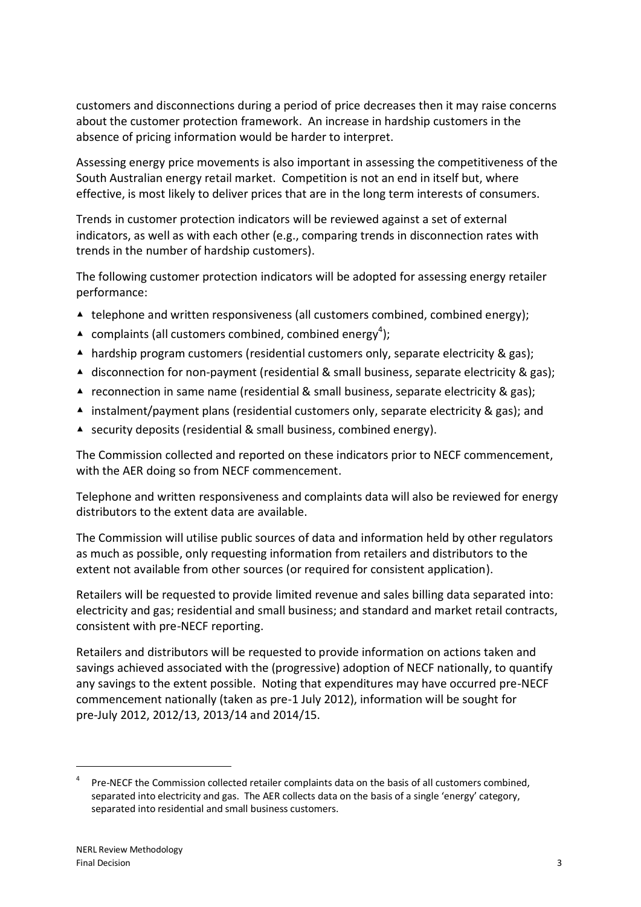customers and disconnections during a period of price decreases then it may raise concerns about the customer protection framework. An increase in hardship customers in the absence of pricing information would be harder to interpret.

Assessing energy price movements is also important in assessing the competitiveness of the South Australian energy retail market. Competition is not an end in itself but, where effective, is most likely to deliver prices that are in the long term interests of consumers.

Trends in customer protection indicators will be reviewed against a set of external indicators, as well as with each other (e.g., comparing trends in disconnection rates with trends in the number of hardship customers).

The following customer protection indicators will be adopted for assessing energy retailer performance:

- telephone and written responsiveness (all customers combined, combined energy);
- complaints (all customers combined, combined energy[4]);
- hardship program customers (residential customers only, separate electricity & gas);
- disconnection for non-payment (residential & small business, separate electricity & gas);
- reconnection in same name (residential & small business, separate electricity & gas);
- instalment/payment plans (residential customers only, separate electricity & gas); and
- security deposits (residential & small business, combined energy).

The Commission collected and reported on these indicators prior to NECF commencement, with the AER doing so from NECF commencement.

Telephone and written responsiveness and complaints data will also be reviewed for energy distributors to the extent data are available.

The Commission will utilise public sources of data and information held by other regulators as much as possible, only requesting information from retailers and distributors to the extent not available from other sources (or required for consistent application).

Retailers will be requested to provide limited revenue and sales billing data separated into: electricity and gas; residential and small business; and standard and market retail contracts, consistent with pre-NECF reporting.

Retailers and distributors will be requested to provide information on actions taken and savings achieved associated with the (progressive) adoption of NECF nationally, to quantify any savings to the extent possible. Noting that expenditures may have occurred pre-NECF commencement nationally (taken as pre-1 July 2012), information will be sought for pre-July 2012, 2012/13, 2013/14 and 2014/15.

[4] Pre-NECF the Commission collected retailer complaints data on the basis of all customers combined, separated into electricity and gas. The AER collects data on the basis of a single 'energy' category, separated into residential and small business customers.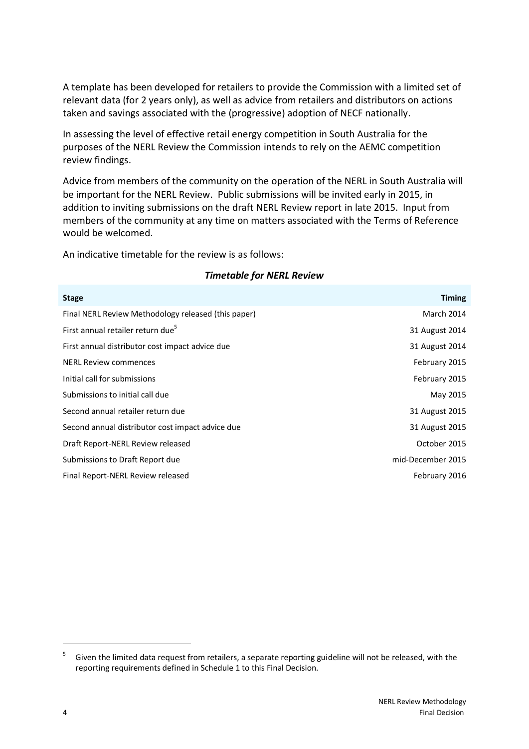A template has been developed for retailers to provide the Commission with a limited set of relevant data (for 2 years only), as well as advice from retailers and distributors on actions taken and savings associated with the (progressive) adoption of NECF nationally.

In assessing the level of effective retail energy competition in South Australia for the purposes of the NERL Review the Commission intends to rely on the AEMC competition review findings.

Advice from members of the community on the operation of the NERL in South Australia will be important for the NERL Review. Public submissions will be invited early in 2015, in addition to inviting submissions on the draft NERL Review report in late 2015. Input from members of the community at any time on matters associated with the Terms of Reference would be welcomed.

An indicative timetable for the review is as follows:

***Timetable for NERL Review***

| Stage | Timing |
|---|---|
| Final NERL Review Methodology released (this paper) | March 2014 |
| First annual retailer return due[5] | 31 August 2014 |
| First annual distributor cost impact advice due | 31 August 2014 |
| NERL Review commences | February 2015 |
| Initial call for submissions | February 2015 |
| Submissions to initial call due | May 2015 |
| Second annual retailer return due | 31 August 2015 |
| Second annual distributor cost impact advice due | 31 August 2015 |
| Draft Report-NERL Review released | October 2015 |
| Submissions to Draft Report due | mid-December 2015 |
| Final Report-NERL Review released | February 2016 |

[5] Given the limited data request from retailers, a separate reporting guideline will not be released, with the reporting requirements defined in Schedule 1 to this Final Decision.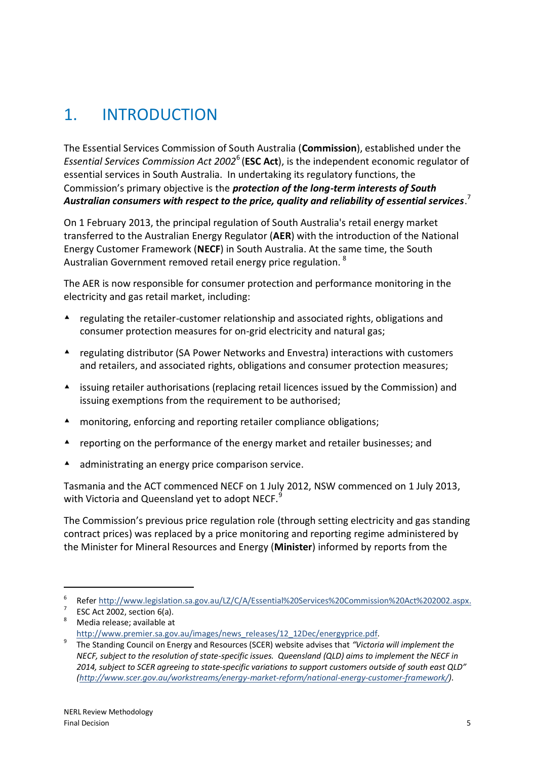# 1. INTRODUCTION

The Essential Services Commission of South Australia (**Commission**), established under the *Essential Services Commission Act 2002*[6] (**ESC Act**), is the independent economic regulator of essential services in South Australia. In undertaking its regulatory functions, the Commission's primary objective is the ***protection of the long-term interests of South Australian consumers with respect to the price, quality and reliability of essential services***.[7]

On 1 February 2013, the principal regulation of South Australia's retail energy market transferred to the Australian Energy Regulator (**AER**) with the introduction of the National Energy Customer Framework (**NECF**) in South Australia. At the same time, the South Australian Government removed retail energy price regulation. [8]

The AER is now responsible for consumer protection and performance monitoring in the electricity and gas retail market, including:

- regulating the retailer-customer relationship and associated rights, obligations and consumer protection measures for on-grid electricity and natural gas;
- regulating distributor (SA Power Networks and Envestra) interactions with customers and retailers, and associated rights, obligations and consumer protection measures;
- issuing retailer authorisations (replacing retail licences issued by the Commission) and issuing exemptions from the requirement to be authorised;
- monitoring, enforcing and reporting retailer compliance obligations;
- reporting on the performance of the energy market and retailer businesses; and
- administrating an energy price comparison service.

Tasmania and the ACT commenced NECF on 1 July 2012, NSW commenced on 1 July 2013, with Victoria and Queensland yet to adopt NECF.[9]

The Commission's previous price regulation role (through setting electricity and gas standing contract prices) was replaced by a price monitoring and reporting regime administered by the Minister for Mineral Resources and Energy (**Minister**) informed by reports from the

---

[6] Refer http://www.legislation.sa.gov.au/LZ/C/A/Essential%20Services%20Commission%20Act%202002.aspx.

[7] ESC Act 2002, section 6(a).

[8] Media release; available at http://www.premier.sa.gov.au/images/news_releases/12_12Dec/energyprice.pdf.

[9] The Standing Council on Energy and Resources (SCER) website advises that *"Victoria will implement the NECF, subject to the resolution of state-specific issues. Queensland (QLD) aims to implement the NECF in 2014, subject to SCER agreeing to state-specific variations to support customers outside of south east QLD" (http://www.scer.gov.au/workstreams/energy-market-reform/national-energy-customer-framework/).*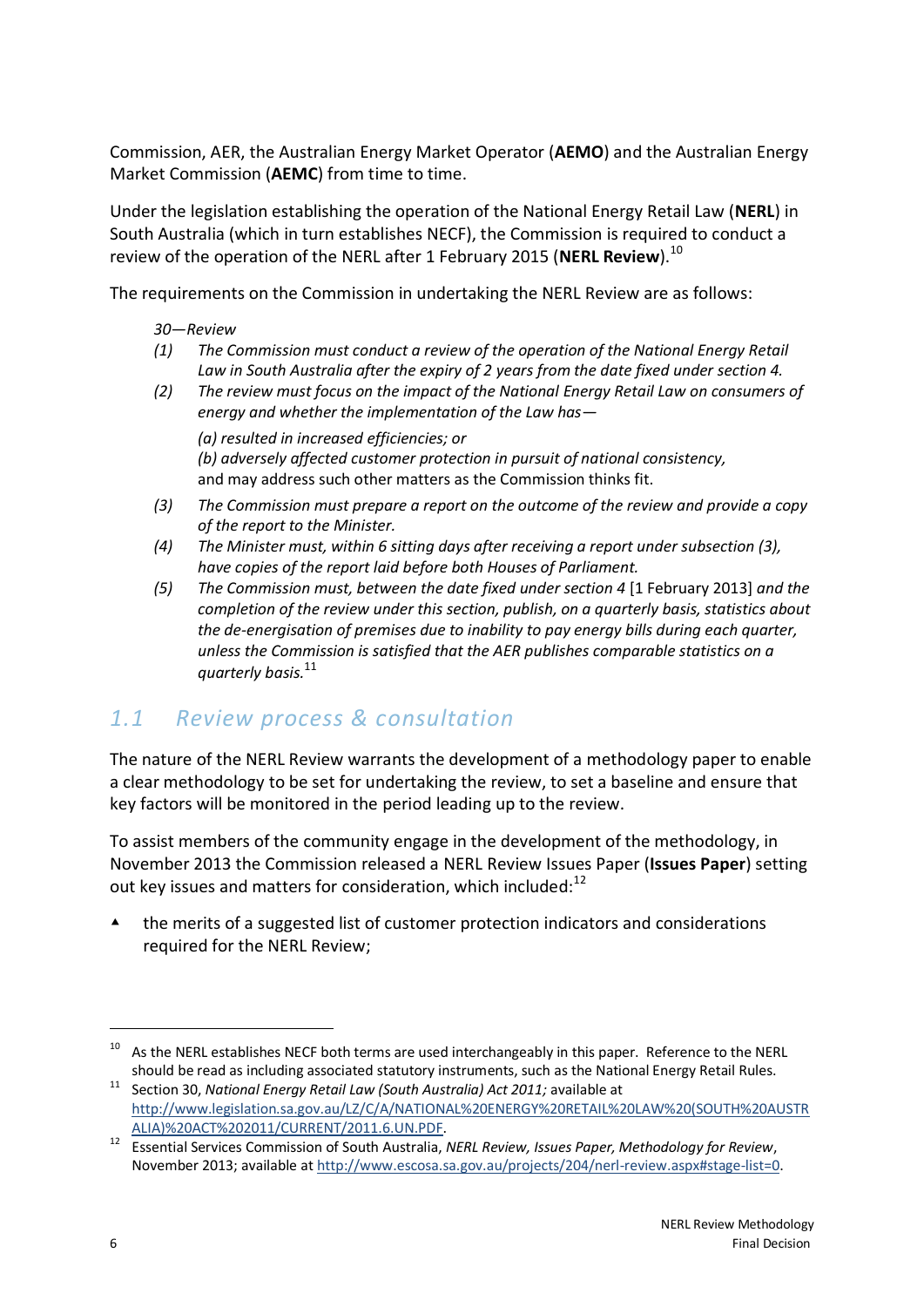Commission, AER, the Australian Energy Market Operator (**AEMO**) and the Australian Energy Market Commission (**AEMC**) from time to time.

Under the legislation establishing the operation of the National Energy Retail Law (**NERL**) in South Australia (which in turn establishes NECF), the Commission is required to conduct a review of the operation of the NERL after 1 February 2015 (**NERL Review**).[10]

The requirements on the Commission in undertaking the NERL Review are as follows:

> *30—Review*
>
> *(1) The Commission must conduct a review of the operation of the National Energy Retail Law in South Australia after the expiry of 2 years from the date fixed under section 4.*
>
> *(2) The review must focus on the impact of the National Energy Retail Law on consumers of energy and whether the implementation of the Law has—*
>
> *(a) resulted in increased efficiencies; or*
> *(b) adversely affected customer protection in pursuit of national consistency,*
> and may address such other matters as the Commission thinks fit.
>
> *(3) The Commission must prepare a report on the outcome of the review and provide a copy of the report to the Minister.*
>
> *(4) The Minister must, within 6 sitting days after receiving a report under subsection (3), have copies of the report laid before both Houses of Parliament.*
>
> *(5) The Commission must, between the date fixed under section 4* [1 February 2013] *and the completion of the review under this section, publish, on a quarterly basis, statistics about the de-energisation of premises due to inability to pay energy bills during each quarter, unless the Commission is satisfied that the AER publishes comparable statistics on a quarterly basis.*[11]

## *1.1 Review process & consultation*

The nature of the NERL Review warrants the development of a methodology paper to enable a clear methodology to be set for undertaking the review, to set a baseline and ensure that key factors will be monitored in the period leading up to the review.

To assist members of the community engage in the development of the methodology, in November 2013 the Commission released a NERL Review Issues Paper (**Issues Paper**) setting out key issues and matters for consideration, which included:[12]

- the merits of a suggested list of customer protection indicators and considerations required for the NERL Review;

---

[10] As the NERL establishes NECF both terms are used interchangeably in this paper. Reference to the NERL should be read as including associated statutory instruments, such as the National Energy Retail Rules.

[11] Section 30, *National Energy Retail Law (South Australia) Act 2011;* available at http://www.legislation.sa.gov.au/LZ/C/A/NATIONAL%20ENERGY%20RETAIL%20LAW%20(SOUTH%20AUSTRALIA)%20ACT%202011/CURRENT/2011.6.UN.PDF.

[12] Essential Services Commission of South Australia, *NERL Review, Issues Paper, Methodology for Review*, November 2013; available at http://www.escosa.sa.gov.au/projects/204/nerl-review.aspx#stage-list=0.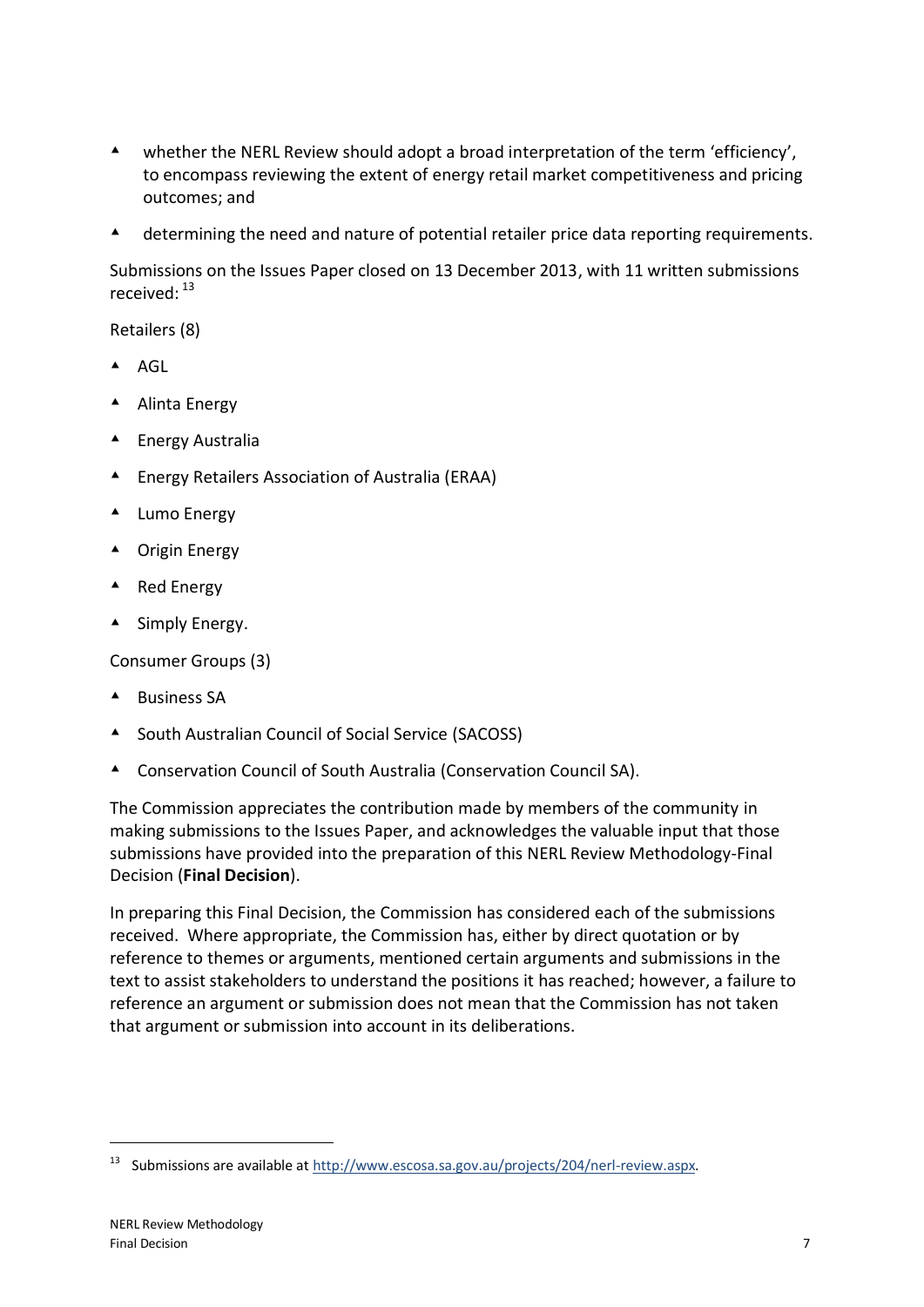- whether the NERL Review should adopt a broad interpretation of the term 'efficiency', to encompass reviewing the extent of energy retail market competitiveness and pricing outcomes; and
- determining the need and nature of potential retailer price data reporting requirements.

Submissions on the Issues Paper closed on 13 December 2013, with 11 written submissions received: [13]

Retailers (8)

- AGL
- Alinta Energy
- Energy Australia
- Energy Retailers Association of Australia (ERAA)
- Lumo Energy
- Origin Energy
- Red Energy
- Simply Energy.

Consumer Groups (3)

- Business SA
- South Australian Council of Social Service (SACOSS)
- Conservation Council of South Australia (Conservation Council SA).

The Commission appreciates the contribution made by members of the community in making submissions to the Issues Paper, and acknowledges the valuable input that those submissions have provided into the preparation of this NERL Review Methodology-Final Decision (**Final Decision**).

In preparing this Final Decision, the Commission has considered each of the submissions received. Where appropriate, the Commission has, either by direct quotation or by reference to themes or arguments, mentioned certain arguments and submissions in the text to assist stakeholders to understand the positions it has reached; however, a failure to reference an argument or submission does not mean that the Commission has not taken that argument or submission into account in its deliberations.

[13] Submissions are available at http://www.escosa.sa.gov.au/projects/204/nerl-review.aspx.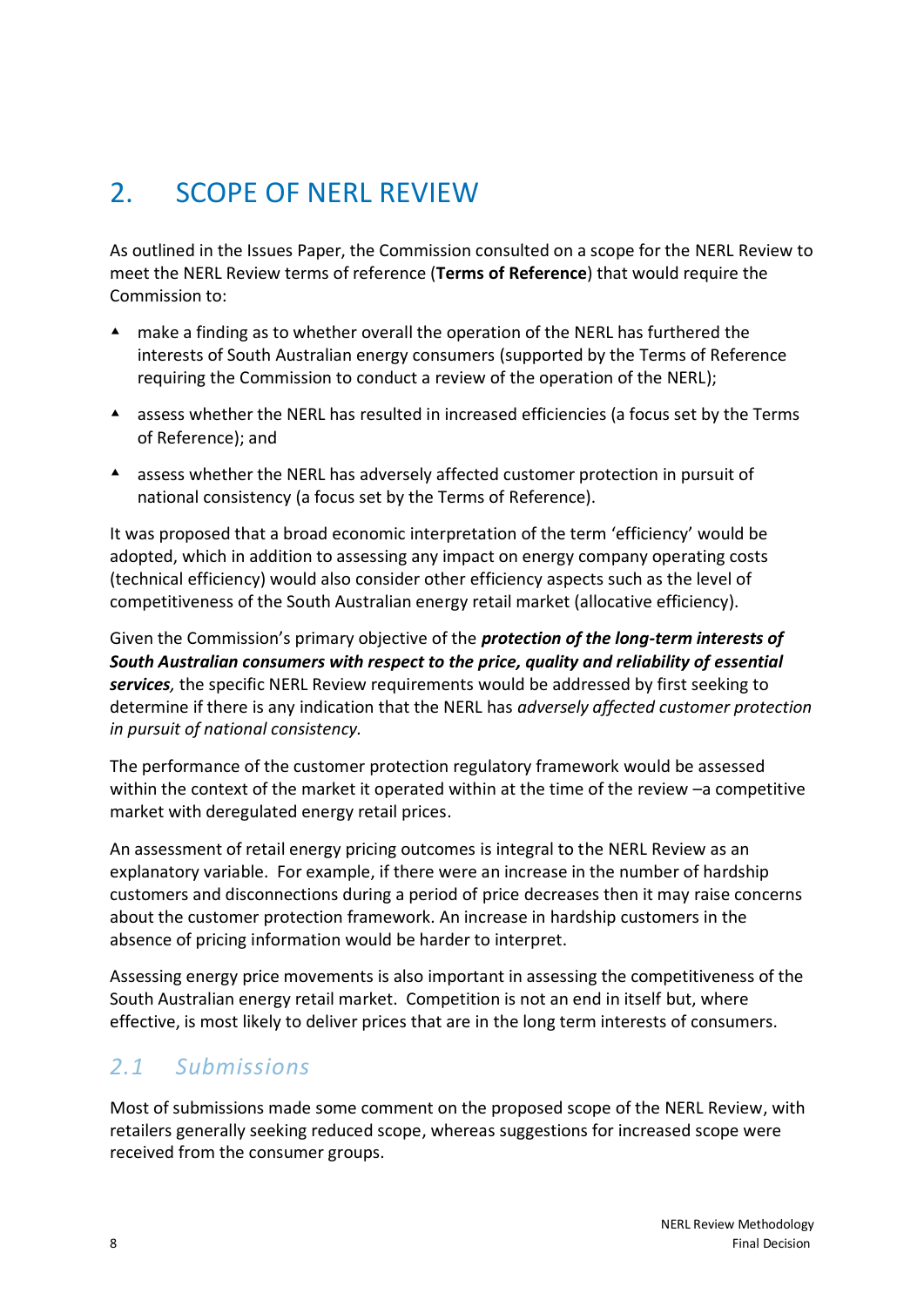# 2. SCOPE OF NERL REVIEW

As outlined in the Issues Paper, the Commission consulted on a scope for the NERL Review to meet the NERL Review terms of reference (**Terms of Reference**) that would require the Commission to:

- make a finding as to whether overall the operation of the NERL has furthered the interests of South Australian energy consumers (supported by the Terms of Reference requiring the Commission to conduct a review of the operation of the NERL);
- assess whether the NERL has resulted in increased efficiencies (a focus set by the Terms of Reference); and
- assess whether the NERL has adversely affected customer protection in pursuit of national consistency (a focus set by the Terms of Reference).

It was proposed that a broad economic interpretation of the term 'efficiency' would be adopted, which in addition to assessing any impact on energy company operating costs (technical efficiency) would also consider other efficiency aspects such as the level of competitiveness of the South Australian energy retail market (allocative efficiency).

Given the Commission's primary objective of the ***protection of the long-term interests of South Australian consumers with respect to the price, quality and reliability of essential services****,* the specific NERL Review requirements would be addressed by first seeking to determine if there is any indication that the NERL has *adversely affected customer protection in pursuit of national consistency.*

The performance of the customer protection regulatory framework would be assessed within the context of the market it operated within at the time of the review –a competitive market with deregulated energy retail prices.

An assessment of retail energy pricing outcomes is integral to the NERL Review as an explanatory variable. For example, if there were an increase in the number of hardship customers and disconnections during a period of price decreases then it may raise concerns about the customer protection framework. An increase in hardship customers in the absence of pricing information would be harder to interpret.

Assessing energy price movements is also important in assessing the competitiveness of the South Australian energy retail market. Competition is not an end in itself but, where effective, is most likely to deliver prices that are in the long term interests of consumers.

## 2.1 Submissions

Most of submissions made some comment on the proposed scope of the NERL Review, with retailers generally seeking reduced scope, whereas suggestions for increased scope were received from the consumer groups.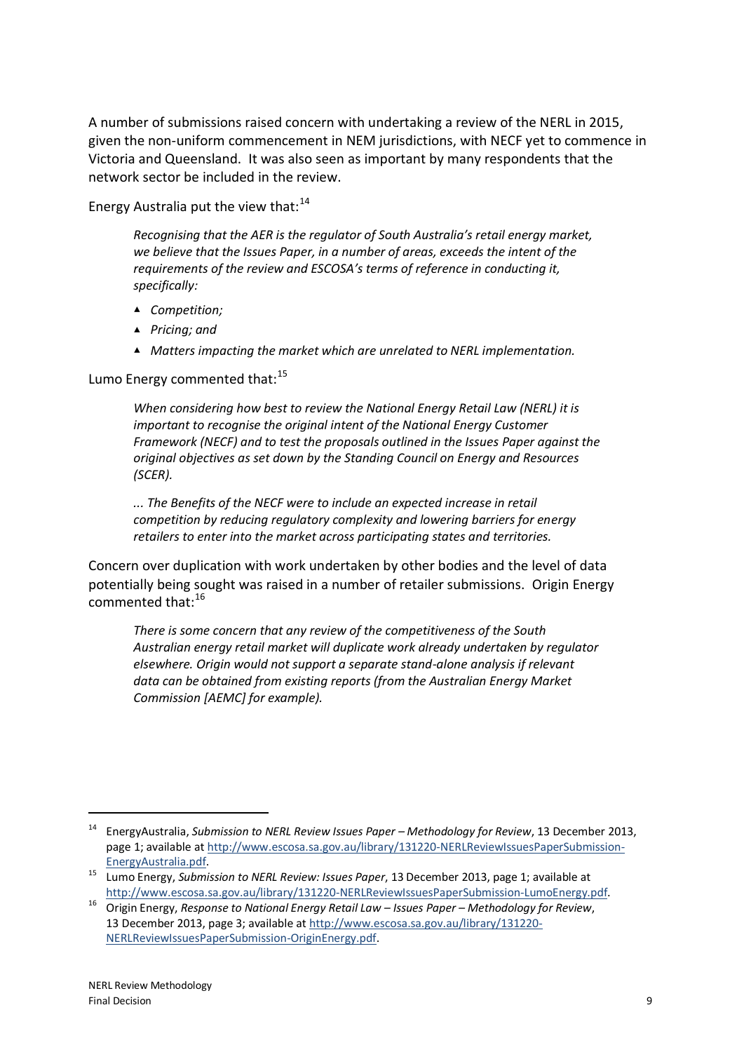A number of submissions raised concern with undertaking a review of the NERL in 2015, given the non-uniform commencement in NEM jurisdictions, with NECF yet to commence in Victoria and Queensland. It was also seen as important by many respondents that the network sector be included in the review.

Energy Australia put the view that:[14]

> *Recognising that the AER is the regulator of South Australia's retail energy market, we believe that the Issues Paper, in a number of areas, exceeds the intent of the requirements of the review and ESCOSA's terms of reference in conducting it, specifically:*
>
> - *Competition;*
> - *Pricing; and*
> - *Matters impacting the market which are unrelated to NERL implementation.*

Lumo Energy commented that:[15]

> *When considering how best to review the National Energy Retail Law (NERL) it is important to recognise the original intent of the National Energy Customer Framework (NECF) and to test the proposals outlined in the Issues Paper against the original objectives as set down by the Standing Council on Energy and Resources (SCER).*
>
> *... The Benefits of the NECF were to include an expected increase in retail competition by reducing regulatory complexity and lowering barriers for energy retailers to enter into the market across participating states and territories.*

Concern over duplication with work undertaken by other bodies and the level of data potentially being sought was raised in a number of retailer submissions. Origin Energy commented that:[16]

> *There is some concern that any review of the competitiveness of the South Australian energy retail market will duplicate work already undertaken by regulator elsewhere. Origin would not support a separate stand-alone analysis if relevant data can be obtained from existing reports (from the Australian Energy Market Commission [AEMC] for example).*

---

[14] EnergyAustralia, *Submission to NERL Review Issues Paper – Methodology for Review*, 13 December 2013, page 1; available at http://www.escosa.sa.gov.au/library/131220-NERLReviewIssuesPaperSubmission-EnergyAustralia.pdf.

[15] Lumo Energy, *Submission to NERL Review: Issues Paper*, 13 December 2013, page 1; available at http://www.escosa.sa.gov.au/library/131220-NERLReviewIssuesPaperSubmission-LumoEnergy.pdf.

[16] Origin Energy, *Response to National Energy Retail Law – Issues Paper – Methodology for Review*, 13 December 2013, page 3; available at http://www.escosa.sa.gov.au/library/131220-NERLReviewIssuesPaperSubmission-OriginEnergy.pdf.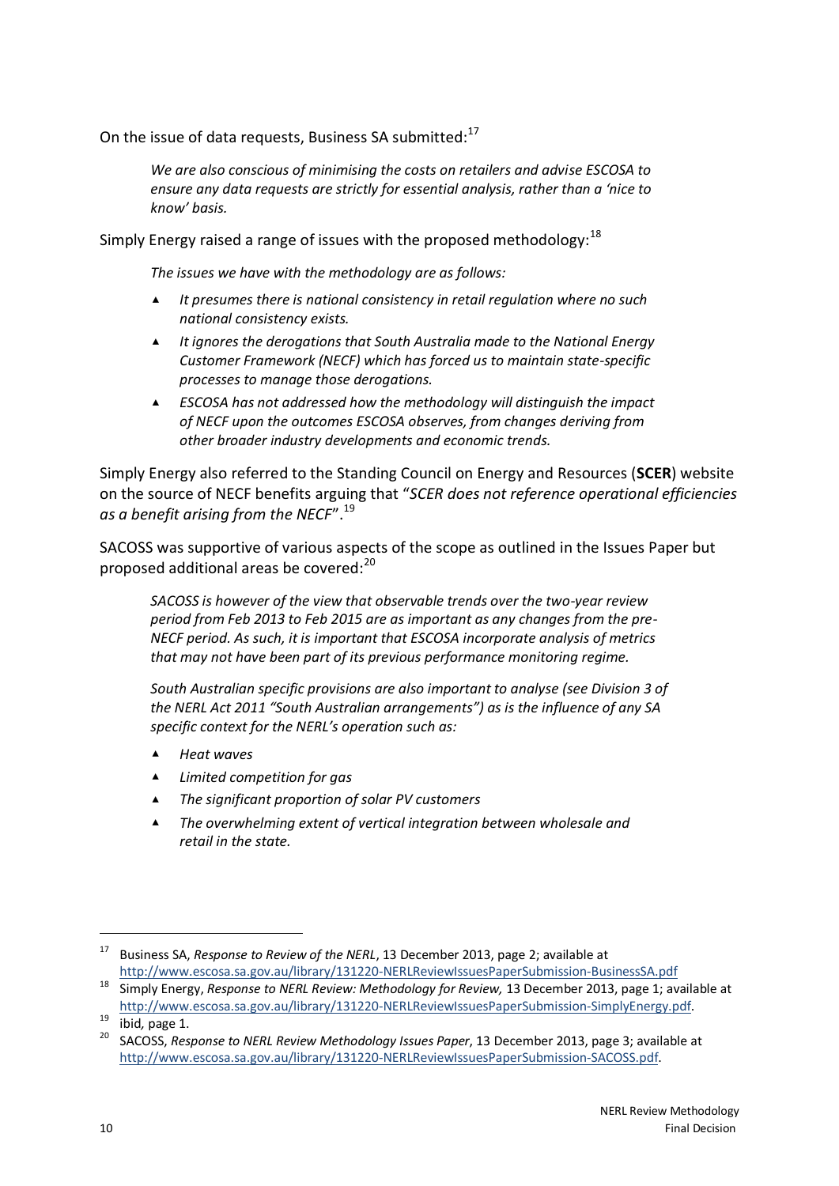On the issue of data requests, Business SA submitted:[17]

> *We are also conscious of minimising the costs on retailers and advise ESCOSA to ensure any data requests are strictly for essential analysis, rather than a 'nice to know' basis.*

Simply Energy raised a range of issues with the proposed methodology:[18]

> *The issues we have with the methodology are as follows:*
>
> - *It presumes there is national consistency in retail regulation where no such national consistency exists.*
> - *It ignores the derogations that South Australia made to the National Energy Customer Framework (NECF) which has forced us to maintain state-specific processes to manage those derogations.*
> - *ESCOSA has not addressed how the methodology will distinguish the impact of NECF upon the outcomes ESCOSA observes, from changes deriving from other broader industry developments and economic trends.*

Simply Energy also referred to the Standing Council on Energy and Resources (**SCER**) website on the source of NECF benefits arguing that "*SCER does not reference operational efficiencies as a benefit arising from the NECF*".[19]

SACOSS was supportive of various aspects of the scope as outlined in the Issues Paper but proposed additional areas be covered:[20]

> *SACOSS is however of the view that observable trends over the two-year review period from Feb 2013 to Feb 2015 are as important as any changes from the pre-NECF period. As such, it is important that ESCOSA incorporate analysis of metrics that may not have been part of its previous performance monitoring regime.*
>
> *South Australian specific provisions are also important to analyse (see Division 3 of the NERL Act 2011 "South Australian arrangements") as is the influence of any SA specific context for the NERL's operation such as:*
>
> - *Heat waves*
> - *Limited competition for gas*
> - *The significant proportion of solar PV customers*
> - *The overwhelming extent of vertical integration between wholesale and retail in the state.*

---

[17] Business SA, *Response to Review of the NERL*, 13 December 2013, page 2; available at http://www.escosa.sa.gov.au/library/131220-NERLReviewIssuesPaperSubmission-BusinessSA.pdf

[18] Simply Energy, *Response to NERL Review: Methodology for Review,* 13 December 2013, page 1; available at http://www.escosa.sa.gov.au/library/131220-NERLReviewIssuesPaperSubmission-SimplyEnergy.pdf.

[19] ibid, page 1.

[20] SACOSS, *Response to NERL Review Methodology Issues Paper*, 13 December 2013, page 3; available at http://www.escosa.sa.gov.au/library/131220-NERLReviewIssuesPaperSubmission-SACOSS.pdf.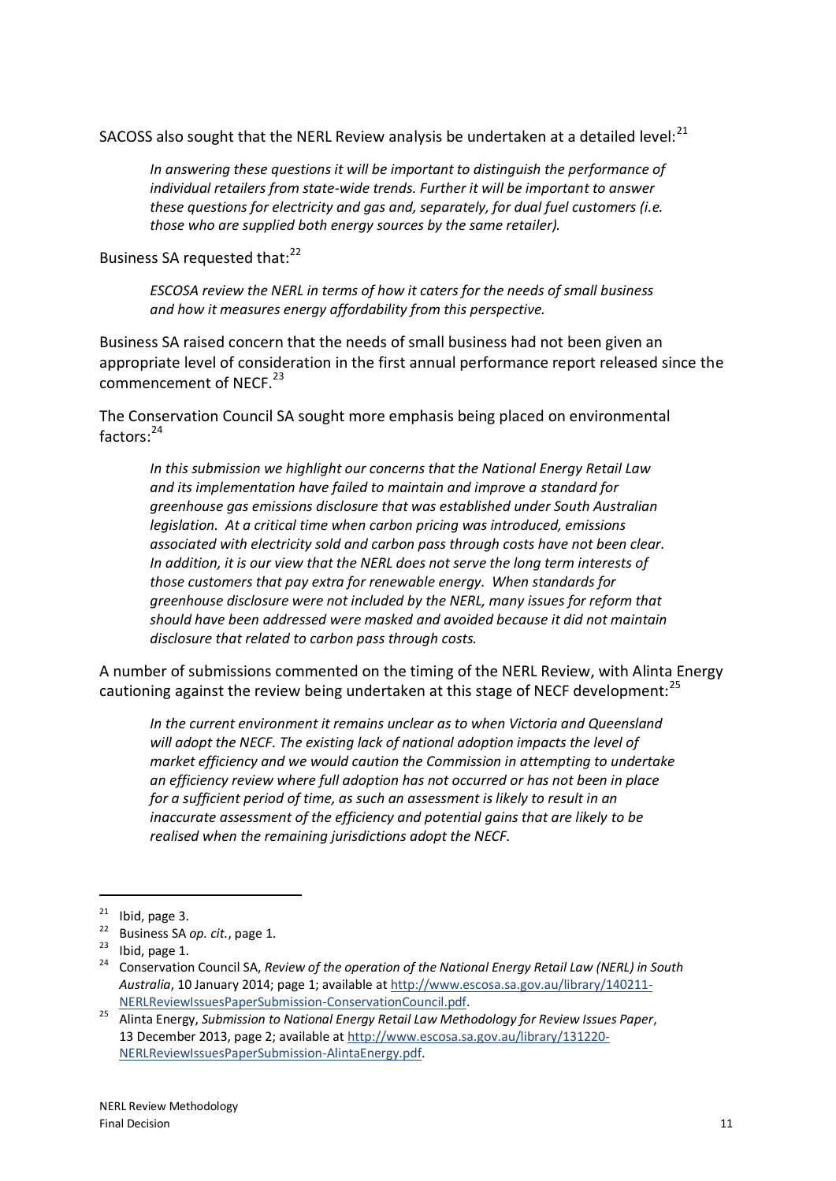SACOSS also sought that the NERL Review analysis be undertaken at a detailed level:[21]

> *In answering these questions it will be important to distinguish the performance of individual retailers from state-wide trends. Further it will be important to answer these questions for electricity and gas and, separately, for dual fuel customers (i.e. those who are supplied both energy sources by the same retailer).*

Business SA requested that:[22]

> *ESCOSA review the NERL in terms of how it caters for the needs of small business and how it measures energy affordability from this perspective.*

Business SA raised concern that the needs of small business had not been given an appropriate level of consideration in the first annual performance report released since the commencement of NECF.[23]

The Conservation Council SA sought more emphasis being placed on environmental factors:[24]

> *In this submission we highlight our concerns that the National Energy Retail Law and its implementation have failed to maintain and improve a standard for greenhouse gas emissions disclosure that was established under South Australian legislation. At a critical time when carbon pricing was introduced, emissions associated with electricity sold and carbon pass through costs have not been clear. In addition, it is our view that the NERL does not serve the long term interests of those customers that pay extra for renewable energy. When standards for greenhouse disclosure were not included by the NERL, many issues for reform that should have been addressed were masked and avoided because it did not maintain disclosure that related to carbon pass through costs.*

A number of submissions commented on the timing of the NERL Review, with Alinta Energy cautioning against the review being undertaken at this stage of NECF development:[25]

> *In the current environment it remains unclear as to when Victoria and Queensland will adopt the NECF. The existing lack of national adoption impacts the level of market efficiency and we would caution the Commission in attempting to undertake an efficiency review where full adoption has not occurred or has not been in place for a sufficient period of time, as such an assessment is likely to result in an inaccurate assessment of the efficiency and potential gains that are likely to be realised when the remaining jurisdictions adopt the NECF.*

---

[21] Ibid, page 3.

[22] Business SA *op. cit.*, page 1.

[23] Ibid, page 1.

[24] Conservation Council SA, *Review of the operation of the National Energy Retail Law (NERL) in South Australia*, 10 January 2014; page 1; available at http://www.escosa.sa.gov.au/library/140211-NERLReviewIssuesPaperSubmission-ConservationCouncil.pdf.

[25] Alinta Energy, *Submission to National Energy Retail Law Methodology for Review Issues Paper*, 13 December 2013, page 2; available at http://www.escosa.sa.gov.au/library/131220-NERLReviewIssuesPaperSubmission-AlintaEnergy.pdf.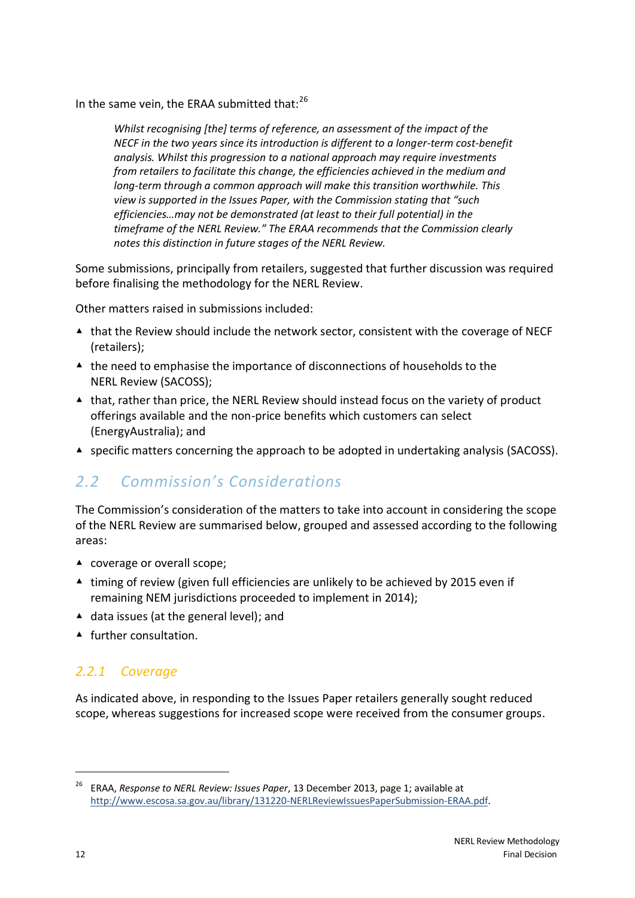In the same vein, the ERAA submitted that:[26]

> *Whilst recognising [the] terms of reference, an assessment of the impact of the NECF in the two years since its introduction is different to a longer-term cost-benefit analysis. Whilst this progression to a national approach may require investments from retailers to facilitate this change, the efficiencies achieved in the medium and long-term through a common approach will make this transition worthwhile. This view is supported in the Issues Paper, with the Commission stating that "such efficiencies…may not be demonstrated (at least to their full potential) in the timeframe of the NERL Review." The ERAA recommends that the Commission clearly notes this distinction in future stages of the NERL Review.*

Some submissions, principally from retailers, suggested that further discussion was required before finalising the methodology for the NERL Review.

Other matters raised in submissions included:

- that the Review should include the network sector, consistent with the coverage of NECF (retailers);
- the need to emphasise the importance of disconnections of households to the NERL Review (SACOSS);
- that, rather than price, the NERL Review should instead focus on the variety of product offerings available and the non-price benefits which customers can select (EnergyAustralia); and
- specific matters concerning the approach to be adopted in undertaking analysis (SACOSS).

## 2.2 Commission's Considerations

The Commission's consideration of the matters to take into account in considering the scope of the NERL Review are summarised below, grouped and assessed according to the following areas:

- coverage or overall scope;
- timing of review (given full efficiencies are unlikely to be achieved by 2015 even if remaining NEM jurisdictions proceeded to implement in 2014);
- data issues (at the general level); and
- further consultation.

### 2.2.1 Coverage

As indicated above, in responding to the Issues Paper retailers generally sought reduced scope, whereas suggestions for increased scope were received from the consumer groups.

---

[26] ERAA, *Response to NERL Review: Issues Paper*, 13 December 2013, page 1; available at http://www.escosa.sa.gov.au/library/131220-NERLReviewIssuesPaperSubmission-ERAA.pdf.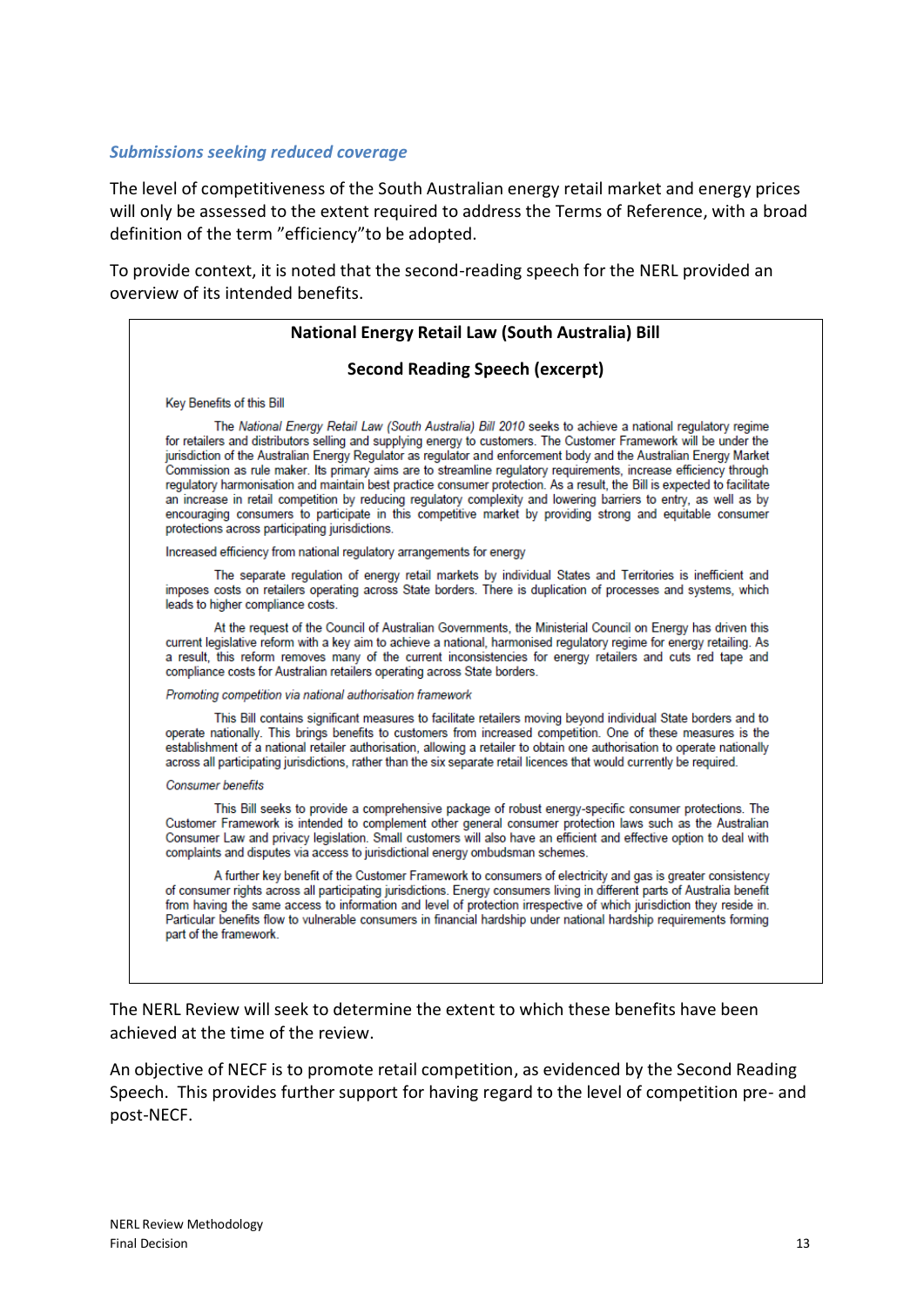### *Submissions seeking reduced coverage*

The level of competitiveness of the South Australian energy retail market and energy prices will only be assessed to the extent required to address the Terms of Reference, with a broad definition of the term "efficiency"to be adopted.

To provide context, it is noted that the second-reading speech for the NERL provided an overview of its intended benefits.

> **National Energy Retail Law (South Australia) Bill**
>
> **Second Reading Speech (excerpt)**
>
> Key Benefits of this Bill
>
> The *National Energy Retail Law (South Australia) Bill 2010* seeks to achieve a national regulatory regime for retailers and distributors selling and supplying energy to customers. The Customer Framework will be under the jurisdiction of the Australian Energy Regulator as regulator and enforcement body and the Australian Energy Market Commission as rule maker. Its primary aims are to streamline regulatory requirements, increase efficiency through regulatory harmonisation and maintain best practice consumer protection. As a result, the Bill is expected to facilitate an increase in retail competition by reducing regulatory complexity and lowering barriers to entry, as well as by encouraging consumers to participate in this competitive market by providing strong and equitable consumer protections across participating jurisdictions.
>
> Increased efficiency from national regulatory arrangements for energy
>
> The separate regulation of energy retail markets by individual States and Territories is inefficient and imposes costs on retailers operating across State borders. There is duplication of processes and systems, which leads to higher compliance costs.
>
> At the request of the Council of Australian Governments, the Ministerial Council on Energy has driven this current legislative reform with a key aim to achieve a national, harmonised regulatory regime for energy retailing. As a result, this reform removes many of the current inconsistencies for energy retailers and cuts red tape and compliance costs for Australian retailers operating across State borders.
>
> *Promoting competition via national authorisation framework*
>
> This Bill contains significant measures to facilitate retailers moving beyond individual State borders and to operate nationally. This brings benefits to customers from increased competition. One of these measures is the establishment of a national retailer authorisation, allowing a retailer to obtain one authorisation to operate nationally across all participating jurisdictions, rather than the six separate retail licences that would currently be required.
>
> *Consumer benefits*
>
> This Bill seeks to provide a comprehensive package of robust energy-specific consumer protections. The Customer Framework is intended to complement other general consumer protection laws such as the Australian Consumer Law and privacy legislation. Small customers will also have an efficient and effective option to deal with complaints and disputes via access to jurisdictional energy ombudsman schemes.
>
> A further key benefit of the Customer Framework to consumers of electricity and gas is greater consistency of consumer rights across all participating jurisdictions. Energy consumers living in different parts of Australia benefit from having the same access to information and level of protection irrespective of which jurisdiction they reside in. Particular benefits flow to vulnerable consumers in financial hardship under national hardship requirements forming part of the framework.

The NERL Review will seek to determine the extent to which these benefits have been achieved at the time of the review.

An objective of NECF is to promote retail competition, as evidenced by the Second Reading Speech. This provides further support for having regard to the level of competition pre- and post-NECF.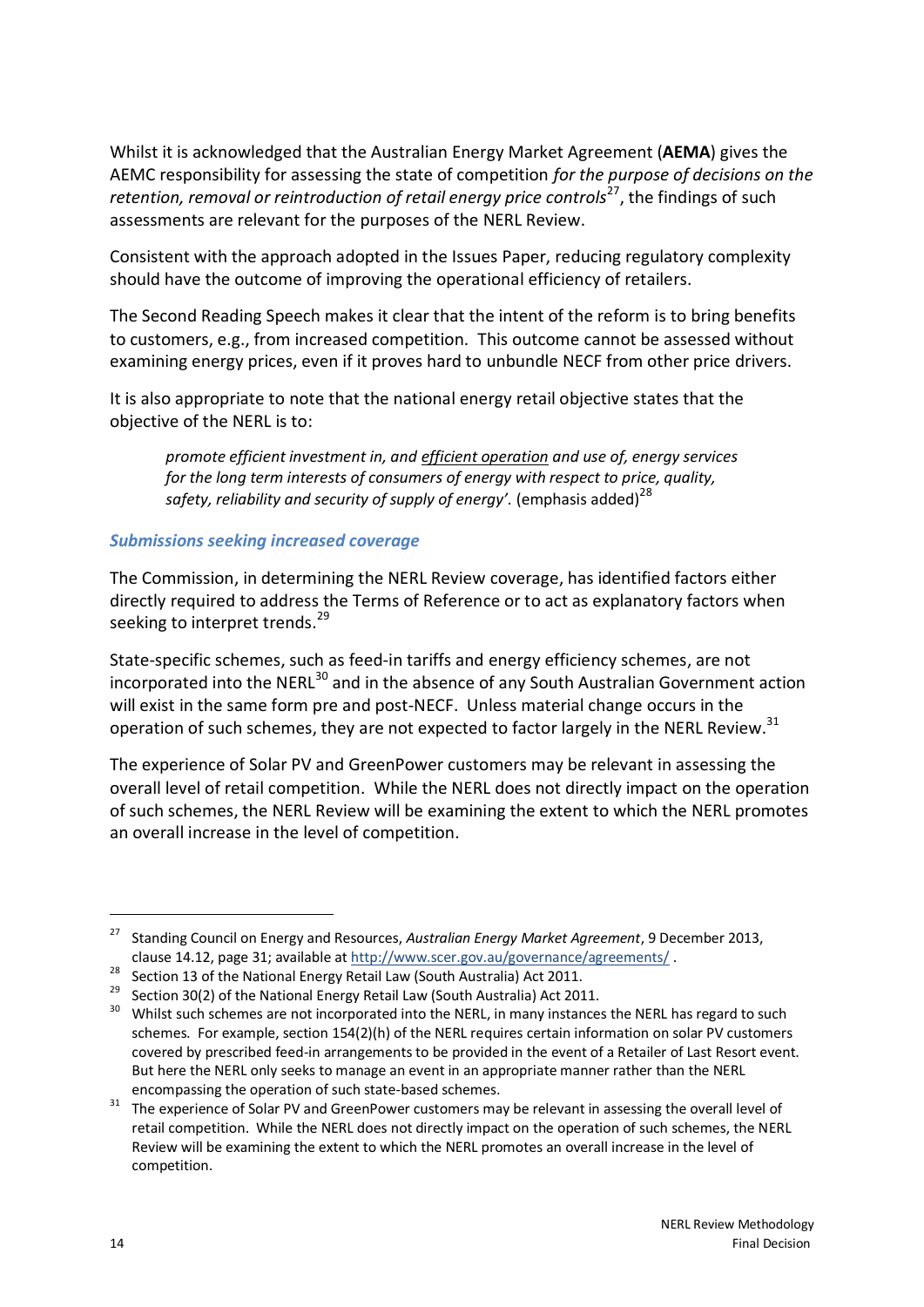Whilst it is acknowledged that the Australian Energy Market Agreement (**AEMA**) gives the AEMC responsibility for assessing the state of competition *for the purpose of decisions on the retention, removal or reintroduction of retail energy price controls*[27], the findings of such assessments are relevant for the purposes of the NERL Review.

Consistent with the approach adopted in the Issues Paper, reducing regulatory complexity should have the outcome of improving the operational efficiency of retailers.

The Second Reading Speech makes it clear that the intent of the reform is to bring benefits to customers, e.g., from increased competition. This outcome cannot be assessed without examining energy prices, even if it proves hard to unbundle NECF from other price drivers.

It is also appropriate to note that the national energy retail objective states that the objective of the NERL is to:

> *promote efficient investment in, and <u>efficient operation</u> and use of, energy services for the long term interests of consumers of energy with respect to price, quality, safety, reliability and security of supply of energy'.* (emphasis added)[28]

### *Submissions seeking increased coverage*

The Commission, in determining the NERL Review coverage, has identified factors either directly required to address the Terms of Reference or to act as explanatory factors when seeking to interpret trends.[29]

State-specific schemes, such as feed-in tariffs and energy efficiency schemes, are not incorporated into the NERL[30] and in the absence of any South Australian Government action will exist in the same form pre and post-NECF. Unless material change occurs in the operation of such schemes, they are not expected to factor largely in the NERL Review.[31]

The experience of Solar PV and GreenPower customers may be relevant in assessing the overall level of retail competition. While the NERL does not directly impact on the operation of such schemes, the NERL Review will be examining the extent to which the NERL promotes an overall increase in the level of competition.

---

[27] Standing Council on Energy and Resources, *Australian Energy Market Agreement*, 9 December 2013, clause 14.12, page 31; available at http://www.scer.gov.au/governance/agreements/ .

[28] Section 13 of the National Energy Retail Law (South Australia) Act 2011.

[29] Section 30(2) of the National Energy Retail Law (South Australia) Act 2011.

[30] Whilst such schemes are not incorporated into the NERL, in many instances the NERL has regard to such schemes. For example, section 154(2)(h) of the NERL requires certain information on solar PV customers covered by prescribed feed-in arrangements to be provided in the event of a Retailer of Last Resort event. But here the NERL only seeks to manage an event in an appropriate manner rather than the NERL encompassing the operation of such state-based schemes.

[31] The experience of Solar PV and GreenPower customers may be relevant in assessing the overall level of retail competition. While the NERL does not directly impact on the operation of such schemes, the NERL Review will be examining the extent to which the NERL promotes an overall increase in the level of competition.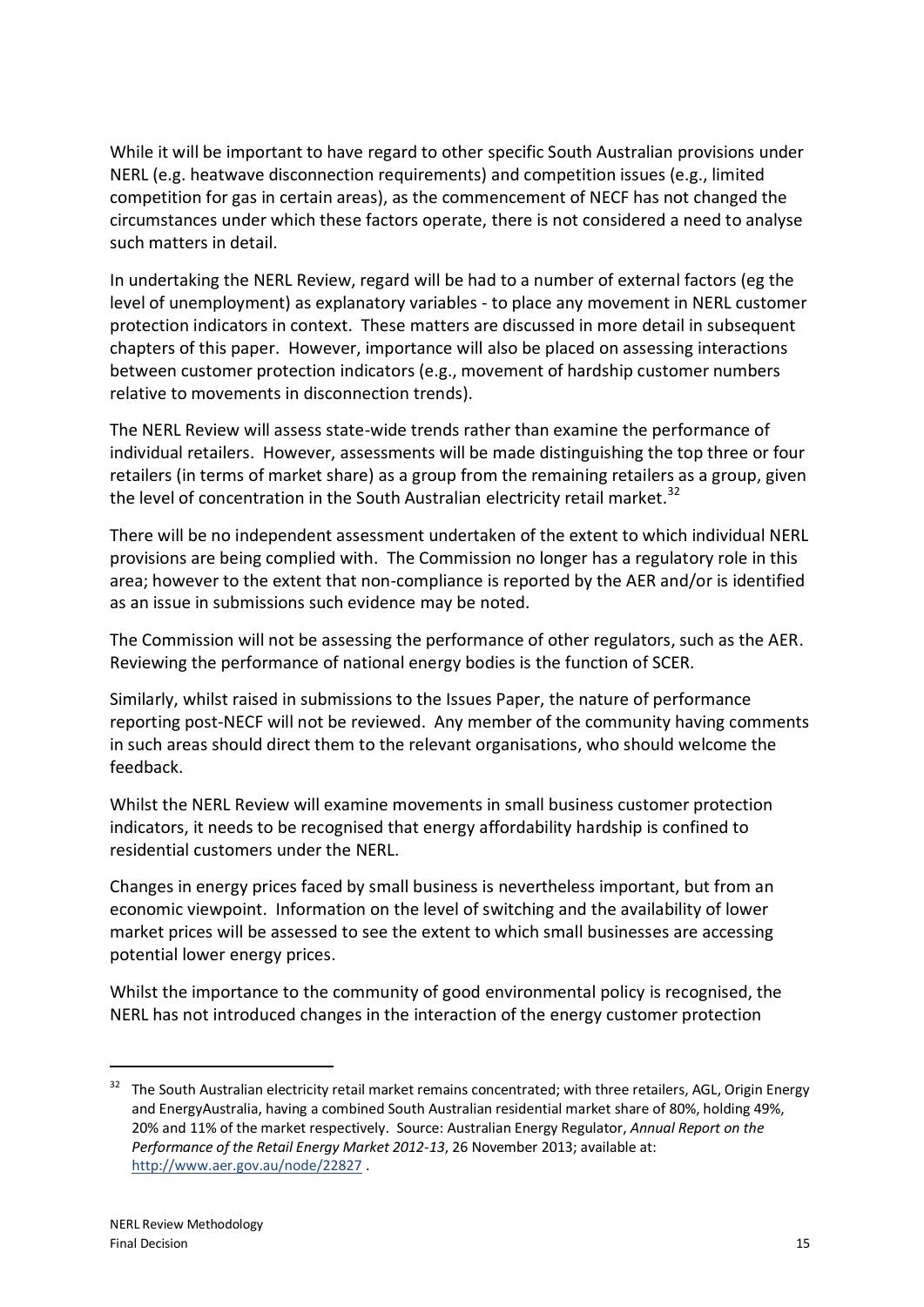While it will be important to have regard to other specific South Australian provisions under NERL (e.g. heatwave disconnection requirements) and competition issues (e.g., limited competition for gas in certain areas), as the commencement of NECF has not changed the circumstances under which these factors operate, there is not considered a need to analyse such matters in detail.

In undertaking the NERL Review, regard will be had to a number of external factors (eg the level of unemployment) as explanatory variables - to place any movement in NERL customer protection indicators in context. These matters are discussed in more detail in subsequent chapters of this paper. However, importance will also be placed on assessing interactions between customer protection indicators (e.g., movement of hardship customer numbers relative to movements in disconnection trends).

The NERL Review will assess state-wide trends rather than examine the performance of individual retailers. However, assessments will be made distinguishing the top three or four retailers (in terms of market share) as a group from the remaining retailers as a group, given the level of concentration in the South Australian electricity retail market.[32]

There will be no independent assessment undertaken of the extent to which individual NERL provisions are being complied with. The Commission no longer has a regulatory role in this area; however to the extent that non-compliance is reported by the AER and/or is identified as an issue in submissions such evidence may be noted.

The Commission will not be assessing the performance of other regulators, such as the AER. Reviewing the performance of national energy bodies is the function of SCER.

Similarly, whilst raised in submissions to the Issues Paper, the nature of performance reporting post-NECF will not be reviewed. Any member of the community having comments in such areas should direct them to the relevant organisations, who should welcome the feedback.

Whilst the NERL Review will examine movements in small business customer protection indicators, it needs to be recognised that energy affordability hardship is confined to residential customers under the NERL.

Changes in energy prices faced by small business is nevertheless important, but from an economic viewpoint. Information on the level of switching and the availability of lower market prices will be assessed to see the extent to which small businesses are accessing potential lower energy prices.

Whilst the importance to the community of good environmental policy is recognised, the NERL has not introduced changes in the interaction of the energy customer protection

---

[32] The South Australian electricity retail market remains concentrated; with three retailers, AGL, Origin Energy and EnergyAustralia, having a combined South Australian residential market share of 80%, holding 49%, 20% and 11% of the market respectively. Source: Australian Energy Regulator, *Annual Report on the Performance of the Retail Energy Market 2012-13*, 26 November 2013; available at: http://www.aer.gov.au/node/22827 .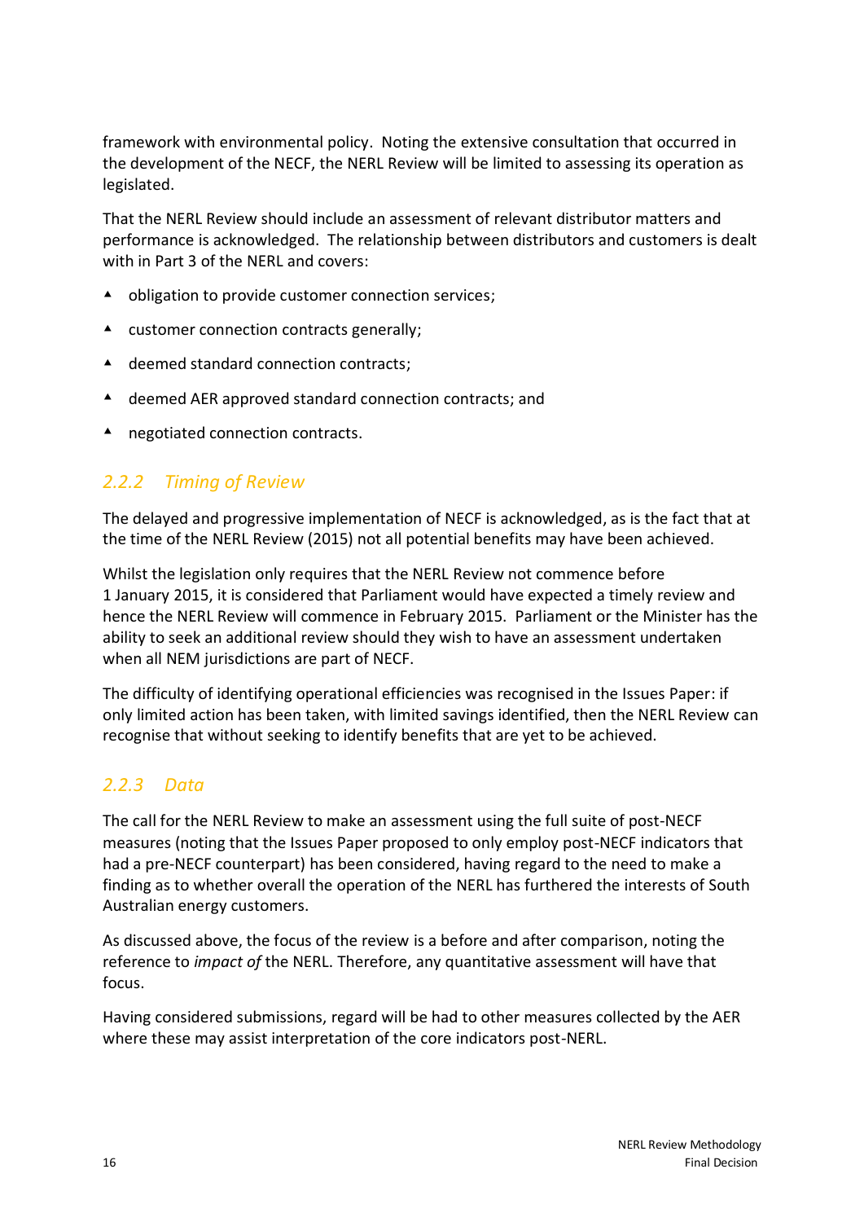framework with environmental policy. Noting the extensive consultation that occurred in the development of the NECF, the NERL Review will be limited to assessing its operation as legislated.

That the NERL Review should include an assessment of relevant distributor matters and performance is acknowledged. The relationship between distributors and customers is dealt with in Part 3 of the NERL and covers:

- obligation to provide customer connection services;
- customer connection contracts generally;
- deemed standard connection contracts;
- deemed AER approved standard connection contracts; and
- negotiated connection contracts.

### 2.2.2 Timing of Review

The delayed and progressive implementation of NECF is acknowledged, as is the fact that at the time of the NERL Review (2015) not all potential benefits may have been achieved.

Whilst the legislation only requires that the NERL Review not commence before 1 January 2015, it is considered that Parliament would have expected a timely review and hence the NERL Review will commence in February 2015. Parliament or the Minister has the ability to seek an additional review should they wish to have an assessment undertaken when all NEM jurisdictions are part of NECF.

The difficulty of identifying operational efficiencies was recognised in the Issues Paper: if only limited action has been taken, with limited savings identified, then the NERL Review can recognise that without seeking to identify benefits that are yet to be achieved.

### 2.2.3 Data

The call for the NERL Review to make an assessment using the full suite of post-NECF measures (noting that the Issues Paper proposed to only employ post-NECF indicators that had a pre-NECF counterpart) has been considered, having regard to the need to make a finding as to whether overall the operation of the NERL has furthered the interests of South Australian energy customers.

As discussed above, the focus of the review is a before and after comparison, noting the reference to *impact of* the NERL. Therefore, any quantitative assessment will have that focus.

Having considered submissions, regard will be had to other measures collected by the AER where these may assist interpretation of the core indicators post-NERL.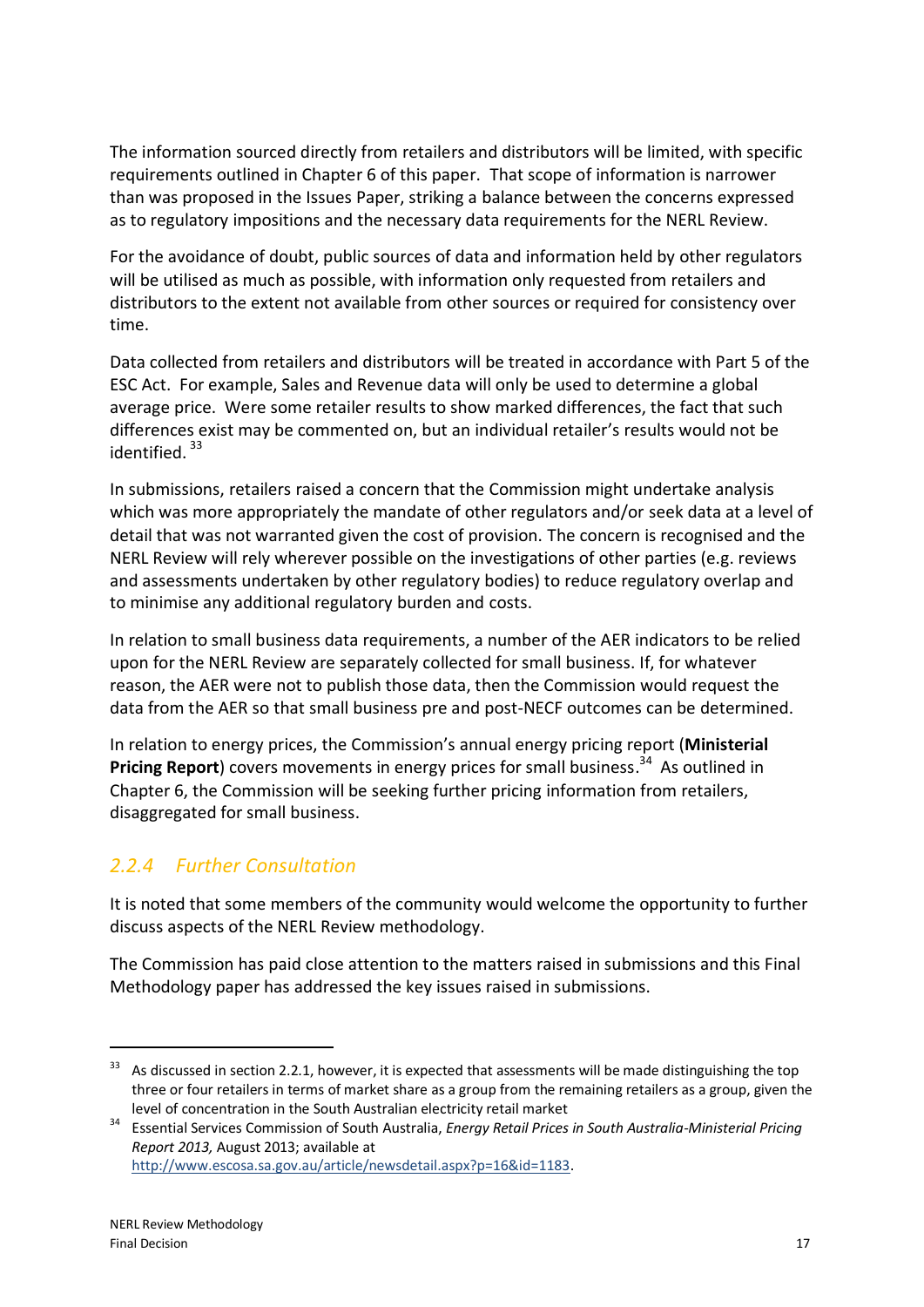The information sourced directly from retailers and distributors will be limited, with specific requirements outlined in Chapter 6 of this paper. That scope of information is narrower than was proposed in the Issues Paper, striking a balance between the concerns expressed as to regulatory impositions and the necessary data requirements for the NERL Review.

For the avoidance of doubt, public sources of data and information held by other regulators will be utilised as much as possible, with information only requested from retailers and distributors to the extent not available from other sources or required for consistency over time.

Data collected from retailers and distributors will be treated in accordance with Part 5 of the ESC Act. For example, Sales and Revenue data will only be used to determine a global average price. Were some retailer results to show marked differences, the fact that such differences exist may be commented on, but an individual retailer's results would not be identified. [33]

In submissions, retailers raised a concern that the Commission might undertake analysis which was more appropriately the mandate of other regulators and/or seek data at a level of detail that was not warranted given the cost of provision. The concern is recognised and the NERL Review will rely wherever possible on the investigations of other parties (e.g. reviews and assessments undertaken by other regulatory bodies) to reduce regulatory overlap and to minimise any additional regulatory burden and costs.

In relation to small business data requirements, a number of the AER indicators to be relied upon for the NERL Review are separately collected for small business. If, for whatever reason, the AER were not to publish those data, then the Commission would request the data from the AER so that small business pre and post-NECF outcomes can be determined.

In relation to energy prices, the Commission's annual energy pricing report (**Ministerial Pricing Report**) covers movements in energy prices for small business.[34] As outlined in Chapter 6, the Commission will be seeking further pricing information from retailers, disaggregated for small business.

### *2.2.4 Further Consultation*

It is noted that some members of the community would welcome the opportunity to further discuss aspects of the NERL Review methodology.

The Commission has paid close attention to the matters raised in submissions and this Final Methodology paper has addressed the key issues raised in submissions.

---

[33] As discussed in section 2.2.1, however, it is expected that assessments will be made distinguishing the top three or four retailers in terms of market share as a group from the remaining retailers as a group, given the level of concentration in the South Australian electricity retail market

[34] Essential Services Commission of South Australia, *Energy Retail Prices in South Australia-Ministerial Pricing Report 2013,* August 2013; available at http://www.escosa.sa.gov.au/article/newsdetail.aspx?p=16&id=1183.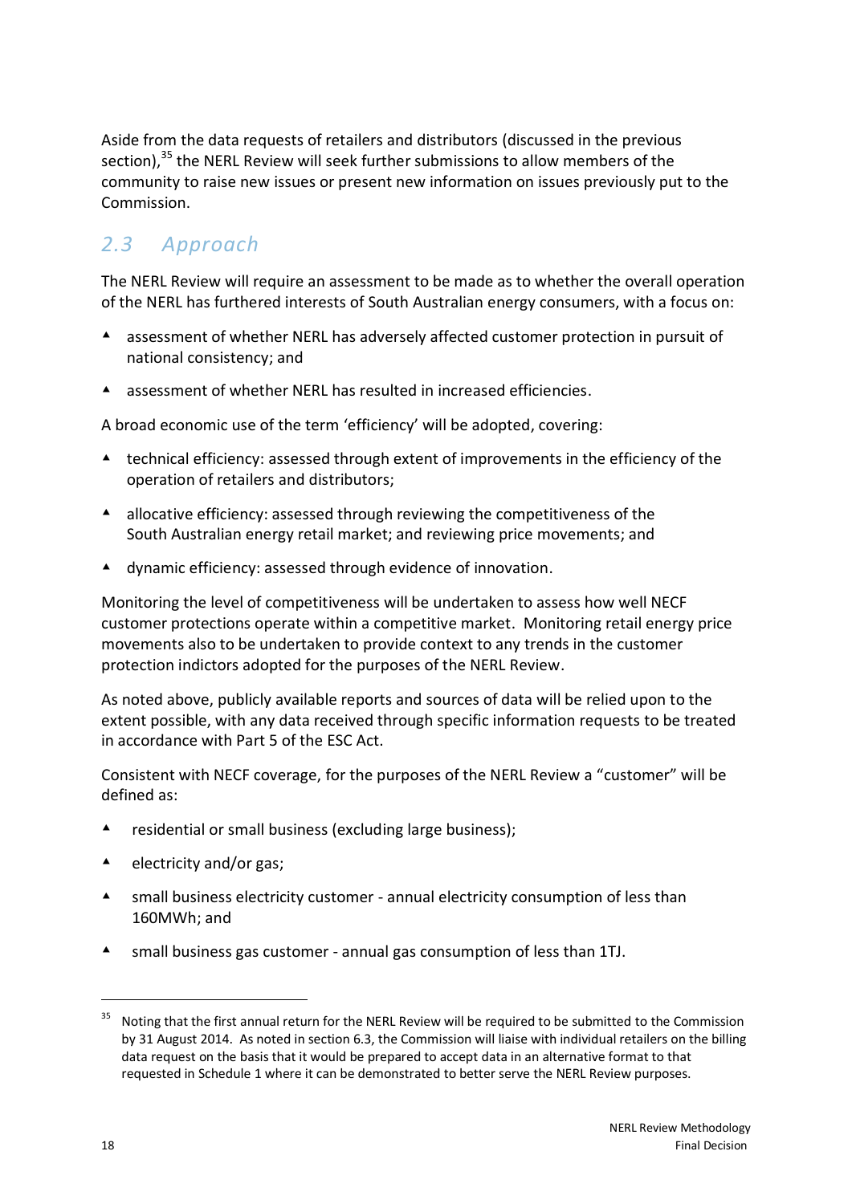Aside from the data requests of retailers and distributors (discussed in the previous section),[35] the NERL Review will seek further submissions to allow members of the community to raise new issues or present new information on issues previously put to the Commission.

## 2.3 Approach

The NERL Review will require an assessment to be made as to whether the overall operation of the NERL has furthered interests of South Australian energy consumers, with a focus on:

- assessment of whether NERL has adversely affected customer protection in pursuit of national consistency; and
- assessment of whether NERL has resulted in increased efficiencies.

A broad economic use of the term 'efficiency' will be adopted, covering:

- technical efficiency: assessed through extent of improvements in the efficiency of the operation of retailers and distributors;
- allocative efficiency: assessed through reviewing the competitiveness of the South Australian energy retail market; and reviewing price movements; and
- dynamic efficiency: assessed through evidence of innovation.

Monitoring the level of competitiveness will be undertaken to assess how well NECF customer protections operate within a competitive market. Monitoring retail energy price movements also to be undertaken to provide context to any trends in the customer protection indictors adopted for the purposes of the NERL Review.

As noted above, publicly available reports and sources of data will be relied upon to the extent possible, with any data received through specific information requests to be treated in accordance with Part 5 of the ESC Act.

Consistent with NECF coverage, for the purposes of the NERL Review a "customer" will be defined as:

- residential or small business (excluding large business);
- electricity and/or gas;
- small business electricity customer - annual electricity consumption of less than 160MWh; and
- small business gas customer - annual gas consumption of less than 1TJ.

---

[35] Noting that the first annual return for the NERL Review will be required to be submitted to the Commission by 31 August 2014. As noted in section 6.3, the Commission will liaise with individual retailers on the billing data request on the basis that it would be prepared to accept data in an alternative format to that requested in Schedule 1 where it can be demonstrated to better serve the NERL Review purposes.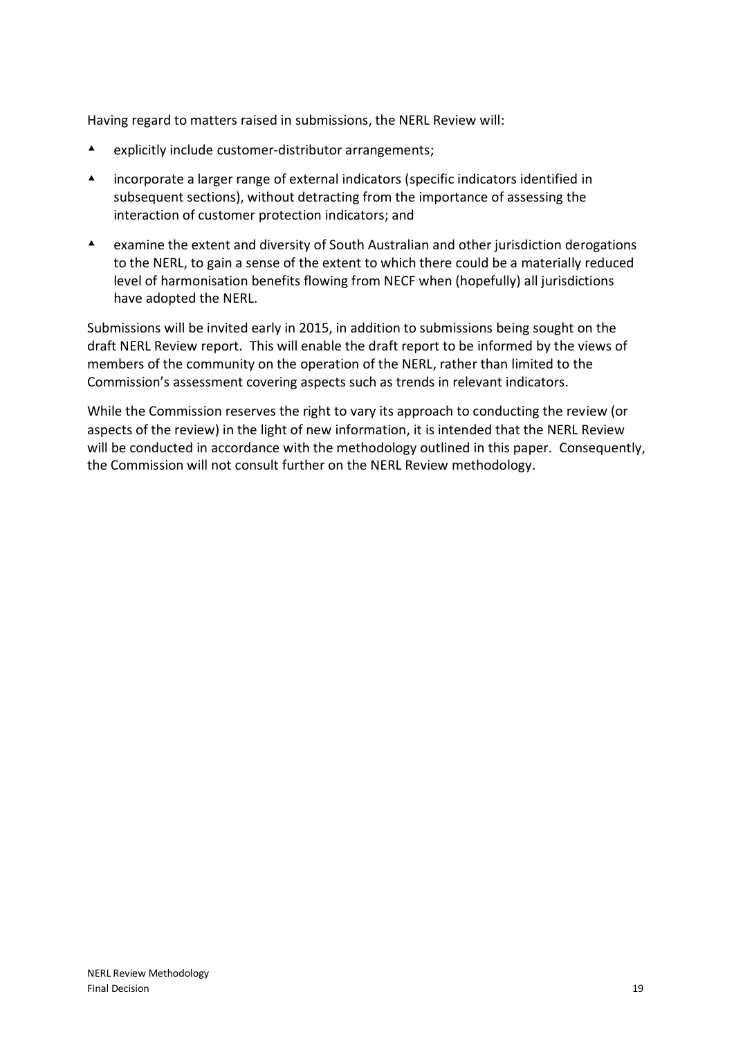Having regard to matters raised in submissions, the NERL Review will:

- explicitly include customer-distributor arrangements;
- incorporate a larger range of external indicators (specific indicators identified in subsequent sections), without detracting from the importance of assessing the interaction of customer protection indicators; and
- examine the extent and diversity of South Australian and other jurisdiction derogations to the NERL, to gain a sense of the extent to which there could be a materially reduced level of harmonisation benefits flowing from NECF when (hopefully) all jurisdictions have adopted the NERL.

Submissions will be invited early in 2015, in addition to submissions being sought on the draft NERL Review report. This will enable the draft report to be informed by the views of members of the community on the operation of the NERL, rather than limited to the Commission's assessment covering aspects such as trends in relevant indicators.

While the Commission reserves the right to vary its approach to conducting the review (or aspects of the review) in the light of new information, it is intended that the NERL Review will be conducted in accordance with the methodology outlined in this paper. Consequently, the Commission will not consult further on the NERL Review methodology.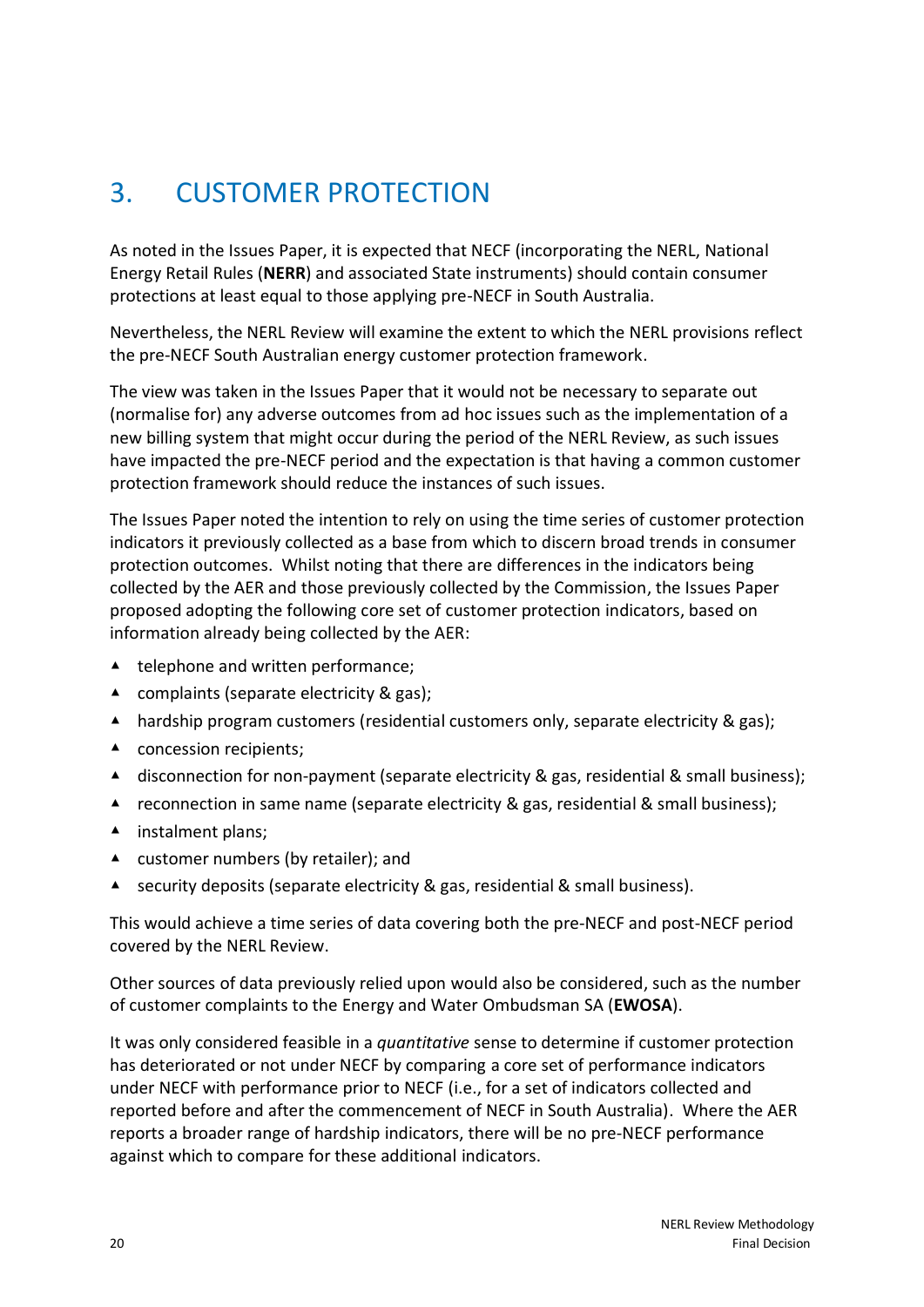# 3. CUSTOMER PROTECTION

As noted in the Issues Paper, it is expected that NECF (incorporating the NERL, National Energy Retail Rules (**NERR**) and associated State instruments) should contain consumer protections at least equal to those applying pre-NECF in South Australia.

Nevertheless, the NERL Review will examine the extent to which the NERL provisions reflect the pre-NECF South Australian energy customer protection framework.

The view was taken in the Issues Paper that it would not be necessary to separate out (normalise for) any adverse outcomes from ad hoc issues such as the implementation of a new billing system that might occur during the period of the NERL Review, as such issues have impacted the pre-NECF period and the expectation is that having a common customer protection framework should reduce the instances of such issues.

The Issues Paper noted the intention to rely on using the time series of customer protection indicators it previously collected as a base from which to discern broad trends in consumer protection outcomes. Whilst noting that there are differences in the indicators being collected by the AER and those previously collected by the Commission, the Issues Paper proposed adopting the following core set of customer protection indicators, based on information already being collected by the AER:

- telephone and written performance;
- complaints (separate electricity & gas);
- hardship program customers (residential customers only, separate electricity & gas);
- concession recipients;
- disconnection for non-payment (separate electricity & gas, residential & small business);
- reconnection in same name (separate electricity & gas, residential & small business);
- instalment plans;
- customer numbers (by retailer); and
- security deposits (separate electricity & gas, residential & small business).

This would achieve a time series of data covering both the pre-NECF and post-NECF period covered by the NERL Review.

Other sources of data previously relied upon would also be considered, such as the number of customer complaints to the Energy and Water Ombudsman SA (**EWOSA**).

It was only considered feasible in a *quantitative* sense to determine if customer protection has deteriorated or not under NECF by comparing a core set of performance indicators under NECF with performance prior to NECF (i.e., for a set of indicators collected and reported before and after the commencement of NECF in South Australia). Where the AER reports a broader range of hardship indicators, there will be no pre-NECF performance against which to compare for these additional indicators.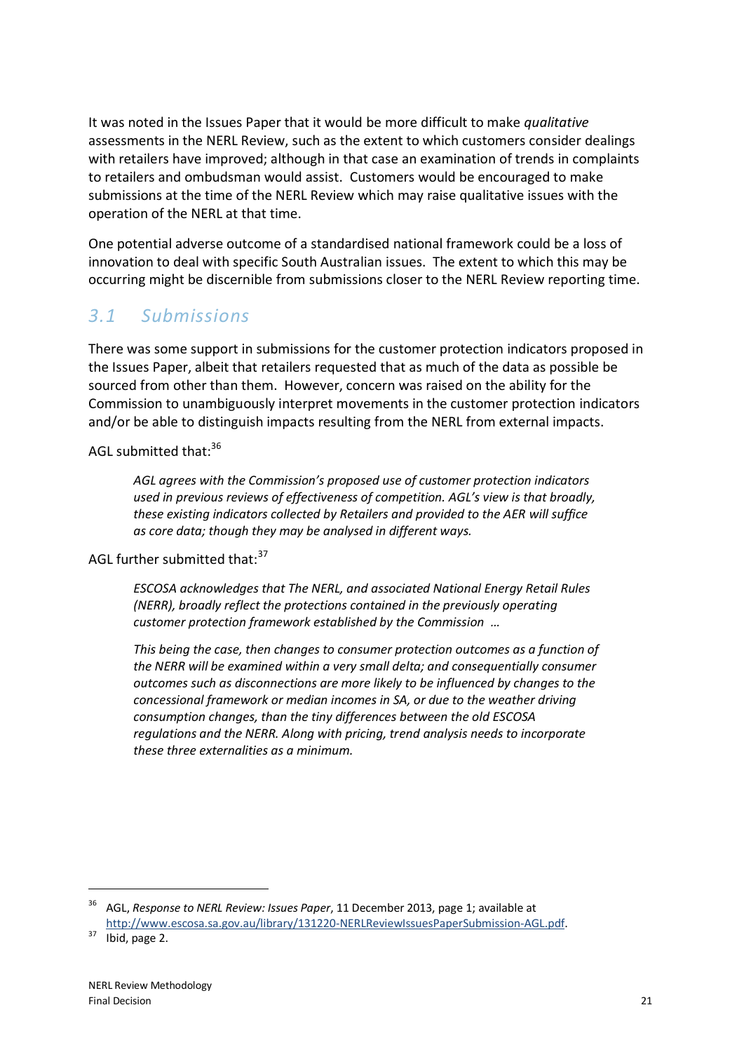It was noted in the Issues Paper that it would be more difficult to make *qualitative* assessments in the NERL Review, such as the extent to which customers consider dealings with retailers have improved; although in that case an examination of trends in complaints to retailers and ombudsman would assist. Customers would be encouraged to make submissions at the time of the NERL Review which may raise qualitative issues with the operation of the NERL at that time.

One potential adverse outcome of a standardised national framework could be a loss of innovation to deal with specific South Australian issues. The extent to which this may be occurring might be discernible from submissions closer to the NERL Review reporting time.

## *3.1 Submissions*

There was some support in submissions for the customer protection indicators proposed in the Issues Paper, albeit that retailers requested that as much of the data as possible be sourced from other than them. However, concern was raised on the ability for the Commission to unambiguously interpret movements in the customer protection indicators and/or be able to distinguish impacts resulting from the NERL from external impacts.

AGL submitted that:[36]

> *AGL agrees with the Commission's proposed use of customer protection indicators used in previous reviews of effectiveness of competition. AGL's view is that broadly, these existing indicators collected by Retailers and provided to the AER will suffice as core data; though they may be analysed in different ways.*

AGL further submitted that:[37]

> *ESCOSA acknowledges that The NERL, and associated National Energy Retail Rules (NERR), broadly reflect the protections contained in the previously operating customer protection framework established by the Commission …*
>
> *This being the case, then changes to consumer protection outcomes as a function of the NERR will be examined within a very small delta; and consequentially consumer outcomes such as disconnections are more likely to be influenced by changes to the concessional framework or median incomes in SA, or due to the weather driving consumption changes, than the tiny differences between the old ESCOSA regulations and the NERR. Along with pricing, trend analysis needs to incorporate these three externalities as a minimum.*

---

[36] AGL, *Response to NERL Review: Issues Paper*, 11 December 2013, page 1; available at http://www.escosa.sa.gov.au/library/131220-NERLReviewIssuesPaperSubmission-AGL.pdf.

[37] Ibid, page 2.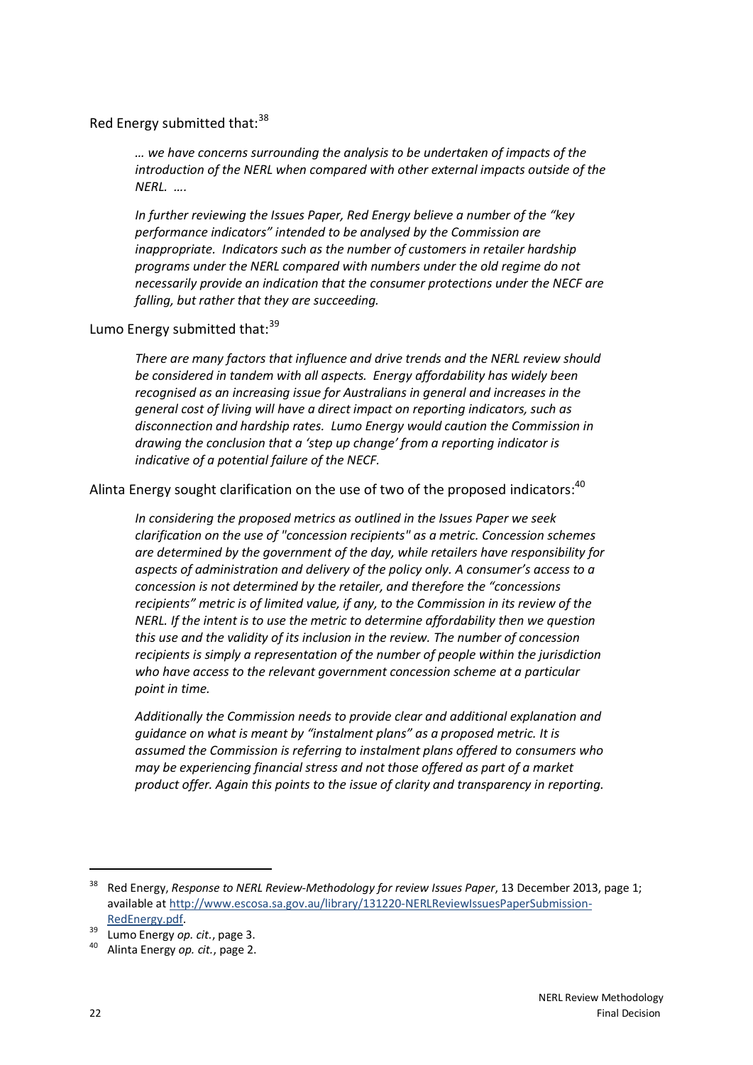Red Energy submitted that:[38]

> *… we have concerns surrounding the analysis to be undertaken of impacts of the introduction of the NERL when compared with other external impacts outside of the NERL. ….*
>
> *In further reviewing the Issues Paper, Red Energy believe a number of the "key performance indicators" intended to be analysed by the Commission are inappropriate. Indicators such as the number of customers in retailer hardship programs under the NERL compared with numbers under the old regime do not necessarily provide an indication that the consumer protections under the NECF are falling, but rather that they are succeeding.*

Lumo Energy submitted that:[39]

> *There are many factors that influence and drive trends and the NERL review should be considered in tandem with all aspects. Energy affordability has widely been recognised as an increasing issue for Australians in general and increases in the general cost of living will have a direct impact on reporting indicators, such as disconnection and hardship rates. Lumo Energy would caution the Commission in drawing the conclusion that a 'step up change' from a reporting indicator is indicative of a potential failure of the NECF.*

Alinta Energy sought clarification on the use of two of the proposed indicators:[40]

> *In considering the proposed metrics as outlined in the Issues Paper we seek clarification on the use of "concession recipients" as a metric. Concession schemes are determined by the government of the day, while retailers have responsibility for aspects of administration and delivery of the policy only. A consumer's access to a concession is not determined by the retailer, and therefore the "concessions recipients" metric is of limited value, if any, to the Commission in its review of the NERL. If the intent is to use the metric to determine affordability then we question this use and the validity of its inclusion in the review. The number of concession recipients is simply a representation of the number of people within the jurisdiction who have access to the relevant government concession scheme at a particular point in time.*
>
> *Additionally the Commission needs to provide clear and additional explanation and guidance on what is meant by "instalment plans" as a proposed metric. It is assumed the Commission is referring to instalment plans offered to consumers who may be experiencing financial stress and not those offered as part of a market product offer. Again this points to the issue of clarity and transparency in reporting.*

---

[38] Red Energy, *Response to NERL Review-Methodology for review Issues Paper*, 13 December 2013, page 1; available at http://www.escosa.sa.gov.au/library/131220-NERLReviewIssuesPaperSubmission-RedEnergy.pdf.

[39] Lumo Energy *op. cit.*, page 3.

[40] Alinta Energy *op. cit.*, page 2.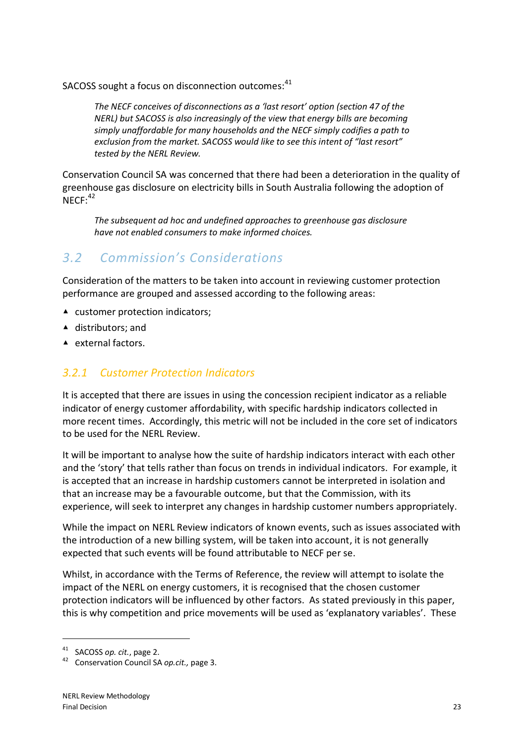SACOSS sought a focus on disconnection outcomes:[41]

> *The NECF conceives of disconnections as a 'last resort' option (section 47 of the NERL) but SACOSS is also increasingly of the view that energy bills are becoming simply unaffordable for many households and the NECF simply codifies a path to exclusion from the market. SACOSS would like to see this intent of "last resort" tested by the NERL Review.*

Conservation Council SA was concerned that there had been a deterioration in the quality of greenhouse gas disclosure on electricity bills in South Australia following the adoption of NECF:[42]

> *The subsequent ad hoc and undefined approaches to greenhouse gas disclosure have not enabled consumers to make informed choices.*

## 3.2 Commission's Considerations

Consideration of the matters to be taken into account in reviewing customer protection performance are grouped and assessed according to the following areas:

- customer protection indicators;
- distributors; and
- external factors.

### 3.2.1 Customer Protection Indicators

It is accepted that there are issues in using the concession recipient indicator as a reliable indicator of energy customer affordability, with specific hardship indicators collected in more recent times. Accordingly, this metric will not be included in the core set of indicators to be used for the NERL Review.

It will be important to analyse how the suite of hardship indicators interact with each other and the 'story' that tells rather than focus on trends in individual indicators. For example, it is accepted that an increase in hardship customers cannot be interpreted in isolation and that an increase may be a favourable outcome, but that the Commission, with its experience, will seek to interpret any changes in hardship customer numbers appropriately.

While the impact on NERL Review indicators of known events, such as issues associated with the introduction of a new billing system, will be taken into account, it is not generally expected that such events will be found attributable to NECF per se.

Whilst, in accordance with the Terms of Reference, the review will attempt to isolate the impact of the NERL on energy customers, it is recognised that the chosen customer protection indicators will be influenced by other factors. As stated previously in this paper, this is why competition and price movements will be used as 'explanatory variables'. These

---

[41] SACOSS *op. cit.*, page 2.

[42] Conservation Council SA *op.cit.,* page 3.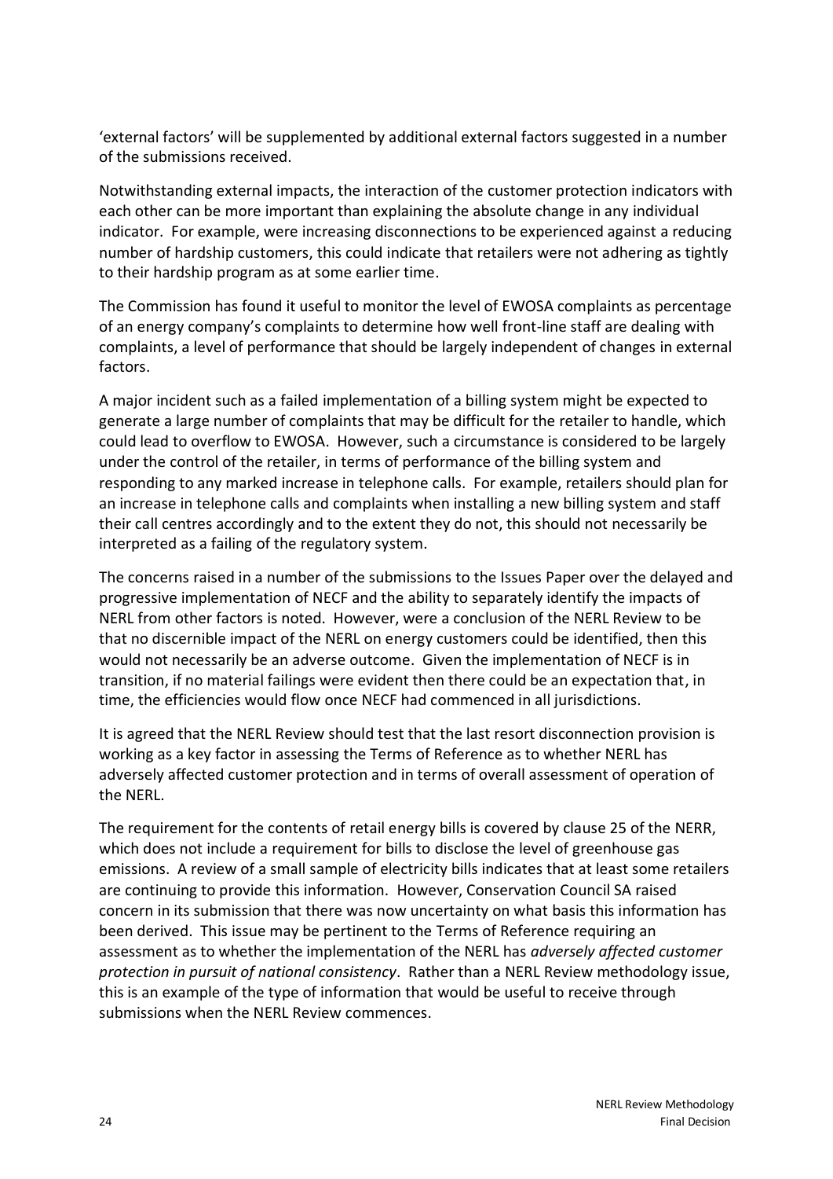'external factors' will be supplemented by additional external factors suggested in a number of the submissions received.

Notwithstanding external impacts, the interaction of the customer protection indicators with each other can be more important than explaining the absolute change in any individual indicator. For example, were increasing disconnections to be experienced against a reducing number of hardship customers, this could indicate that retailers were not adhering as tightly to their hardship program as at some earlier time.

The Commission has found it useful to monitor the level of EWOSA complaints as percentage of an energy company's complaints to determine how well front-line staff are dealing with complaints, a level of performance that should be largely independent of changes in external factors.

A major incident such as a failed implementation of a billing system might be expected to generate a large number of complaints that may be difficult for the retailer to handle, which could lead to overflow to EWOSA. However, such a circumstance is considered to be largely under the control of the retailer, in terms of performance of the billing system and responding to any marked increase in telephone calls. For example, retailers should plan for an increase in telephone calls and complaints when installing a new billing system and staff their call centres accordingly and to the extent they do not, this should not necessarily be interpreted as a failing of the regulatory system.

The concerns raised in a number of the submissions to the Issues Paper over the delayed and progressive implementation of NECF and the ability to separately identify the impacts of NERL from other factors is noted. However, were a conclusion of the NERL Review to be that no discernible impact of the NERL on energy customers could be identified, then this would not necessarily be an adverse outcome. Given the implementation of NECF is in transition, if no material failings were evident then there could be an expectation that, in time, the efficiencies would flow once NECF had commenced in all jurisdictions.

It is agreed that the NERL Review should test that the last resort disconnection provision is working as a key factor in assessing the Terms of Reference as to whether NERL has adversely affected customer protection and in terms of overall assessment of operation of the NERL.

The requirement for the contents of retail energy bills is covered by clause 25 of the NERR, which does not include a requirement for bills to disclose the level of greenhouse gas emissions. A review of a small sample of electricity bills indicates that at least some retailers are continuing to provide this information. However, Conservation Council SA raised concern in its submission that there was now uncertainty on what basis this information has been derived. This issue may be pertinent to the Terms of Reference requiring an assessment as to whether the implementation of the NERL has *adversely affected customer protection in pursuit of national consistency*. Rather than a NERL Review methodology issue, this is an example of the type of information that would be useful to receive through submissions when the NERL Review commences.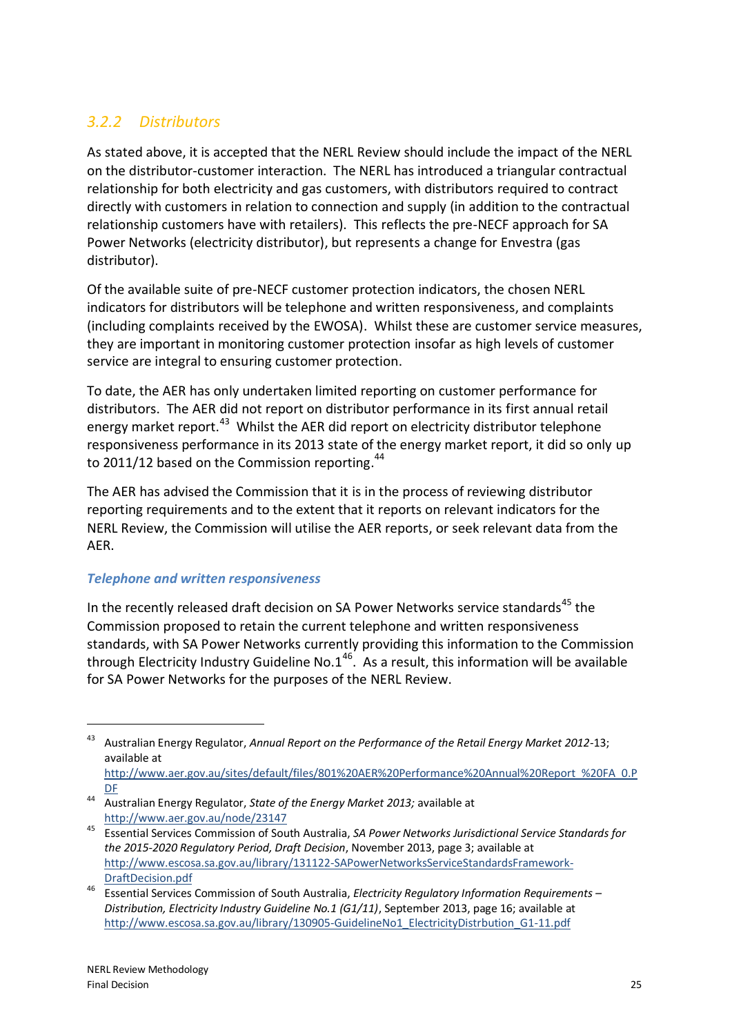### *3.2.2 Distributors*

As stated above, it is accepted that the NERL Review should include the impact of the NERL on the distributor-customer interaction. The NERL has introduced a triangular contractual relationship for both electricity and gas customers, with distributors required to contract directly with customers in relation to connection and supply (in addition to the contractual relationship customers have with retailers). This reflects the pre-NECF approach for SA Power Networks (electricity distributor), but represents a change for Envestra (gas distributor).

Of the available suite of pre-NECF customer protection indicators, the chosen NERL indicators for distributors will be telephone and written responsiveness, and complaints (including complaints received by the EWOSA). Whilst these are customer service measures, they are important in monitoring customer protection insofar as high levels of customer service are integral to ensuring customer protection.

To date, the AER has only undertaken limited reporting on customer performance for distributors. The AER did not report on distributor performance in its first annual retail energy market report.[43] Whilst the AER did report on electricity distributor telephone responsiveness performance in its 2013 state of the energy market report, it did so only up to 2011/12 based on the Commission reporting.[44]

The AER has advised the Commission that it is in the process of reviewing distributor reporting requirements and to the extent that it reports on relevant indicators for the NERL Review, the Commission will utilise the AER reports, or seek relevant data from the AER.

#### *Telephone and written responsiveness*

In the recently released draft decision on SA Power Networks service standards[45] the Commission proposed to retain the current telephone and written responsiveness standards, with SA Power Networks currently providing this information to the Commission through Electricity Industry Guideline No.1[46]. As a result, this information will be available for SA Power Networks for the purposes of the NERL Review.

---

[43] Australian Energy Regulator, *Annual Report on the Performance of the Retail Energy Market 2012*-13; available at http://www.aer.gov.au/sites/default/files/801%20AER%20Performance%20Annual%20Report_%20FA_0.PDF

[44] Australian Energy Regulator, *State of the Energy Market 2013;* available at http://www.aer.gov.au/node/23147

[45] Essential Services Commission of South Australia, *SA Power Networks Jurisdictional Service Standards for the 2015-2020 Regulatory Period, Draft Decision*, November 2013, page 3; available at http://www.escosa.sa.gov.au/library/131122-SAPowerNetworksServiceStandardsFramework-DraftDecision.pdf

[46] Essential Services Commission of South Australia, *Electricity Regulatory Information Requirements – Distribution, Electricity Industry Guideline No.1 (G1/11)*, September 2013, page 16; available at http://www.escosa.sa.gov.au/library/130905-GuidelineNo1_ElectricityDistrbution_G1-11.pdf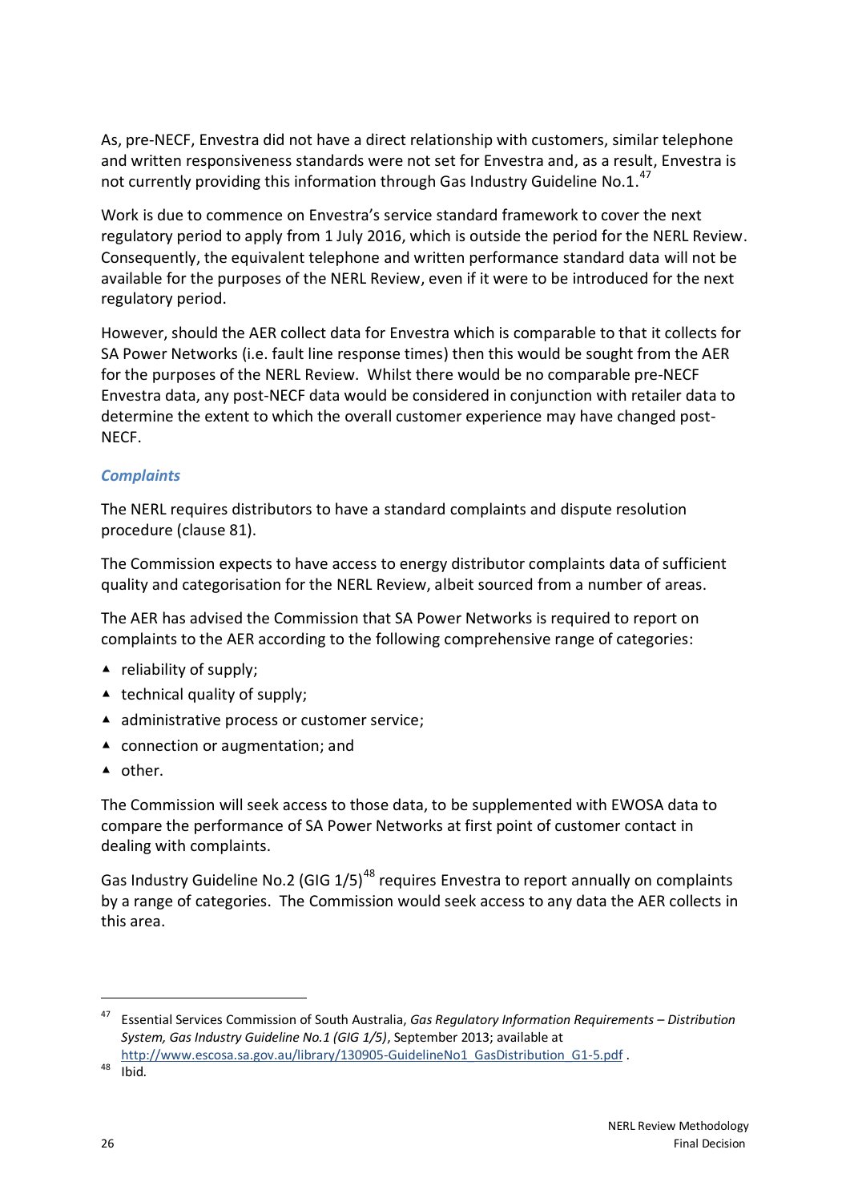As, pre-NECF, Envestra did not have a direct relationship with customers, similar telephone and written responsiveness standards were not set for Envestra and, as a result, Envestra is not currently providing this information through Gas Industry Guideline No.1.[47]

Work is due to commence on Envestra's service standard framework to cover the next regulatory period to apply from 1 July 2016, which is outside the period for the NERL Review. Consequently, the equivalent telephone and written performance standard data will not be available for the purposes of the NERL Review, even if it were to be introduced for the next regulatory period.

However, should the AER collect data for Envestra which is comparable to that it collects for SA Power Networks (i.e. fault line response times) then this would be sought from the AER for the purposes of the NERL Review. Whilst there would be no comparable pre-NECF Envestra data, any post-NECF data would be considered in conjunction with retailer data to determine the extent to which the overall customer experience may have changed post-NECF.

### *Complaints*

The NERL requires distributors to have a standard complaints and dispute resolution procedure (clause 81).

The Commission expects to have access to energy distributor complaints data of sufficient quality and categorisation for the NERL Review, albeit sourced from a number of areas.

The AER has advised the Commission that SA Power Networks is required to report on complaints to the AER according to the following comprehensive range of categories:

- reliability of supply;
- technical quality of supply;
- administrative process or customer service;
- connection or augmentation; and
- other.

The Commission will seek access to those data, to be supplemented with EWOSA data to compare the performance of SA Power Networks at first point of customer contact in dealing with complaints.

Gas Industry Guideline No.2 (GIG 1/5)[48] requires Envestra to report annually on complaints by a range of categories. The Commission would seek access to any data the AER collects in this area.

---

[47] Essential Services Commission of South Australia, *Gas Regulatory Information Requirements – Distribution System, Gas Industry Guideline No.1 (GIG 1/5)*, September 2013; available at http://www.escosa.sa.gov.au/library/130905-GuidelineNo1_GasDistribution_G1-5.pdf .

[48] Ibid.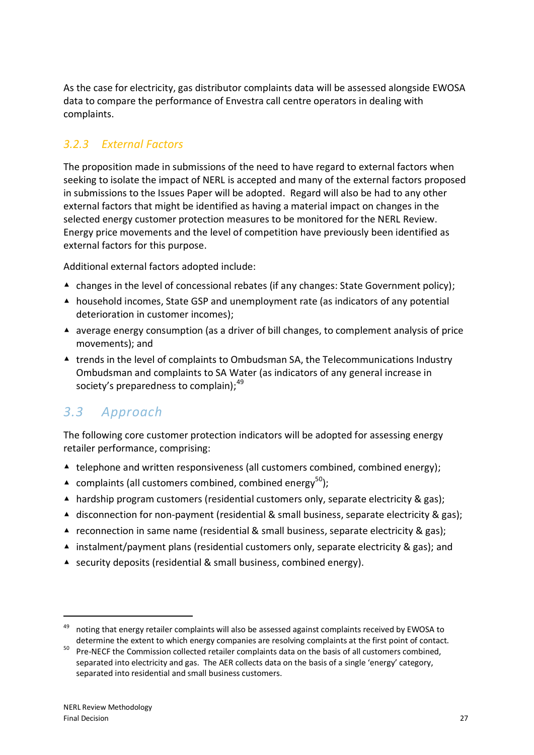As the case for electricity, gas distributor complaints data will be assessed alongside EWOSA data to compare the performance of Envestra call centre operators in dealing with complaints.

### 3.2.3 External Factors

The proposition made in submissions of the need to have regard to external factors when seeking to isolate the impact of NERL is accepted and many of the external factors proposed in submissions to the Issues Paper will be adopted. Regard will also be had to any other external factors that might be identified as having a material impact on changes in the selected energy customer protection measures to be monitored for the NERL Review. Energy price movements and the level of competition have previously been identified as external factors for this purpose.

Additional external factors adopted include:

- changes in the level of concessional rebates (if any changes: State Government policy);
- household incomes, State GSP and unemployment rate (as indicators of any potential deterioration in customer incomes);
- average energy consumption (as a driver of bill changes, to complement analysis of price movements); and
- trends in the level of complaints to Ombudsman SA, the Telecommunications Industry Ombudsman and complaints to SA Water (as indicators of any general increase in society's preparedness to complain);[49]

## 3.3 Approach

The following core customer protection indicators will be adopted for assessing energy retailer performance, comprising:

- telephone and written responsiveness (all customers combined, combined energy);
- complaints (all customers combined, combined energy[50]);
- hardship program customers (residential customers only, separate electricity & gas);
- disconnection for non-payment (residential & small business, separate electricity & gas);
- reconnection in same name (residential & small business, separate electricity & gas);
- instalment/payment plans (residential customers only, separate electricity & gas); and
- security deposits (residential & small business, combined energy).

---

[49] noting that energy retailer complaints will also be assessed against complaints received by EWOSA to determine the extent to which energy companies are resolving complaints at the first point of contact.

[50] Pre-NECF the Commission collected retailer complaints data on the basis of all customers combined, separated into electricity and gas. The AER collects data on the basis of a single 'energy' category, separated into residential and small business customers.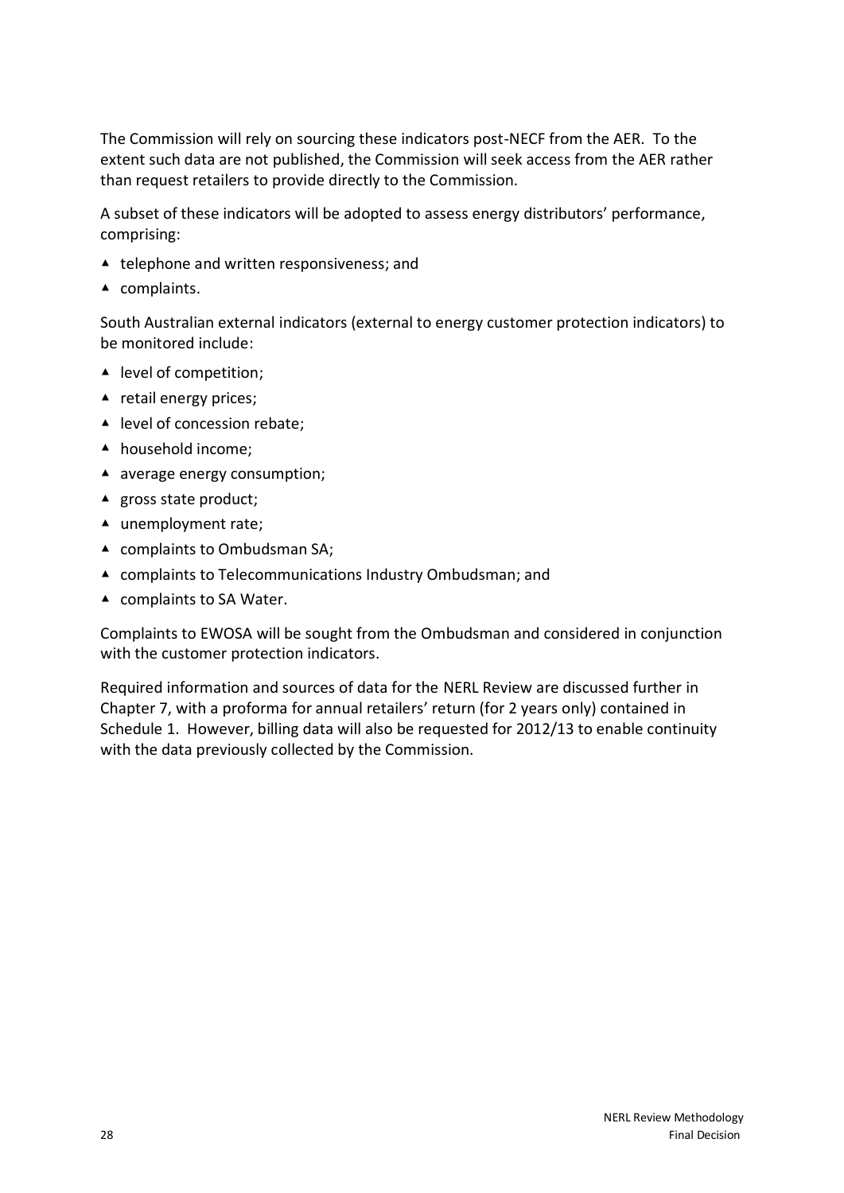The Commission will rely on sourcing these indicators post-NECF from the AER. To the extent such data are not published, the Commission will seek access from the AER rather than request retailers to provide directly to the Commission.

A subset of these indicators will be adopted to assess energy distributors' performance, comprising:

- telephone and written responsiveness; and
- complaints.

South Australian external indicators (external to energy customer protection indicators) to be monitored include:

- level of competition;
- retail energy prices;
- level of concession rebate;
- household income;
- average energy consumption;
- gross state product;
- unemployment rate;
- complaints to Ombudsman SA;
- complaints to Telecommunications Industry Ombudsman; and
- complaints to SA Water.

Complaints to EWOSA will be sought from the Ombudsman and considered in conjunction with the customer protection indicators.

Required information and sources of data for the NERL Review are discussed further in Chapter 7, with a proforma for annual retailers' return (for 2 years only) contained in Schedule 1. However, billing data will also be requested for 2012/13 to enable continuity with the data previously collected by the Commission.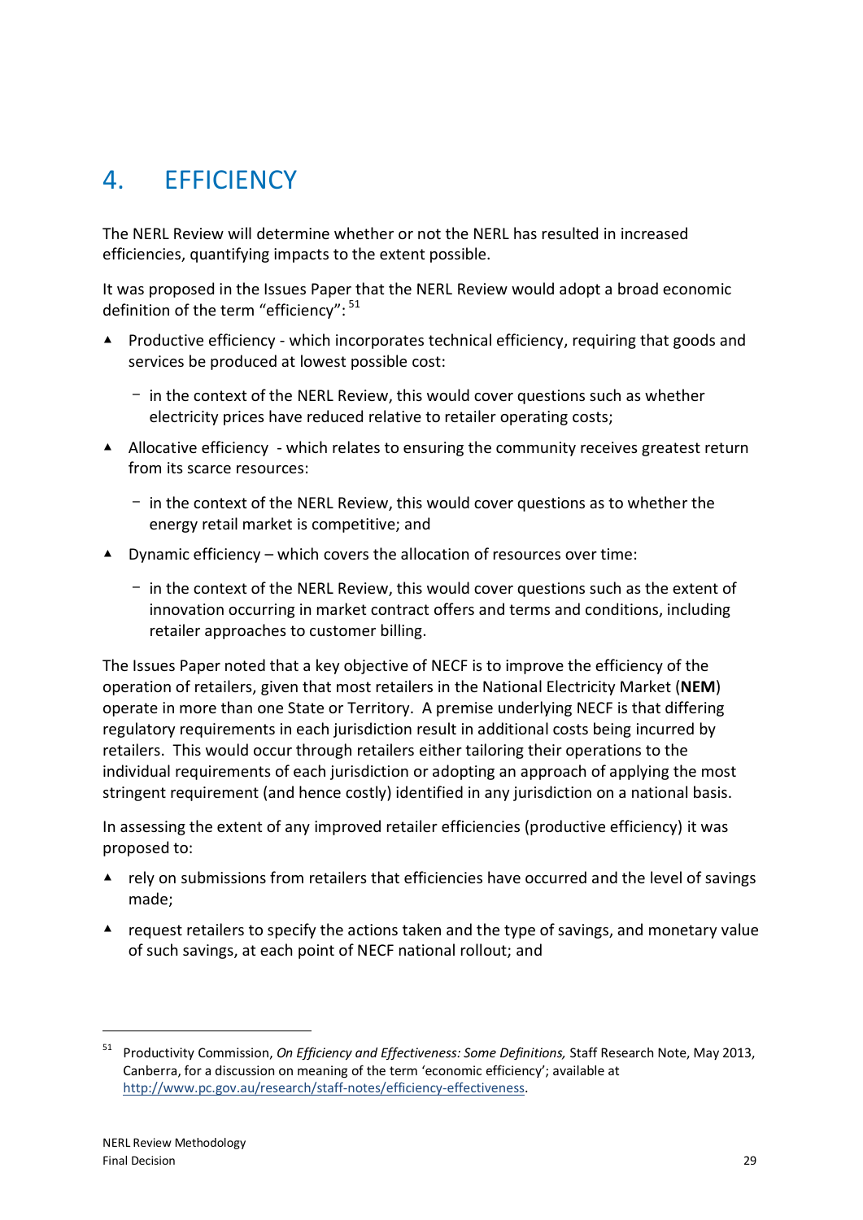# 4. EFFICIENCY

The NERL Review will determine whether or not the NERL has resulted in increased efficiencies, quantifying impacts to the extent possible.

It was proposed in the Issues Paper that the NERL Review would adopt a broad economic definition of the term "efficiency": [51]

- Productive efficiency - which incorporates technical efficiency, requiring that goods and services be produced at lowest possible cost:
  - in the context of the NERL Review, this would cover questions such as whether electricity prices have reduced relative to retailer operating costs;
- Allocative efficiency - which relates to ensuring the community receives greatest return from its scarce resources:
  - in the context of the NERL Review, this would cover questions as to whether the energy retail market is competitive; and
- Dynamic efficiency – which covers the allocation of resources over time:
  - in the context of the NERL Review, this would cover questions such as the extent of innovation occurring in market contract offers and terms and conditions, including retailer approaches to customer billing.

The Issues Paper noted that a key objective of NECF is to improve the efficiency of the operation of retailers, given that most retailers in the National Electricity Market (**NEM**) operate in more than one State or Territory. A premise underlying NECF is that differing regulatory requirements in each jurisdiction result in additional costs being incurred by retailers. This would occur through retailers either tailoring their operations to the individual requirements of each jurisdiction or adopting an approach of applying the most stringent requirement (and hence costly) identified in any jurisdiction on a national basis.

In assessing the extent of any improved retailer efficiencies (productive efficiency) it was proposed to:

- rely on submissions from retailers that efficiencies have occurred and the level of savings made;
- request retailers to specify the actions taken and the type of savings, and monetary value of such savings, at each point of NECF national rollout; and

---

[51] Productivity Commission, *On Efficiency and Effectiveness: Some Definitions,* Staff Research Note, May 2013, Canberra, for a discussion on meaning of the term 'economic efficiency'; available at http://www.pc.gov.au/research/staff-notes/efficiency-effectiveness.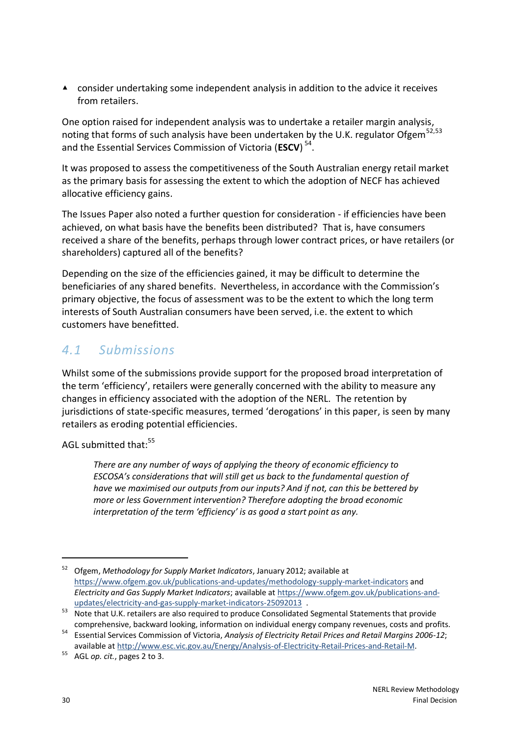- consider undertaking some independent analysis in addition to the advice it receives from retailers.

One option raised for independent analysis was to undertake a retailer margin analysis, noting that forms of such analysis have been undertaken by the U.K. regulator Ofgem[52,53] and the Essential Services Commission of Victoria (**ESCV**)[54].

It was proposed to assess the competitiveness of the South Australian energy retail market as the primary basis for assessing the extent to which the adoption of NECF has achieved allocative efficiency gains.

The Issues Paper also noted a further question for consideration - if efficiencies have been achieved, on what basis have the benefits been distributed? That is, have consumers received a share of the benefits, perhaps through lower contract prices, or have retailers (or shareholders) captured all of the benefits?

Depending on the size of the efficiencies gained, it may be difficult to determine the beneficiaries of any shared benefits. Nevertheless, in accordance with the Commission's primary objective, the focus of assessment was to be the extent to which the long term interests of South Australian consumers have been served, i.e. the extent to which customers have benefitted.

## *4.1 Submissions*

Whilst some of the submissions provide support for the proposed broad interpretation of the term 'efficiency', retailers were generally concerned with the ability to measure any changes in efficiency associated with the adoption of the NERL. The retention by jurisdictions of state-specific measures, termed 'derogations' in this paper, is seen by many retailers as eroding potential efficiencies.

AGL submitted that:[55]

> *There are any number of ways of applying the theory of economic efficiency to ESCOSA's considerations that will still get us back to the fundamental question of have we maximised our outputs from our inputs? And if not, can this be bettered by more or less Government intervention? Therefore adopting the broad economic interpretation of the term 'efficiency' is as good a start point as any.*

---

[52] Ofgem, *Methodology for Supply Market Indicators*, January 2012; available at https://www.ofgem.gov.uk/publications-and-updates/methodology-supply-market-indicators and *Electricity and Gas Supply Market Indicators*; available at https://www.ofgem.gov.uk/publications-and-updates/electricity-and-gas-supply-market-indicators-25092013 .

[53] Note that U.K. retailers are also required to produce Consolidated Segmental Statements that provide comprehensive, backward looking, information on individual energy company revenues, costs and profits.

[54] Essential Services Commission of Victoria, *Analysis of Electricity Retail Prices and Retail Margins 2006-12*; available at http://www.esc.vic.gov.au/Energy/Analysis-of-Electricity-Retail-Prices-and-Retail-M.

[55] AGL *op. cit.*, pages 2 to 3.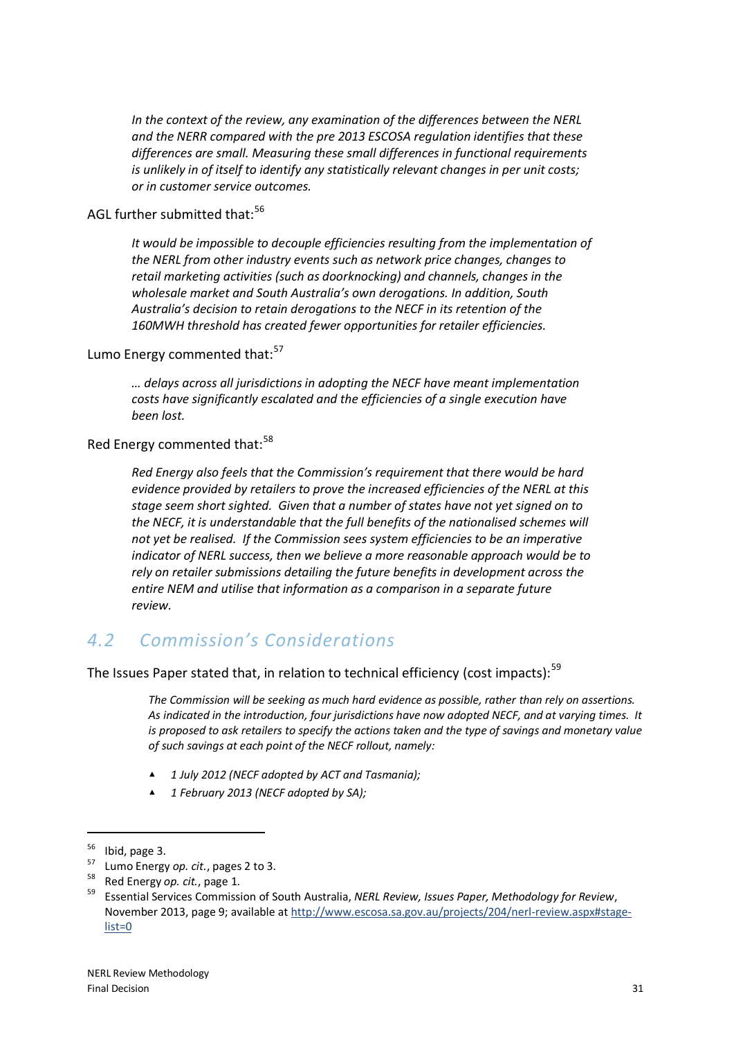*In the context of the review, any examination of the differences between the NERL and the NERR compared with the pre 2013 ESCOSA regulation identifies that these differences are small. Measuring these small differences in functional requirements is unlikely in of itself to identify any statistically relevant changes in per unit costs; or in customer service outcomes.*

AGL further submitted that:[56]

> *It would be impossible to decouple efficiencies resulting from the implementation of the NERL from other industry events such as network price changes, changes to retail marketing activities (such as doorknocking) and channels, changes in the wholesale market and South Australia's own derogations. In addition, South Australia's decision to retain derogations to the NECF in its retention of the 160MWH threshold has created fewer opportunities for retailer efficiencies.*

Lumo Energy commented that:[57]

> *… delays across all jurisdictions in adopting the NECF have meant implementation costs have significantly escalated and the efficiencies of a single execution have been lost.*

Red Energy commented that:[58]

> *Red Energy also feels that the Commission's requirement that there would be hard evidence provided by retailers to prove the increased efficiencies of the NERL at this stage seem short sighted. Given that a number of states have not yet signed on to the NECF, it is understandable that the full benefits of the nationalised schemes will not yet be realised. If the Commission sees system efficiencies to be an imperative indicator of NERL success, then we believe a more reasonable approach would be to rely on retailer submissions detailing the future benefits in development across the entire NEM and utilise that information as a comparison in a separate future review.*

## 4.2 Commission's Considerations

The Issues Paper stated that, in relation to technical efficiency (cost impacts):[59]

> *The Commission will be seeking as much hard evidence as possible, rather than rely on assertions. As indicated in the introduction, four jurisdictions have now adopted NECF, and at varying times. It is proposed to ask retailers to specify the actions taken and the type of savings and monetary value of such savings at each point of the NECF rollout, namely:*
>
> - *1 July 2012 (NECF adopted by ACT and Tasmania);*
> - *1 February 2013 (NECF adopted by SA);*

---

[56] Ibid, page 3.

[57] Lumo Energy *op. cit.*, pages 2 to 3.

[58] Red Energy *op. cit.*, page 1.

[59] Essential Services Commission of South Australia, *NERL Review, Issues Paper, Methodology for Review*, November 2013, page 9; available at http://www.escosa.sa.gov.au/projects/204/nerl-review.aspx#stage-list=0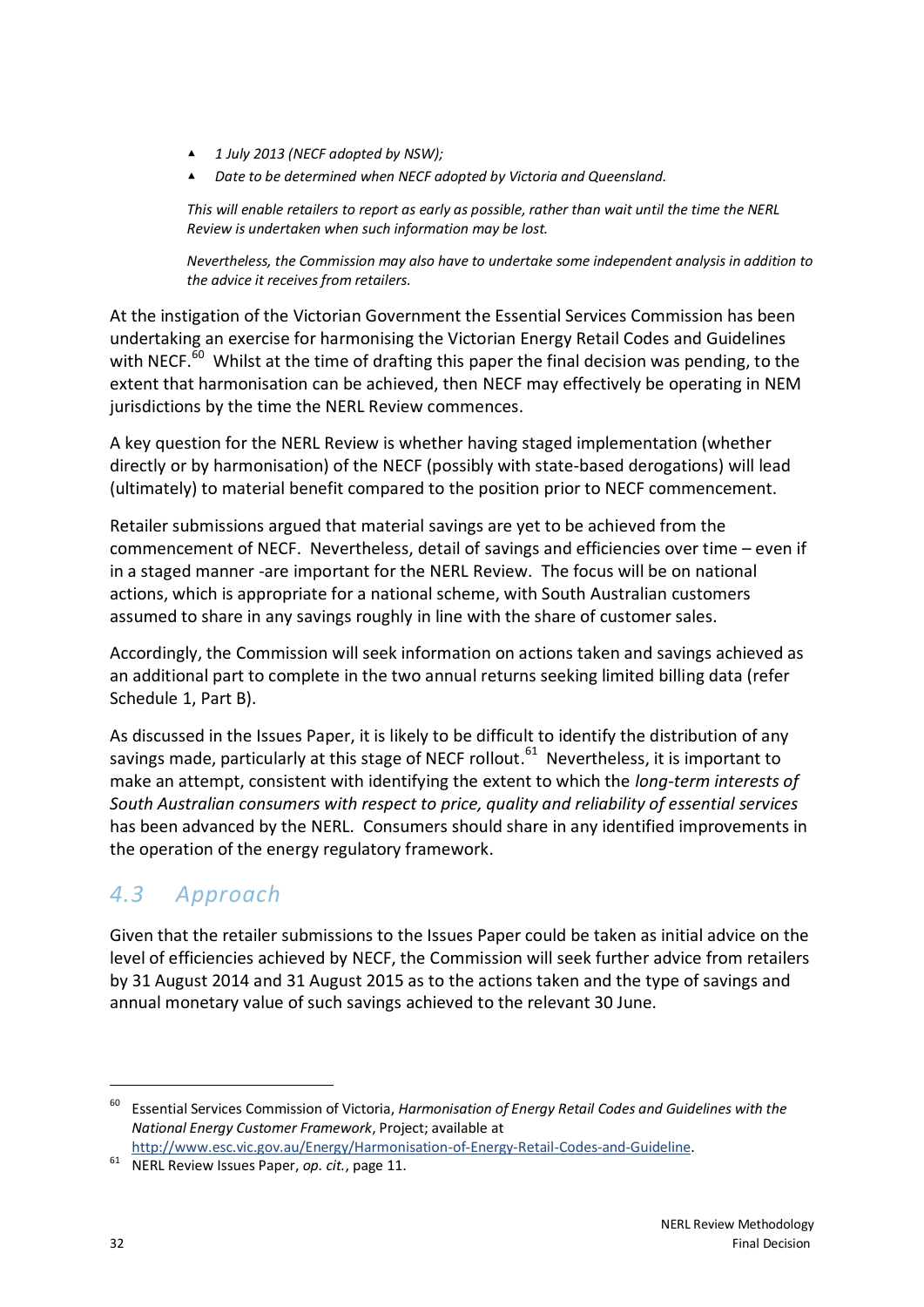- *1 July 2013 (NECF adopted by NSW);*
- *Date to be determined when NECF adopted by Victoria and Queensland.*

*This will enable retailers to report as early as possible, rather than wait until the time the NERL Review is undertaken when such information may be lost.*

*Nevertheless, the Commission may also have to undertake some independent analysis in addition to the advice it receives from retailers.*

At the instigation of the Victorian Government the Essential Services Commission has been undertaking an exercise for harmonising the Victorian Energy Retail Codes and Guidelines with NECF.[60] Whilst at the time of drafting this paper the final decision was pending, to the extent that harmonisation can be achieved, then NECF may effectively be operating in NEM jurisdictions by the time the NERL Review commences.

A key question for the NERL Review is whether having staged implementation (whether directly or by harmonisation) of the NECF (possibly with state-based derogations) will lead (ultimately) to material benefit compared to the position prior to NECF commencement.

Retailer submissions argued that material savings are yet to be achieved from the commencement of NECF. Nevertheless, detail of savings and efficiencies over time – even if in a staged manner -are important for the NERL Review. The focus will be on national actions, which is appropriate for a national scheme, with South Australian customers assumed to share in any savings roughly in line with the share of customer sales.

Accordingly, the Commission will seek information on actions taken and savings achieved as an additional part to complete in the two annual returns seeking limited billing data (refer Schedule 1, Part B).

As discussed in the Issues Paper, it is likely to be difficult to identify the distribution of any savings made, particularly at this stage of NECF rollout.[61] Nevertheless, it is important to make an attempt, consistent with identifying the extent to which the *long-term interests of South Australian consumers with respect to price, quality and reliability of essential services* has been advanced by the NERL. Consumers should share in any identified improvements in the operation of the energy regulatory framework.

## *4.3 Approach*

Given that the retailer submissions to the Issues Paper could be taken as initial advice on the level of efficiencies achieved by NECF, the Commission will seek further advice from retailers by 31 August 2014 and 31 August 2015 as to the actions taken and the type of savings and annual monetary value of such savings achieved to the relevant 30 June.

---

[60] Essential Services Commission of Victoria, *Harmonisation of Energy Retail Codes and Guidelines with the National Energy Customer Framework*, Project; available at http://www.esc.vic.gov.au/Energy/Harmonisation-of-Energy-Retail-Codes-and-Guideline.

[61] NERL Review Issues Paper, *op. cit.*, page 11.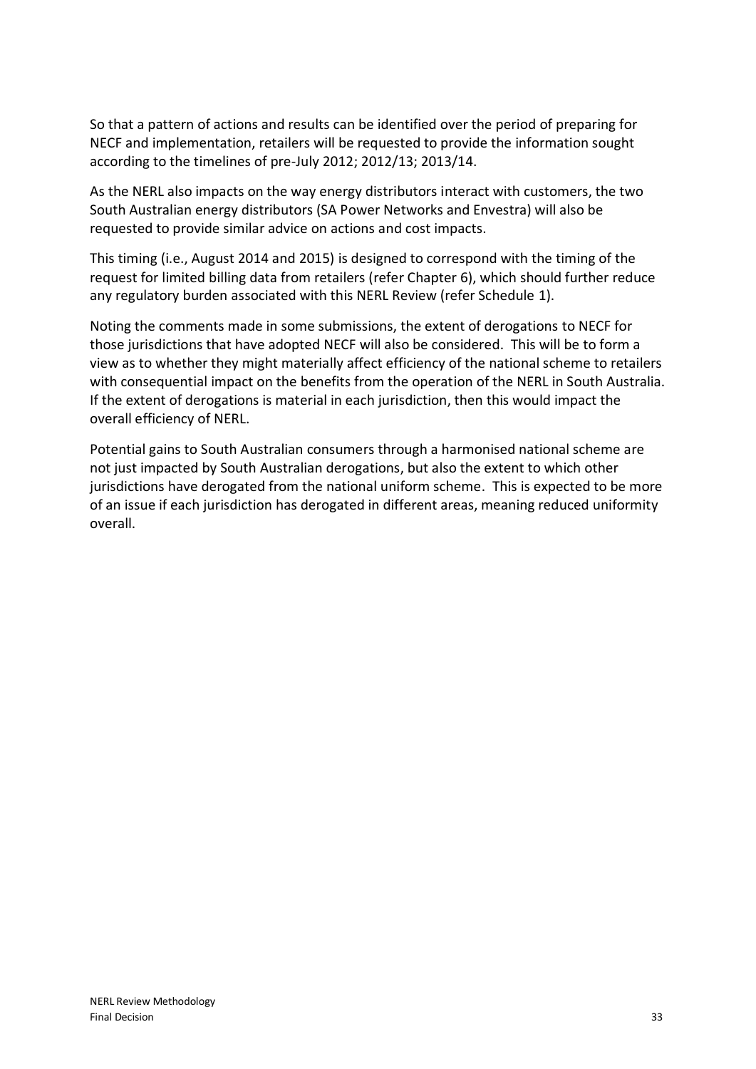So that a pattern of actions and results can be identified over the period of preparing for NECF and implementation, retailers will be requested to provide the information sought according to the timelines of pre-July 2012; 2012/13; 2013/14.

As the NERL also impacts on the way energy distributors interact with customers, the two South Australian energy distributors (SA Power Networks and Envestra) will also be requested to provide similar advice on actions and cost impacts.

This timing (i.e., August 2014 and 2015) is designed to correspond with the timing of the request for limited billing data from retailers (refer Chapter 6), which should further reduce any regulatory burden associated with this NERL Review (refer Schedule 1).

Noting the comments made in some submissions, the extent of derogations to NECF for those jurisdictions that have adopted NECF will also be considered. This will be to form a view as to whether they might materially affect efficiency of the national scheme to retailers with consequential impact on the benefits from the operation of the NERL in South Australia. If the extent of derogations is material in each jurisdiction, then this would impact the overall efficiency of NERL.

Potential gains to South Australian consumers through a harmonised national scheme are not just impacted by South Australian derogations, but also the extent to which other jurisdictions have derogated from the national uniform scheme. This is expected to be more of an issue if each jurisdiction has derogated in different areas, meaning reduced uniformity overall.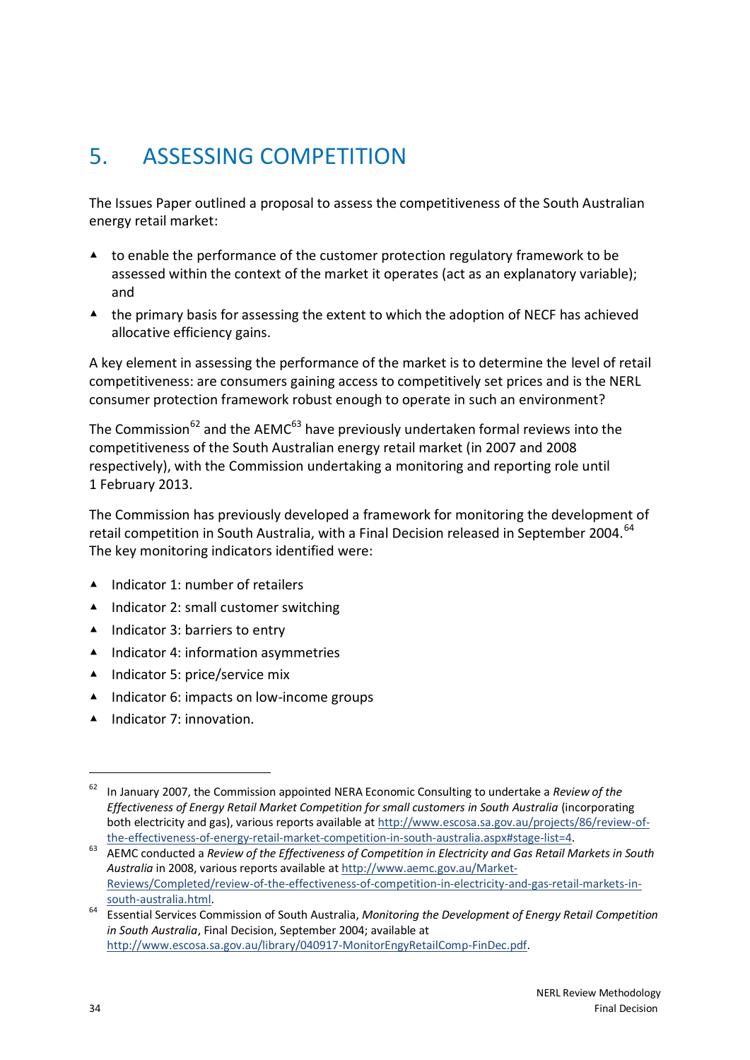# 5. ASSESSING COMPETITION

The Issues Paper outlined a proposal to assess the competitiveness of the South Australian energy retail market:

- to enable the performance of the customer protection regulatory framework to be assessed within the context of the market it operates (act as an explanatory variable); and
- the primary basis for assessing the extent to which the adoption of NECF has achieved allocative efficiency gains.

A key element in assessing the performance of the market is to determine the level of retail competitiveness: are consumers gaining access to competitively set prices and is the NERL consumer protection framework robust enough to operate in such an environment?

The Commission[62] and the AEMC[63] have previously undertaken formal reviews into the competitiveness of the South Australian energy retail market (in 2007 and 2008 respectively), with the Commission undertaking a monitoring and reporting role until 1 February 2013.

The Commission has previously developed a framework for monitoring the development of retail competition in South Australia, with a Final Decision released in September 2004.[64] The key monitoring indicators identified were:

- Indicator 1: number of retailers
- Indicator 2: small customer switching
- Indicator 3: barriers to entry
- Indicator 4: information asymmetries
- Indicator 5: price/service mix
- Indicator 6: impacts on low-income groups
- Indicator 7: innovation.

---

[62] In January 2007, the Commission appointed NERA Economic Consulting to undertake a *Review of the Effectiveness of Energy Retail Market Competition for small customers in South Australia* (incorporating both electricity and gas), various reports available at http://www.escosa.sa.gov.au/projects/86/review-of-the-effectiveness-of-energy-retail-market-competition-in-south-australia.aspx#stage-list=4.

[63] AEMC conducted a *Review of the Effectiveness of Competition in Electricity and Gas Retail Markets in South Australia* in 2008, various reports available at http://www.aemc.gov.au/Market-Reviews/Completed/review-of-the-effectiveness-of-competition-in-electricity-and-gas-retail-markets-in-south-australia.html.

[64] Essential Services Commission of South Australia, *Monitoring the Development of Energy Retail Competition in South Australia*, Final Decision, September 2004; available at http://www.escosa.sa.gov.au/library/040917-MonitorEngyRetailComp-FinDec.pdf.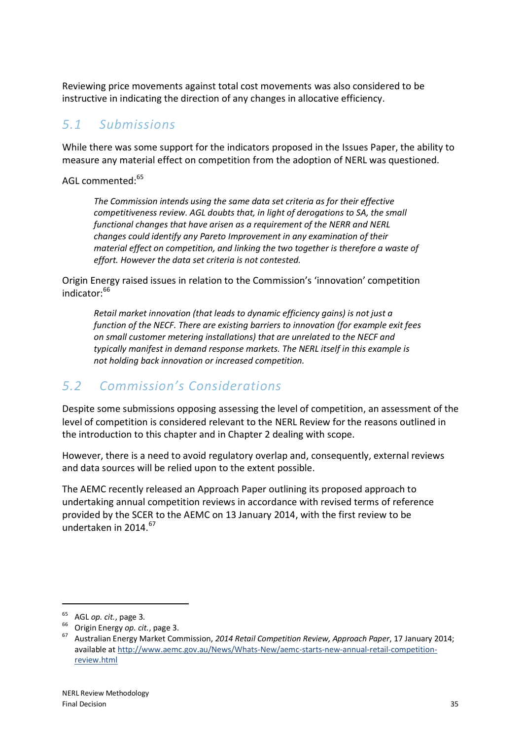Reviewing price movements against total cost movements was also considered to be instructive in indicating the direction of any changes in allocative efficiency.

## *5.1 Submissions*

While there was some support for the indicators proposed in the Issues Paper, the ability to measure any material effect on competition from the adoption of NERL was questioned.

AGL commented:[65]

> *The Commission intends using the same data set criteria as for their effective competitiveness review. AGL doubts that, in light of derogations to SA, the small functional changes that have arisen as a requirement of the NERR and NERL changes could identify any Pareto Improvement in any examination of their material effect on competition, and linking the two together is therefore a waste of effort. However the data set criteria is not contested.*

Origin Energy raised issues in relation to the Commission's 'innovation' competition indicator:[66]

> *Retail market innovation (that leads to dynamic efficiency gains) is not just a function of the NECF. There are existing barriers to innovation (for example exit fees on small customer metering installations) that are unrelated to the NECF and typically manifest in demand response markets. The NERL itself in this example is not holding back innovation or increased competition.*

## *5.2 Commission's Considerations*

Despite some submissions opposing assessing the level of competition, an assessment of the level of competition is considered relevant to the NERL Review for the reasons outlined in the introduction to this chapter and in Chapter 2 dealing with scope.

However, there is a need to avoid regulatory overlap and, consequently, external reviews and data sources will be relied upon to the extent possible.

The AEMC recently released an Approach Paper outlining its proposed approach to undertaking annual competition reviews in accordance with revised terms of reference provided by the SCER to the AEMC on 13 January 2014, with the first review to be undertaken in 2014.[67]

---

[65] AGL *op. cit.*, page 3.

[66] Origin Energy *op. cit.*, page 3.

[67] Australian Energy Market Commission, *2014 Retail Competition Review, Approach Paper*, 17 January 2014; available at http://www.aemc.gov.au/News/Whats-New/aemc-starts-new-annual-retail-competition-review.html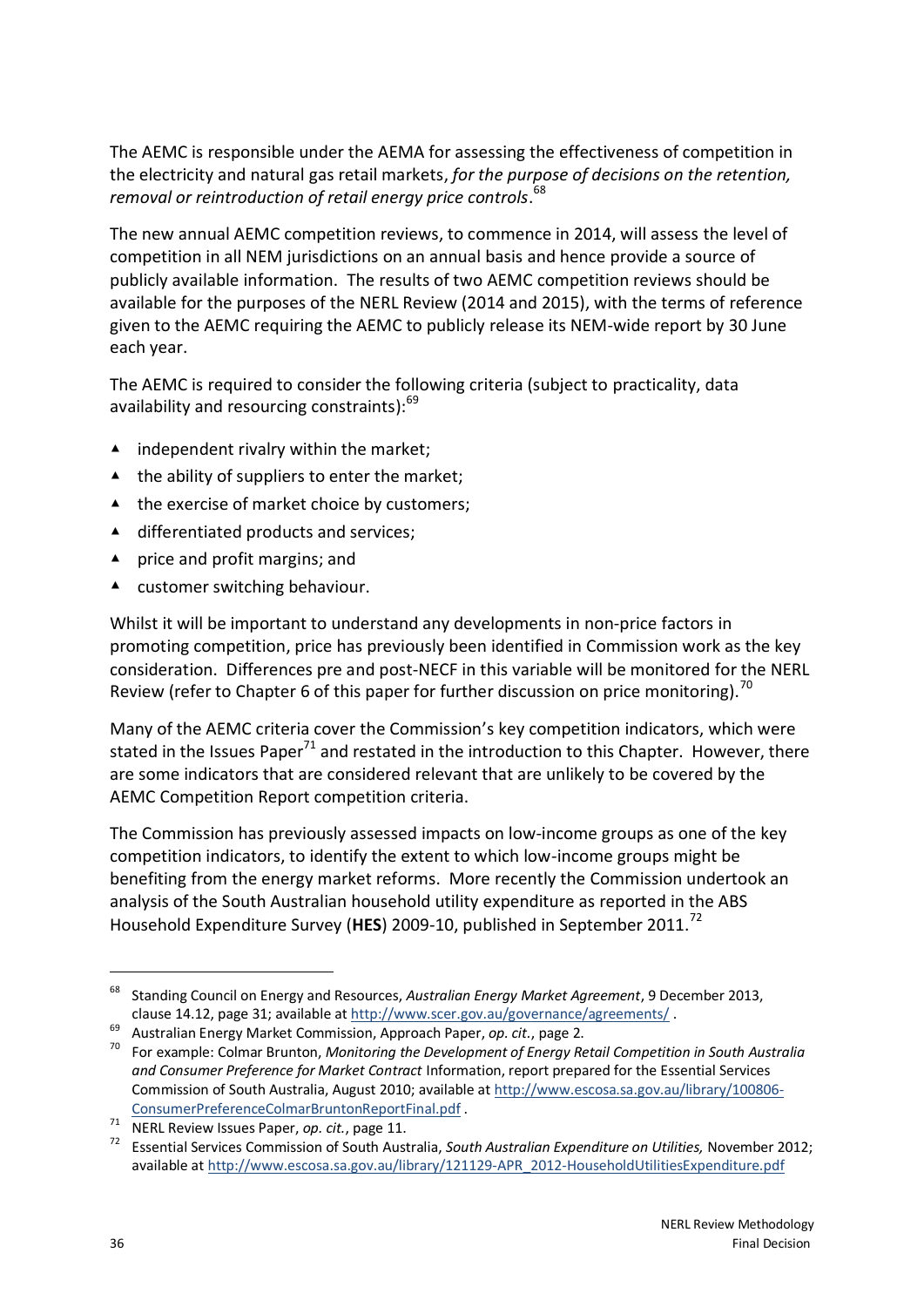The AEMC is responsible under the AEMA for assessing the effectiveness of competition in the electricity and natural gas retail markets, *for the purpose of decisions on the retention, removal or reintroduction of retail energy price controls*.[68]

The new annual AEMC competition reviews, to commence in 2014, will assess the level of competition in all NEM jurisdictions on an annual basis and hence provide a source of publicly available information. The results of two AEMC competition reviews should be available for the purposes of the NERL Review (2014 and 2015), with the terms of reference given to the AEMC requiring the AEMC to publicly release its NEM-wide report by 30 June each year.

The AEMC is required to consider the following criteria (subject to practicality, data availability and resourcing constraints):[69]

- independent rivalry within the market;
- the ability of suppliers to enter the market;
- the exercise of market choice by customers;
- differentiated products and services;
- price and profit margins; and
- customer switching behaviour.

Whilst it will be important to understand any developments in non-price factors in promoting competition, price has previously been identified in Commission work as the key consideration. Differences pre and post-NECF in this variable will be monitored for the NERL Review (refer to Chapter 6 of this paper for further discussion on price monitoring).[70]

Many of the AEMC criteria cover the Commission's key competition indicators, which were stated in the Issues Paper[71] and restated in the introduction to this Chapter. However, there are some indicators that are considered relevant that are unlikely to be covered by the AEMC Competition Report competition criteria.

The Commission has previously assessed impacts on low-income groups as one of the key competition indicators, to identify the extent to which low-income groups might be benefiting from the energy market reforms. More recently the Commission undertook an analysis of the South Australian household utility expenditure as reported in the ABS Household Expenditure Survey (**HES**) 2009-10, published in September 2011.[72]

---

[68] Standing Council on Energy and Resources, *Australian Energy Market Agreement*, 9 December 2013, clause 14.12, page 31; available at http://www.scer.gov.au/governance/agreements/ .

[69] Australian Energy Market Commission, Approach Paper, *op. cit.*, page 2.

[70] For example: Colmar Brunton, *Monitoring the Development of Energy Retail Competition in South Australia and Consumer Preference for Market Contract* Information, report prepared for the Essential Services Commission of South Australia, August 2010; available at http://www.escosa.sa.gov.au/library/100806-ConsumerPreferenceColmarBruntonReportFinal.pdf .

[71] NERL Review Issues Paper, *op. cit.*, page 11.

[72] Essential Services Commission of South Australia, *South Australian Expenditure on Utilities,* November 2012; available at http://www.escosa.sa.gov.au/library/121129-APR_2012-HouseholdUtilitiesExpenditure.pdf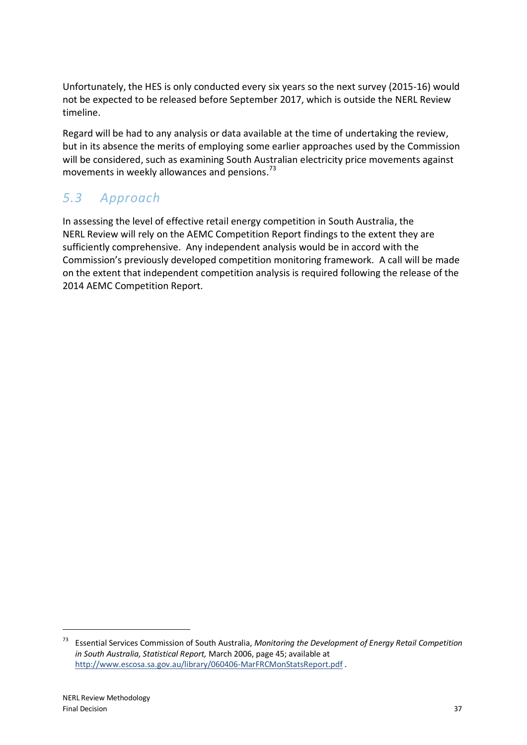Unfortunately, the HES is only conducted every six years so the next survey (2015-16) would not be expected to be released before September 2017, which is outside the NERL Review timeline.

Regard will be had to any analysis or data available at the time of undertaking the review, but in its absence the merits of employing some earlier approaches used by the Commission will be considered, such as examining South Australian electricity price movements against movements in weekly allowances and pensions.[73]

## *5.3 Approach*

In assessing the level of effective retail energy competition in South Australia, the NERL Review will rely on the AEMC Competition Report findings to the extent they are sufficiently comprehensive. Any independent analysis would be in accord with the Commission's previously developed competition monitoring framework. A call will be made on the extent that independent competition analysis is required following the release of the 2014 AEMC Competition Report.

---

[73] Essential Services Commission of South Australia, *Monitoring the Development of Energy Retail Competition in South Australia, Statistical Report,* March 2006, page 45; available at http://www.escosa.sa.gov.au/library/060406-MarFRCMonStatsReport.pdf .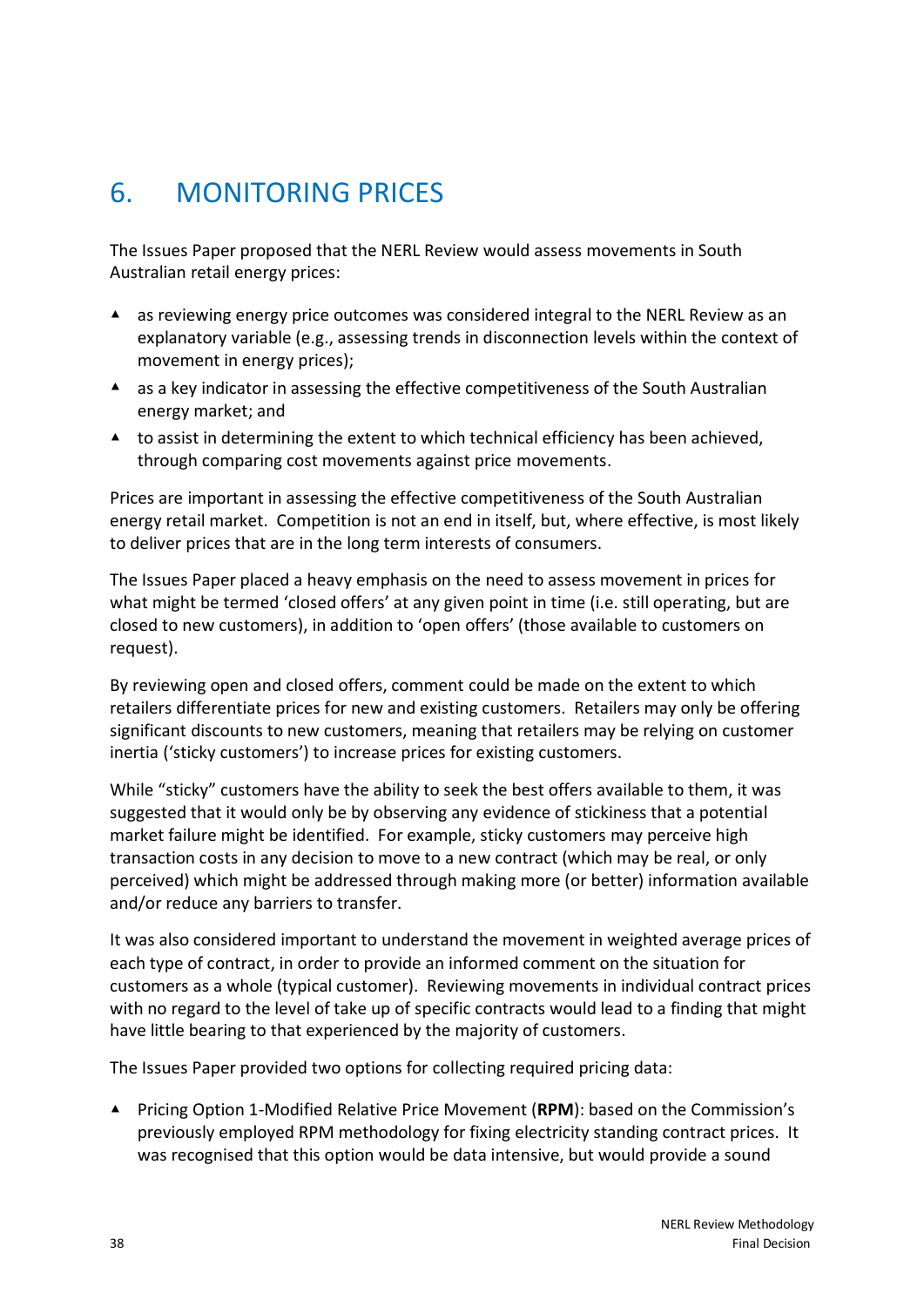# 6. MONITORING PRICES

The Issues Paper proposed that the NERL Review would assess movements in South Australian retail energy prices:

- as reviewing energy price outcomes was considered integral to the NERL Review as an explanatory variable (e.g., assessing trends in disconnection levels within the context of movement in energy prices);
- as a key indicator in assessing the effective competitiveness of the South Australian energy market; and
- to assist in determining the extent to which technical efficiency has been achieved, through comparing cost movements against price movements.

Prices are important in assessing the effective competitiveness of the South Australian energy retail market. Competition is not an end in itself, but, where effective, is most likely to deliver prices that are in the long term interests of consumers.

The Issues Paper placed a heavy emphasis on the need to assess movement in prices for what might be termed 'closed offers' at any given point in time (i.e. still operating, but are closed to new customers), in addition to 'open offers' (those available to customers on request).

By reviewing open and closed offers, comment could be made on the extent to which retailers differentiate prices for new and existing customers. Retailers may only be offering significant discounts to new customers, meaning that retailers may be relying on customer inertia ('sticky customers') to increase prices for existing customers.

While "sticky" customers have the ability to seek the best offers available to them, it was suggested that it would only be by observing any evidence of stickiness that a potential market failure might be identified. For example, sticky customers may perceive high transaction costs in any decision to move to a new contract (which may be real, or only perceived) which might be addressed through making more (or better) information available and/or reduce any barriers to transfer.

It was also considered important to understand the movement in weighted average prices of each type of contract, in order to provide an informed comment on the situation for customers as a whole (typical customer). Reviewing movements in individual contract prices with no regard to the level of take up of specific contracts would lead to a finding that might have little bearing to that experienced by the majority of customers.

The Issues Paper provided two options for collecting required pricing data:

- Pricing Option 1-Modified Relative Price Movement (**RPM**): based on the Commission's previously employed RPM methodology for fixing electricity standing contract prices. It was recognised that this option would be data intensive, but would provide a sound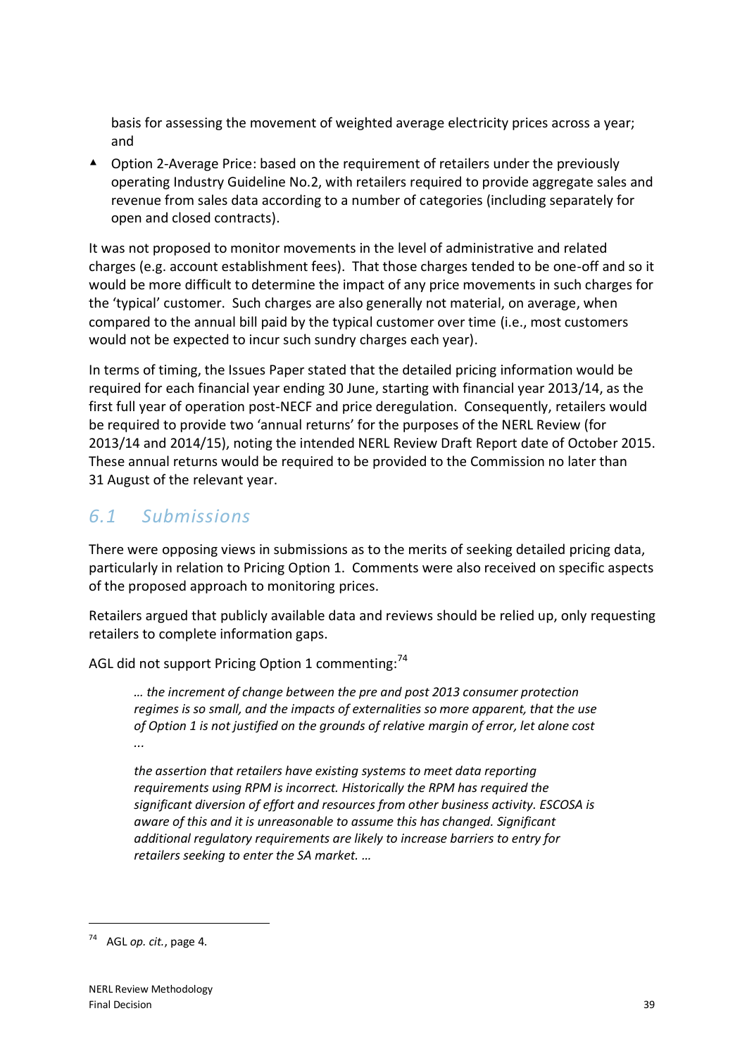basis for assessing the movement of weighted average electricity prices across a year; and

- Option 2-Average Price: based on the requirement of retailers under the previously operating Industry Guideline No.2, with retailers required to provide aggregate sales and revenue from sales data according to a number of categories (including separately for open and closed contracts).

It was not proposed to monitor movements in the level of administrative and related charges (e.g. account establishment fees). That those charges tended to be one-off and so it would be more difficult to determine the impact of any price movements in such charges for the 'typical' customer. Such charges are also generally not material, on average, when compared to the annual bill paid by the typical customer over time (i.e., most customers would not be expected to incur such sundry charges each year).

In terms of timing, the Issues Paper stated that the detailed pricing information would be required for each financial year ending 30 June, starting with financial year 2013/14, as the first full year of operation post-NECF and price deregulation. Consequently, retailers would be required to provide two 'annual returns' for the purposes of the NERL Review (for 2013/14 and 2014/15), noting the intended NERL Review Draft Report date of October 2015. These annual returns would be required to be provided to the Commission no later than 31 August of the relevant year.

## *6.1 Submissions*

There were opposing views in submissions as to the merits of seeking detailed pricing data, particularly in relation to Pricing Option 1. Comments were also received on specific aspects of the proposed approach to monitoring prices.

Retailers argued that publicly available data and reviews should be relied up, only requesting retailers to complete information gaps.

AGL did not support Pricing Option 1 commenting:[74]

> *… the increment of change between the pre and post 2013 consumer protection regimes is so small, and the impacts of externalities so more apparent, that the use of Option 1 is not justified on the grounds of relative margin of error, let alone cost ...*
>
> *the assertion that retailers have existing systems to meet data reporting requirements using RPM is incorrect. Historically the RPM has required the significant diversion of effort and resources from other business activity. ESCOSA is aware of this and it is unreasonable to assume this has changed. Significant additional regulatory requirements are likely to increase barriers to entry for retailers seeking to enter the SA market. …*

---

[74] AGL *op. cit.*, page 4.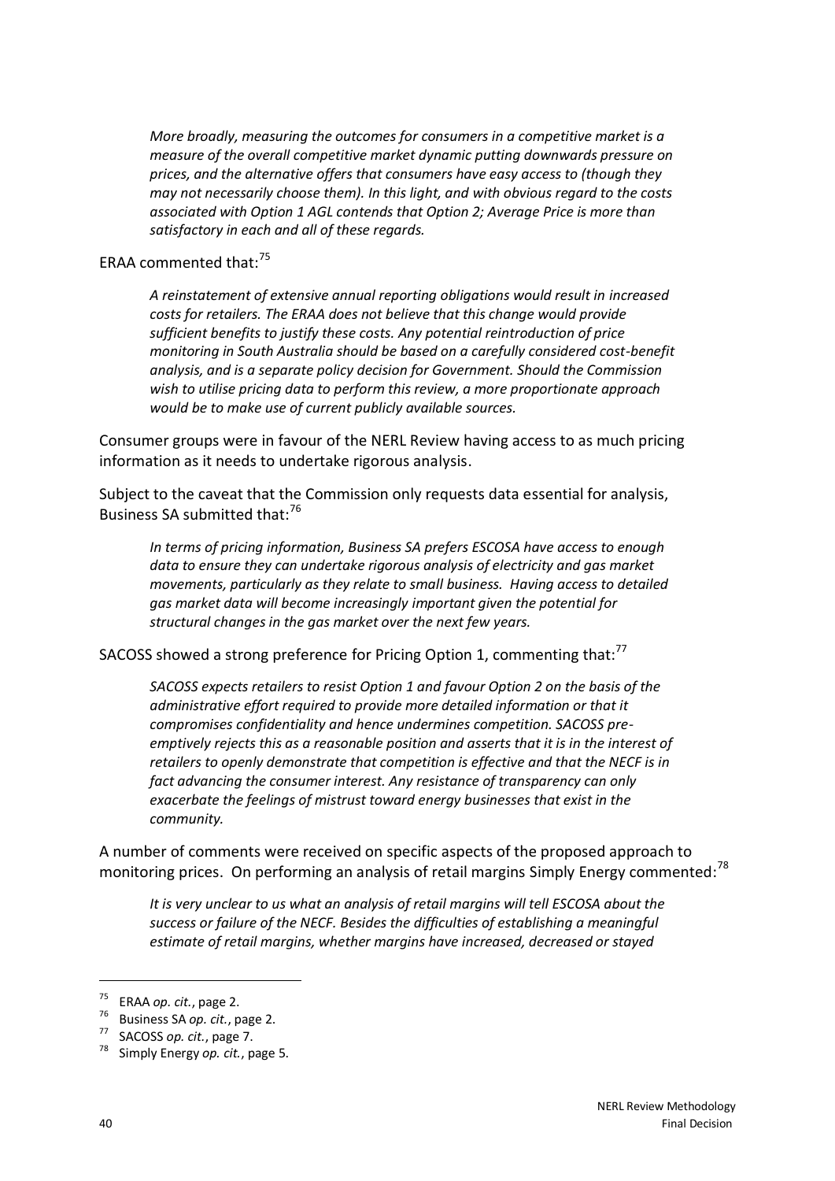> *More broadly, measuring the outcomes for consumers in a competitive market is a measure of the overall competitive market dynamic putting downwards pressure on prices, and the alternative offers that consumers have easy access to (though they may not necessarily choose them). In this light, and with obvious regard to the costs associated with Option 1 AGL contends that Option 2; Average Price is more than satisfactory in each and all of these regards.*

ERAA commented that:[75]

> *A reinstatement of extensive annual reporting obligations would result in increased costs for retailers. The ERAA does not believe that this change would provide sufficient benefits to justify these costs. Any potential reintroduction of price monitoring in South Australia should be based on a carefully considered cost-benefit analysis, and is a separate policy decision for Government. Should the Commission wish to utilise pricing data to perform this review, a more proportionate approach would be to make use of current publicly available sources.*

Consumer groups were in favour of the NERL Review having access to as much pricing information as it needs to undertake rigorous analysis.

Subject to the caveat that the Commission only requests data essential for analysis, Business SA submitted that:[76]

> *In terms of pricing information, Business SA prefers ESCOSA have access to enough data to ensure they can undertake rigorous analysis of electricity and gas market movements, particularly as they relate to small business. Having access to detailed gas market data will become increasingly important given the potential for structural changes in the gas market over the next few years.*

SACOSS showed a strong preference for Pricing Option 1, commenting that:[77]

> *SACOSS expects retailers to resist Option 1 and favour Option 2 on the basis of the administrative effort required to provide more detailed information or that it compromises confidentiality and hence undermines competition. SACOSS pre-emptively rejects this as a reasonable position and asserts that it is in the interest of retailers to openly demonstrate that competition is effective and that the NECF is in fact advancing the consumer interest. Any resistance of transparency can only exacerbate the feelings of mistrust toward energy businesses that exist in the community.*

A number of comments were received on specific aspects of the proposed approach to monitoring prices. On performing an analysis of retail margins Simply Energy commented:[78]

> *It is very unclear to us what an analysis of retail margins will tell ESCOSA about the success or failure of the NECF. Besides the difficulties of establishing a meaningful estimate of retail margins, whether margins have increased, decreased or stayed*

---

[75] ERAA *op. cit.*, page 2.

[76] Business SA *op. cit.*, page 2.

[77] SACOSS *op. cit.*, page 7.

[78] Simply Energy *op. cit.*, page 5.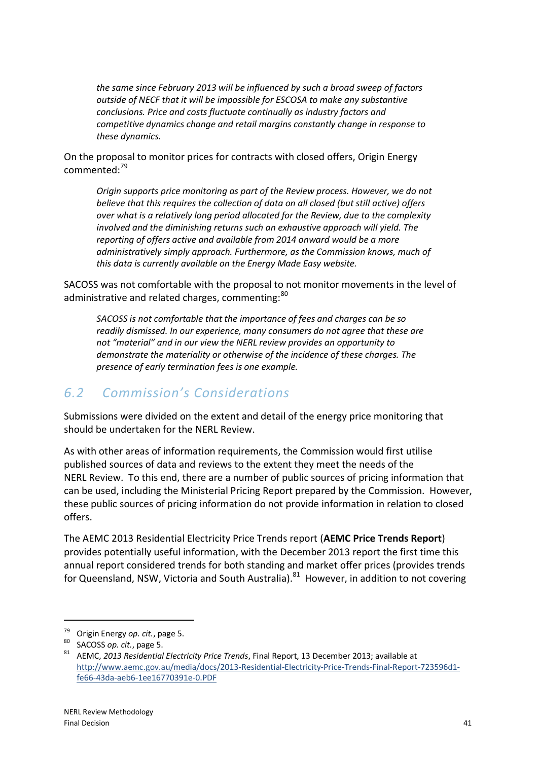> *the same since February 2013 will be influenced by such a broad sweep of factors outside of NECF that it will be impossible for ESCOSA to make any substantive conclusions. Price and costs fluctuate continually as industry factors and competitive dynamics change and retail margins constantly change in response to these dynamics.*

On the proposal to monitor prices for contracts with closed offers, Origin Energy commented:[79]

> *Origin supports price monitoring as part of the Review process. However, we do not believe that this requires the collection of data on all closed (but still active) offers over what is a relatively long period allocated for the Review, due to the complexity involved and the diminishing returns such an exhaustive approach will yield. The reporting of offers active and available from 2014 onward would be a more administratively simply approach. Furthermore, as the Commission knows, much of this data is currently available on the Energy Made Easy website.*

SACOSS was not comfortable with the proposal to not monitor movements in the level of administrative and related charges, commenting:[80]

> *SACOSS is not comfortable that the importance of fees and charges can be so readily dismissed. In our experience, many consumers do not agree that these are not "material" and in our view the NERL review provides an opportunity to demonstrate the materiality or otherwise of the incidence of these charges. The presence of early termination fees is one example.*

## *6.2 Commission's Considerations*

Submissions were divided on the extent and detail of the energy price monitoring that should be undertaken for the NERL Review.

As with other areas of information requirements, the Commission would first utilise published sources of data and reviews to the extent they meet the needs of the NERL Review. To this end, there are a number of public sources of pricing information that can be used, including the Ministerial Pricing Report prepared by the Commission. However, these public sources of pricing information do not provide information in relation to closed offers.

The AEMC 2013 Residential Electricity Price Trends report (**AEMC Price Trends Report**) provides potentially useful information, with the December 2013 report the first time this annual report considered trends for both standing and market offer prices (provides trends for Queensland, NSW, Victoria and South Australia).[81] However, in addition to not covering

---

[79] Origin Energy *op. cit.*, page 5.

[80] SACOSS *op. cit.*, page 5.

[81] AEMC, *2013 Residential Electricity Price Trends*, Final Report, 13 December 2013; available at http://www.aemc.gov.au/media/docs/2013-Residential-Electricity-Price-Trends-Final-Report-723596d1-fe66-43da-aeb6-1ee16770391e-0.PDF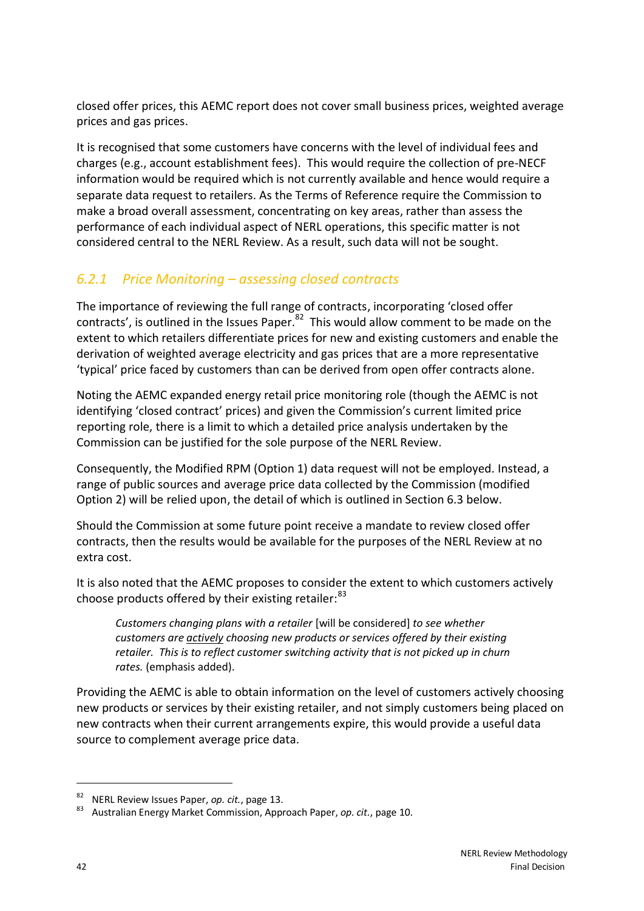closed offer prices, this AEMC report does not cover small business prices, weighted average prices and gas prices.

It is recognised that some customers have concerns with the level of individual fees and charges (e.g., account establishment fees). This would require the collection of pre-NECF information would be required which is not currently available and hence would require a separate data request to retailers. As the Terms of Reference require the Commission to make a broad overall assessment, concentrating on key areas, rather than assess the performance of each individual aspect of NERL operations, this specific matter is not considered central to the NERL Review. As a result, such data will not be sought.

### *6.2.1 Price Monitoring – assessing closed contracts*

The importance of reviewing the full range of contracts, incorporating 'closed offer contracts', is outlined in the Issues Paper.[82] This would allow comment to be made on the extent to which retailers differentiate prices for new and existing customers and enable the derivation of weighted average electricity and gas prices that are a more representative 'typical' price faced by customers than can be derived from open offer contracts alone.

Noting the AEMC expanded energy retail price monitoring role (though the AEMC is not identifying 'closed contract' prices) and given the Commission's current limited price reporting role, there is a limit to which a detailed price analysis undertaken by the Commission can be justified for the sole purpose of the NERL Review.

Consequently, the Modified RPM (Option 1) data request will not be employed. Instead, a range of public sources and average price data collected by the Commission (modified Option 2) will be relied upon, the detail of which is outlined in Section 6.3 below.

Should the Commission at some future point receive a mandate to review closed offer contracts, then the results would be available for the purposes of the NERL Review at no extra cost.

It is also noted that the AEMC proposes to consider the extent to which customers actively choose products offered by their existing retailer:[83]

> *Customers changing plans with a retailer* [will be considered] *to see whether customers are actively choosing new products or services offered by their existing retailer. This is to reflect customer switching activity that is not picked up in churn rates.* (emphasis added).

Providing the AEMC is able to obtain information on the level of customers actively choosing new products or services by their existing retailer, and not simply customers being placed on new contracts when their current arrangements expire, this would provide a useful data source to complement average price data.

---

[82] NERL Review Issues Paper, *op. cit.*, page 13.

[83] Australian Energy Market Commission, Approach Paper, *op. cit.*, page 10.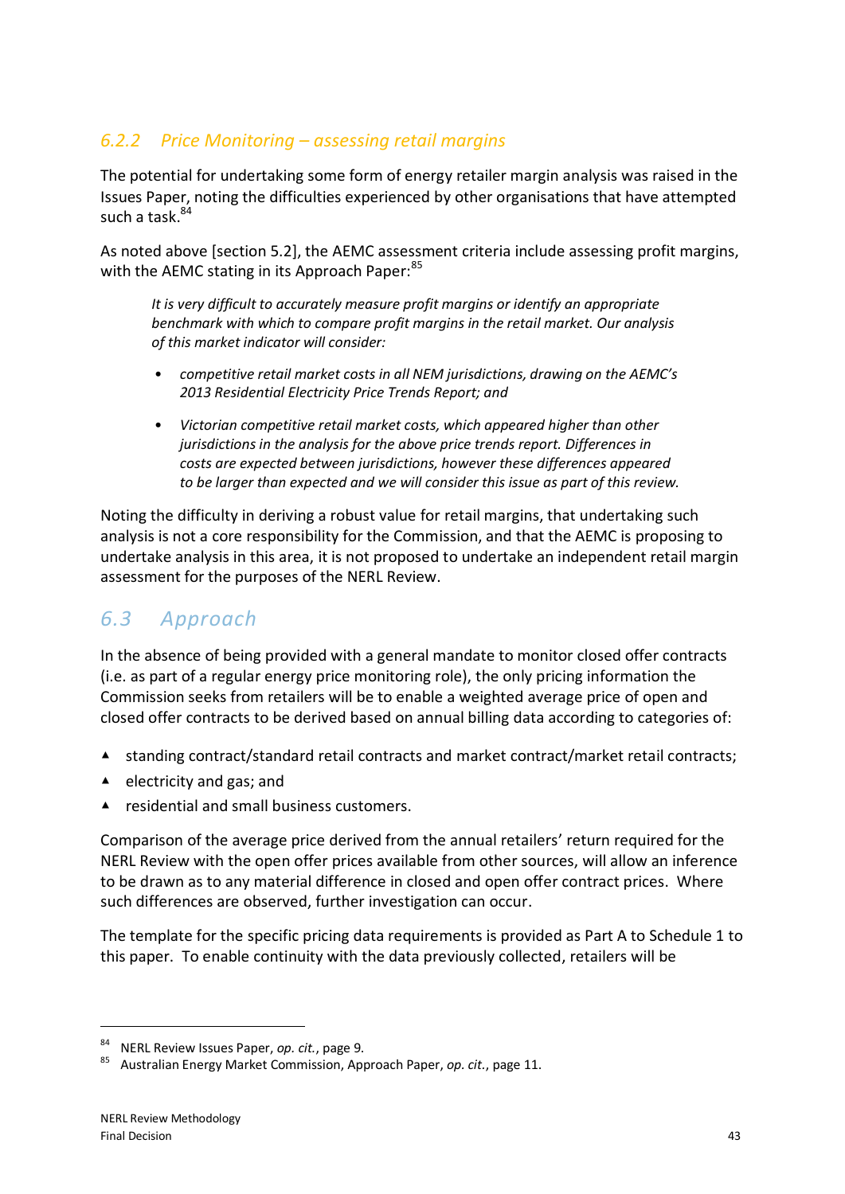### *6.2.2 Price Monitoring – assessing retail margins*

The potential for undertaking some form of energy retailer margin analysis was raised in the Issues Paper, noting the difficulties experienced by other organisations that have attempted such a task.[84]

As noted above [section 5.2], the AEMC assessment criteria include assessing profit margins, with the AEMC stating in its Approach Paper:[85]

> *It is very difficult to accurately measure profit margins or identify an appropriate benchmark with which to compare profit margins in the retail market. Our analysis of this market indicator will consider:*
>
> - *competitive retail market costs in all NEM jurisdictions, drawing on the AEMC's 2013 Residential Electricity Price Trends Report; and*
> - *Victorian competitive retail market costs, which appeared higher than other jurisdictions in the analysis for the above price trends report. Differences in costs are expected between jurisdictions, however these differences appeared to be larger than expected and we will consider this issue as part of this review.*

Noting the difficulty in deriving a robust value for retail margins, that undertaking such analysis is not a core responsibility for the Commission, and that the AEMC is proposing to undertake analysis in this area, it is not proposed to undertake an independent retail margin assessment for the purposes of the NERL Review.

## *6.3 Approach*

In the absence of being provided with a general mandate to monitor closed offer contracts (i.e. as part of a regular energy price monitoring role), the only pricing information the Commission seeks from retailers will be to enable a weighted average price of open and closed offer contracts to be derived based on annual billing data according to categories of:

- standing contract/standard retail contracts and market contract/market retail contracts;
- electricity and gas; and
- residential and small business customers.

Comparison of the average price derived from the annual retailers' return required for the NERL Review with the open offer prices available from other sources, will allow an inference to be drawn as to any material difference in closed and open offer contract prices. Where such differences are observed, further investigation can occur.

The template for the specific pricing data requirements is provided as Part A to Schedule 1 to this paper. To enable continuity with the data previously collected, retailers will be

---

[84] NERL Review Issues Paper, *op. cit.*, page 9.

[85] Australian Energy Market Commission, Approach Paper, *op. cit.*, page 11.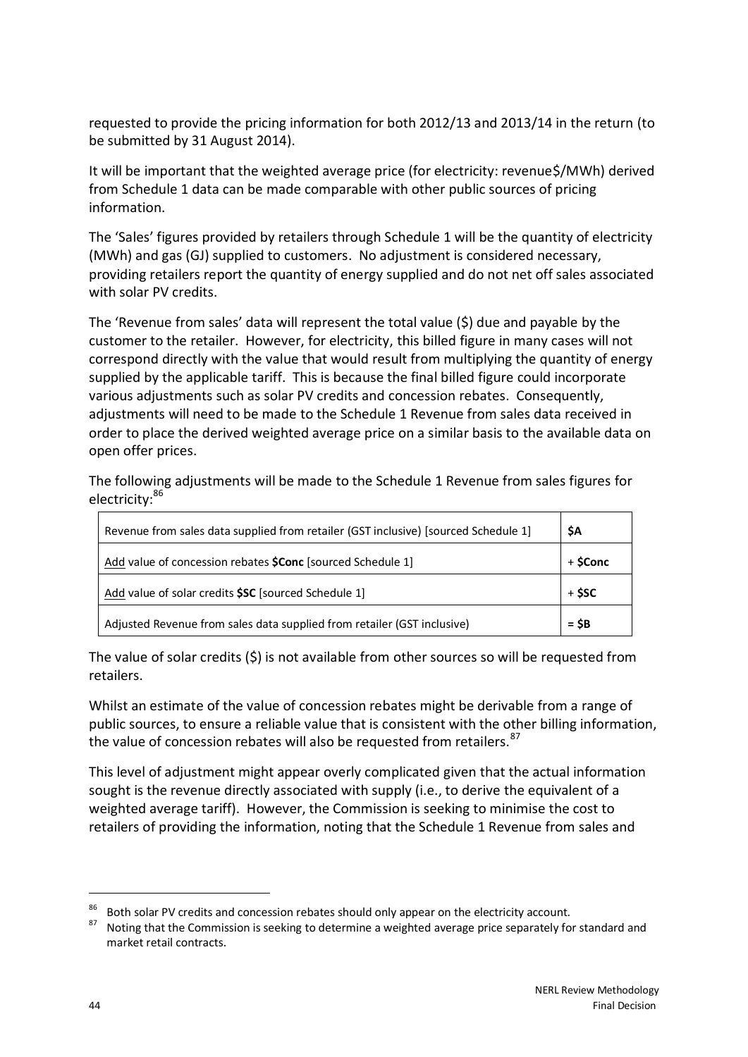requested to provide the pricing information for both 2012/13 and 2013/14 in the return (to be submitted by 31 August 2014).

It will be important that the weighted average price (for electricity: revenue$/MWh) derived from Schedule 1 data can be made comparable with other public sources of pricing information.

The 'Sales' figures provided by retailers through Schedule 1 will be the quantity of electricity (MWh) and gas (GJ) supplied to customers. No adjustment is considered necessary, providing retailers report the quantity of energy supplied and do not net off sales associated with solar PV credits.

The 'Revenue from sales' data will represent the total value ($) due and payable by the customer to the retailer. However, for electricity, this billed figure in many cases will not correspond directly with the value that would result from multiplying the quantity of energy supplied by the applicable tariff. This is because the final billed figure could incorporate various adjustments such as solar PV credits and concession rebates. Consequently, adjustments will need to be made to the Schedule 1 Revenue from sales data received in order to place the derived weighted average price on a similar basis to the available data on open offer prices.

The following adjustments will be made to the Schedule 1 Revenue from sales figures for electricity:[86]

| | |
|---|---|
| Revenue from sales data supplied from retailer (GST inclusive) [sourced Schedule 1] | **$A** |
| Add value of concession rebates **$Conc** [sourced Schedule 1] | + **$Conc** |
| Add value of solar credits **$SC** [sourced Schedule 1] | + **$SC** |
| Adjusted Revenue from sales data supplied from retailer (GST inclusive) | **= $B** |

The value of solar credits ($) is not available from other sources so will be requested from retailers.

Whilst an estimate of the value of concession rebates might be derivable from a range of public sources, to ensure a reliable value that is consistent with the other billing information, the value of concession rebates will also be requested from retailers.[87]

This level of adjustment might appear overly complicated given that the actual information sought is the revenue directly associated with supply (i.e., to derive the equivalent of a weighted average tariff). However, the Commission is seeking to minimise the cost to retailers of providing the information, noting that the Schedule 1 Revenue from sales and

---

[86] Both solar PV credits and concession rebates should only appear on the electricity account.

[87] Noting that the Commission is seeking to determine a weighted average price separately for standard and market retail contracts.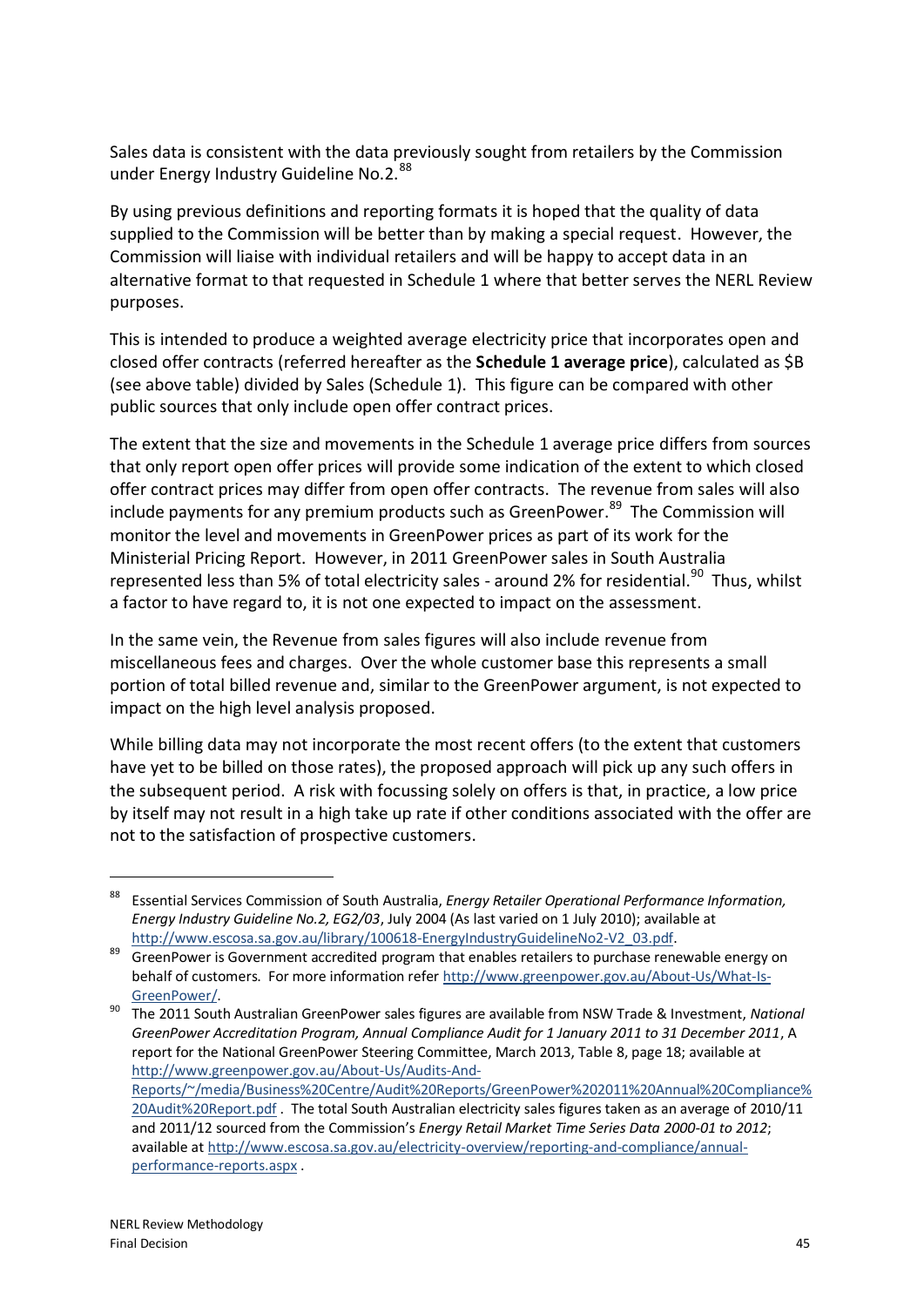Sales data is consistent with the data previously sought from retailers by the Commission under Energy Industry Guideline No.2.[88]

By using previous definitions and reporting formats it is hoped that the quality of data supplied to the Commission will be better than by making a special request. However, the Commission will liaise with individual retailers and will be happy to accept data in an alternative format to that requested in Schedule 1 where that better serves the NERL Review purposes.

This is intended to produce a weighted average electricity price that incorporates open and closed offer contracts (referred hereafter as the **Schedule 1 average price**), calculated as $B (see above table) divided by Sales (Schedule 1). This figure can be compared with other public sources that only include open offer contract prices.

The extent that the size and movements in the Schedule 1 average price differs from sources that only report open offer prices will provide some indication of the extent to which closed offer contract prices may differ from open offer contracts. The revenue from sales will also include payments for any premium products such as GreenPower.[89] The Commission will monitor the level and movements in GreenPower prices as part of its work for the Ministerial Pricing Report. However, in 2011 GreenPower sales in South Australia represented less than 5% of total electricity sales - around 2% for residential.[90] Thus, whilst a factor to have regard to, it is not one expected to impact on the assessment.

In the same vein, the Revenue from sales figures will also include revenue from miscellaneous fees and charges. Over the whole customer base this represents a small portion of total billed revenue and, similar to the GreenPower argument, is not expected to impact on the high level analysis proposed.

While billing data may not incorporate the most recent offers (to the extent that customers have yet to be billed on those rates), the proposed approach will pick up any such offers in the subsequent period. A risk with focussing solely on offers is that, in practice, a low price by itself may not result in a high take up rate if other conditions associated with the offer are not to the satisfaction of prospective customers.

---

[88] Essential Services Commission of South Australia, *Energy Retailer Operational Performance Information, Energy Industry Guideline No.2, EG2/03*, July 2004 (As last varied on 1 July 2010); available at http://www.escosa.sa.gov.au/library/100618-EnergyIndustryGuidelineNo2-V2_03.pdf.

[89] GreenPower is Government accredited program that enables retailers to purchase renewable energy on behalf of customers. For more information refer http://www.greenpower.gov.au/About-Us/What-Is-GreenPower/.

[90] The 2011 South Australian GreenPower sales figures are available from NSW Trade & Investment, *National GreenPower Accreditation Program, Annual Compliance Audit for 1 January 2011 to 31 December 2011*, A report for the National GreenPower Steering Committee, March 2013, Table 8, page 18; available at http://www.greenpower.gov.au/About-Us/Audits-And-Reports/~/media/Business%20Centre/Audit%20Reports/GreenPower%202011%20Annual%20Compliance%20Audit%20Report.pdf . The total South Australian electricity sales figures taken as an average of 2010/11 and 2011/12 sourced from the Commission's *Energy Retail Market Time Series Data 2000-01 to 2012*; available at http://www.escosa.sa.gov.au/electricity-overview/reporting-and-compliance/annual-performance-reports.aspx .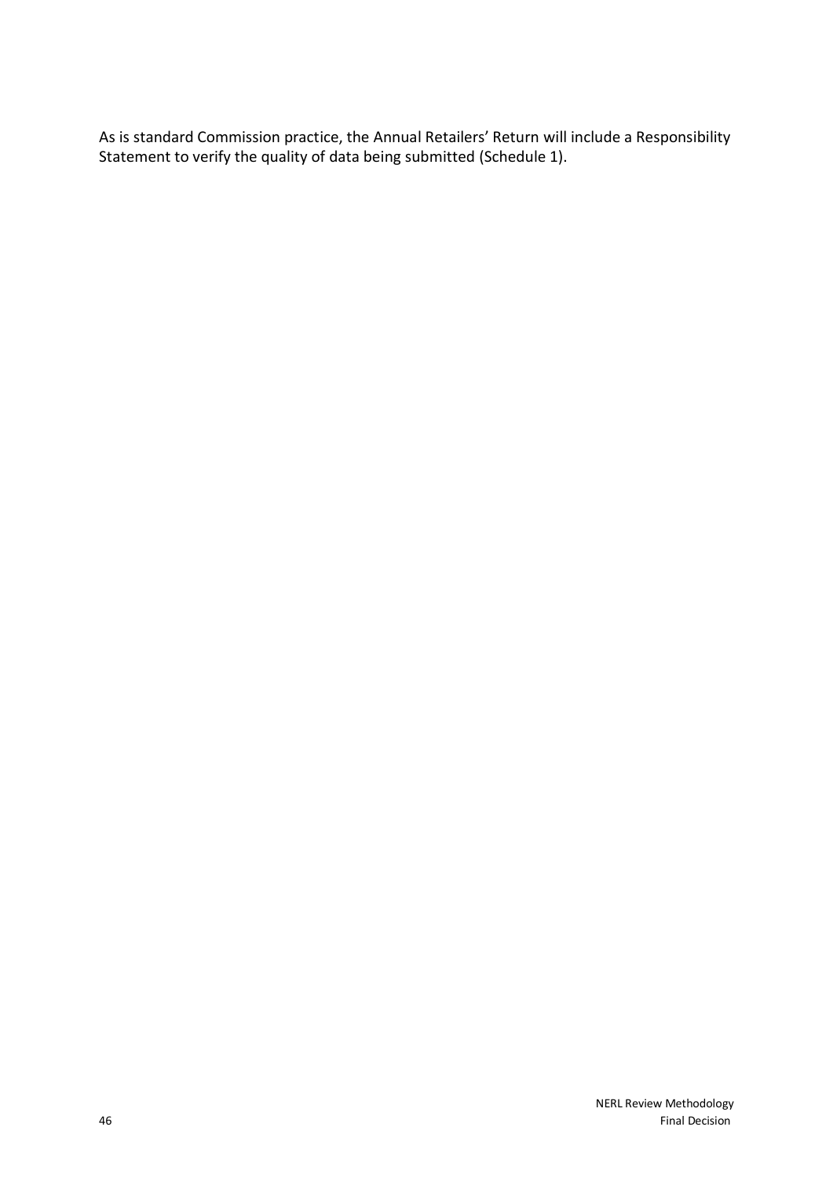As is standard Commission practice, the Annual Retailers' Return will include a Responsibility Statement to verify the quality of data being submitted (Schedule 1).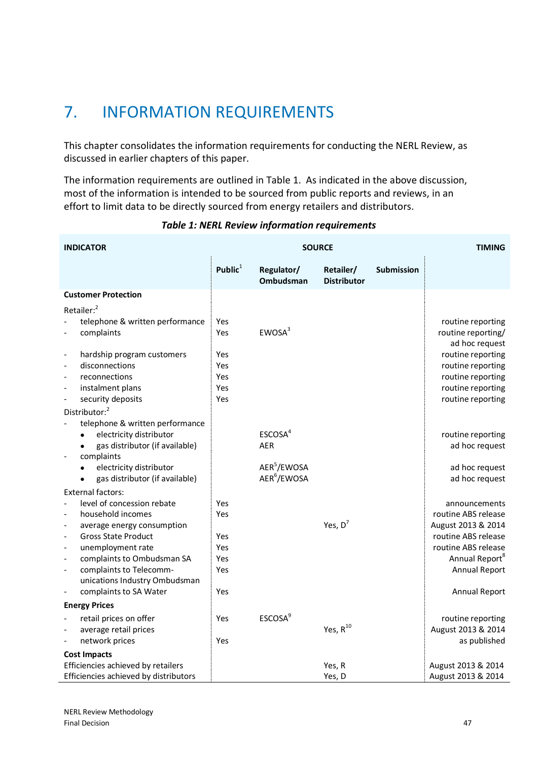# 7. INFORMATION REQUIREMENTS

This chapter consolidates the information requirements for conducting the NERL Review, as discussed in earlier chapters of this paper.

The information requirements are outlined in Table 1. As indicated in the above discussion, most of the information is intended to be sourced from public reports and reviews, in an effort to limit data to be directly sourced from energy retailers and distributors.

***Table 1: NERL Review information requirements***

| INDICATOR | SOURCE | | | | TIMING |
|---|---|---|---|---|---|
| | Public[1] | Regulator/ Ombudsman | Retailer/ Distributor | Submission | |
| **Customer Protection** | | | | | |
| Retailer:[2] | | | | | |
| - telephone & written performance | Yes | | | | routine reporting |
| - complaints | Yes | EWOSA[3] | | | routine reporting/ ad hoc request |
| - hardship program customers | Yes | | | | routine reporting |
| - disconnections | Yes | | | | routine reporting |
| - reconnections | Yes | | | | routine reporting |
| - instalment plans | Yes | | | | routine reporting |
| - security deposits | Yes | | | | routine reporting |
| Distributor:[2] | | | | | |
| - telephone & written performance | | | | | |
| • electricity distributor | | ESCOSA[4] | | | routine reporting |
| • gas distributor (if available) | | AER | | | ad hoc request |
| - complaints | | | | | |
| • electricity distributor | | AER[5]/EWOSA | | | ad hoc request |
| • gas distributor (if available) | | AER[6]/EWOSA | | | ad hoc request |
| External factors: | | | | | |
| - level of concession rebate | Yes | | | | announcements |
| - household incomes | Yes | | | | routine ABS release |
| - average energy consumption | | | Yes, D[7] | | August 2013 & 2014 |
| - Gross State Product | Yes | | | | routine ABS release |
| - unemployment rate | Yes | | | | routine ABS release |
| - complaints to Ombudsman SA | Yes | | | | Annual Report[8] |
| - complaints to Telecommunications Industry Ombudsman | Yes | | | | Annual Report |
| - complaints to SA Water | Yes | | | | Annual Report |
| **Energy Prices** | | | | | |
| - retail prices on offer | Yes | ESCOSA[9] | | | routine reporting |
| - average retail prices | | | Yes, R[10] | | August 2013 & 2014 |
| - network prices | Yes | | | | as published |
| **Cost Impacts** | | | | | |
| Efficiencies achieved by retailers | | | Yes, R | | August 2013 & 2014 |
| Efficiencies achieved by distributors | | | Yes, D | | August 2013 & 2014 |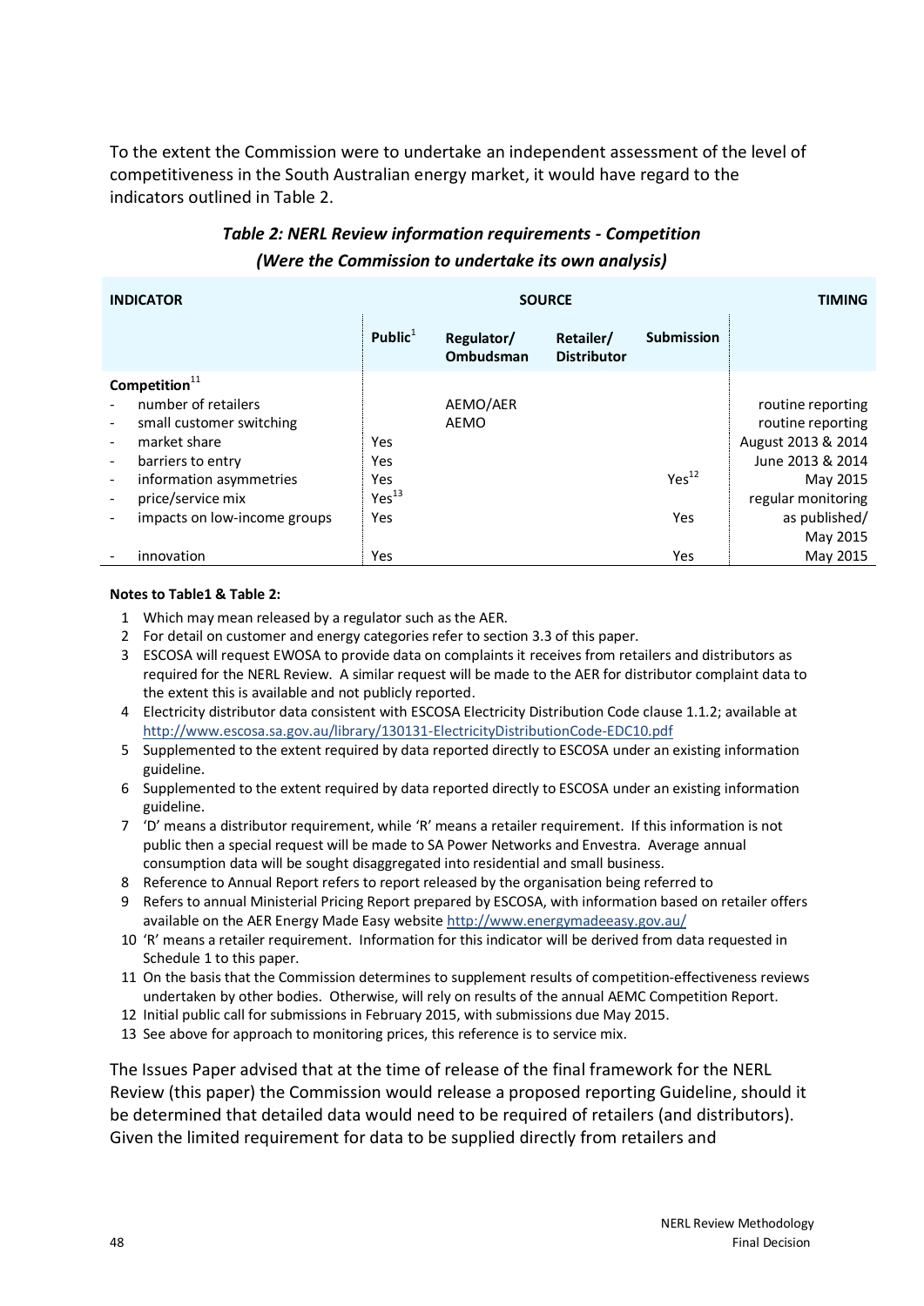To the extent the Commission were to undertake an independent assessment of the level of competitiveness in the South Australian energy market, it would have regard to the indicators outlined in Table 2.

### *Table 2: NERL Review information requirements - Competition (Were the Commission to undertake its own analysis)*

| INDICATOR | SOURCE | | | | TIMING |
|---|---|---|---|---|---|
| | Public[1] | Regulator/ Ombudsman | Retailer/ Distributor | Submission | |
| **Competition**[11] | | | | | |
| - number of retailers | | AEMO/AER | | | routine reporting |
| - small customer switching | | AEMO | | | routine reporting |
| - market share | Yes | | | | August 2013 & 2014 |
| - barriers to entry | Yes | | | | June 2013 & 2014 |
| - information asymmetries | Yes | | | Yes[12] | May 2015 |
| - price/service mix | Yes[13] | | | | regular monitoring |
| - impacts on low-income groups | Yes | | | Yes | as published/ May 2015 |
| - innovation | Yes | | | Yes | May 2015 |

**Notes to Table1 & Table 2:**

1. Which may mean released by a regulator such as the AER.
2. For detail on customer and energy categories refer to section 3.3 of this paper.
3. ESCOSA will request EWOSA to provide data on complaints it receives from retailers and distributors as required for the NERL Review. A similar request will be made to the AER for distributor complaint data to the extent this is available and not publicly reported.
4. Electricity distributor data consistent with ESCOSA Electricity Distribution Code clause 1.1.2; available at http://www.escosa.sa.gov.au/library/130131-ElectricityDistributionCode-EDC10.pdf
5. Supplemented to the extent required by data reported directly to ESCOSA under an existing information guideline.
6. Supplemented to the extent required by data reported directly to ESCOSA under an existing information guideline.
7. 'D' means a distributor requirement, while 'R' means a retailer requirement. If this information is not public then a special request will be made to SA Power Networks and Envestra. Average annual consumption data will be sought disaggregated into residential and small business.
8. Reference to Annual Report refers to report released by the organisation being referred to
9. Refers to annual Ministerial Pricing Report prepared by ESCOSA, with information based on retailer offers available on the AER Energy Made Easy website http://www.energymadeeasy.gov.au/
10. 'R' means a retailer requirement. Information for this indicator will be derived from data requested in Schedule 1 to this paper.
11. On the basis that the Commission determines to supplement results of competition-effectiveness reviews undertaken by other bodies. Otherwise, will rely on results of the annual AEMC Competition Report.
12. Initial public call for submissions in February 2015, with submissions due May 2015.
13. See above for approach to monitoring prices, this reference is to service mix.

The Issues Paper advised that at the time of release of the final framework for the NERL Review (this paper) the Commission would release a proposed reporting Guideline, should it be determined that detailed data would need to be required of retailers (and distributors). Given the limited requirement for data to be supplied directly from retailers and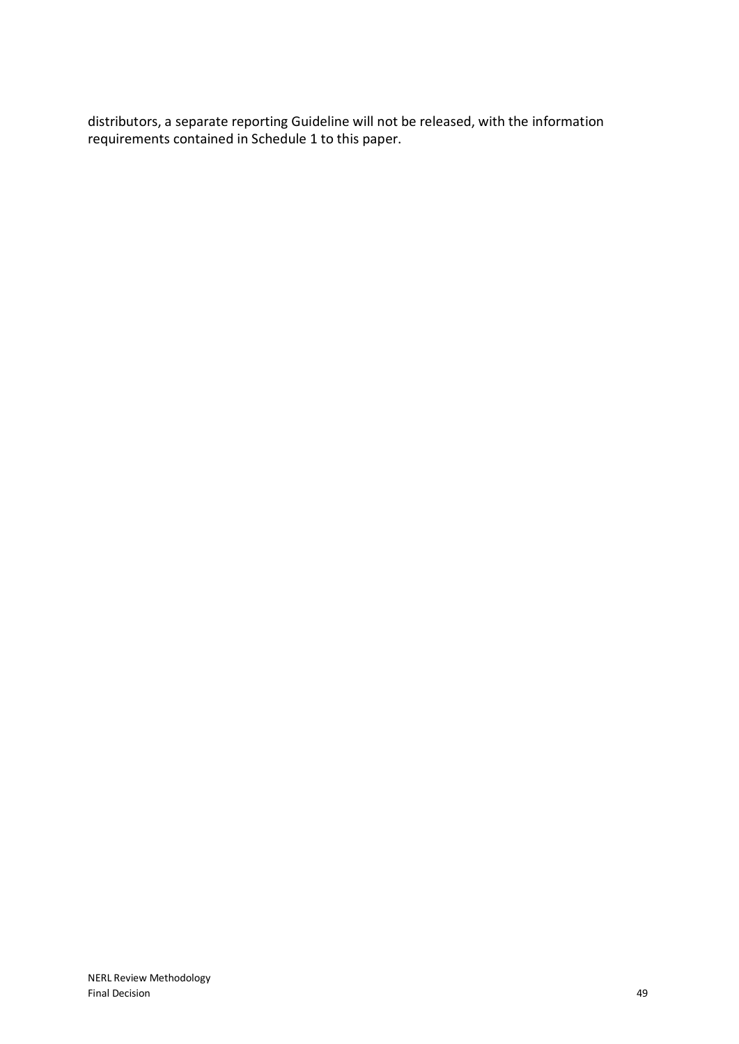distributors, a separate reporting Guideline will not be released, with the information requirements contained in Schedule 1 to this paper.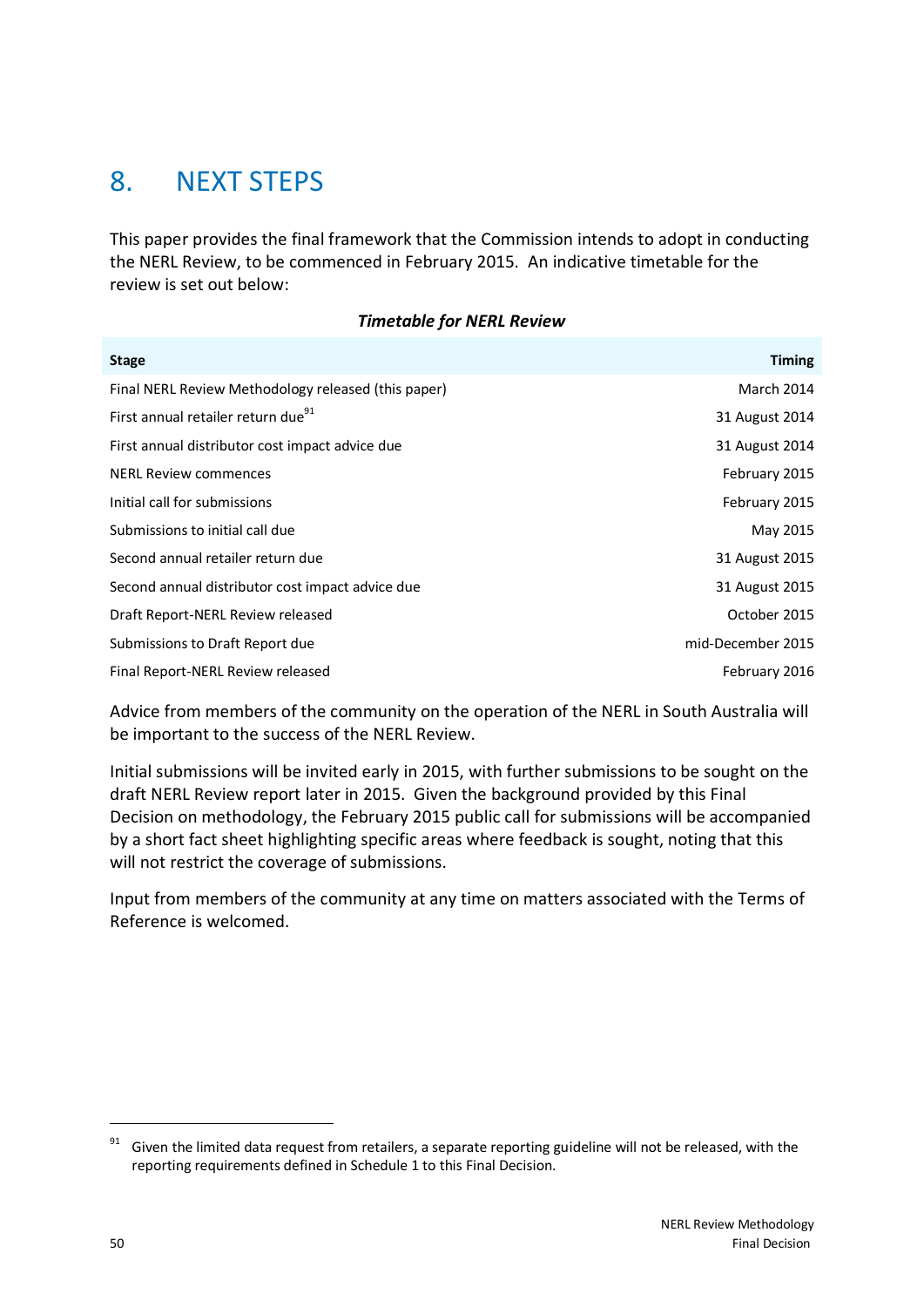# 8. NEXT STEPS

This paper provides the final framework that the Commission intends to adopt in conducting the NERL Review, to be commenced in February 2015. An indicative timetable for the review is set out below:

***Timetable for NERL Review***

| Stage | Timing |
|---|---|
| Final NERL Review Methodology released (this paper) | March 2014 |
| First annual retailer return due[91] | 31 August 2014 |
| First annual distributor cost impact advice due | 31 August 2014 |
| NERL Review commences | February 2015 |
| Initial call for submissions | February 2015 |
| Submissions to initial call due | May 2015 |
| Second annual retailer return due | 31 August 2015 |
| Second annual distributor cost impact advice due | 31 August 2015 |
| Draft Report-NERL Review released | October 2015 |
| Submissions to Draft Report due | mid-December 2015 |
| Final Report-NERL Review released | February 2016 |

Advice from members of the community on the operation of the NERL in South Australia will be important to the success of the NERL Review.

Initial submissions will be invited early in 2015, with further submissions to be sought on the draft NERL Review report later in 2015. Given the background provided by this Final Decision on methodology, the February 2015 public call for submissions will be accompanied by a short fact sheet highlighting specific areas where feedback is sought, noting that this will not restrict the coverage of submissions.

Input from members of the community at any time on matters associated with the Terms of Reference is welcomed.

[91] Given the limited data request from retailers, a separate reporting guideline will not be released, with the reporting requirements defined in Schedule 1 to this Final Decision.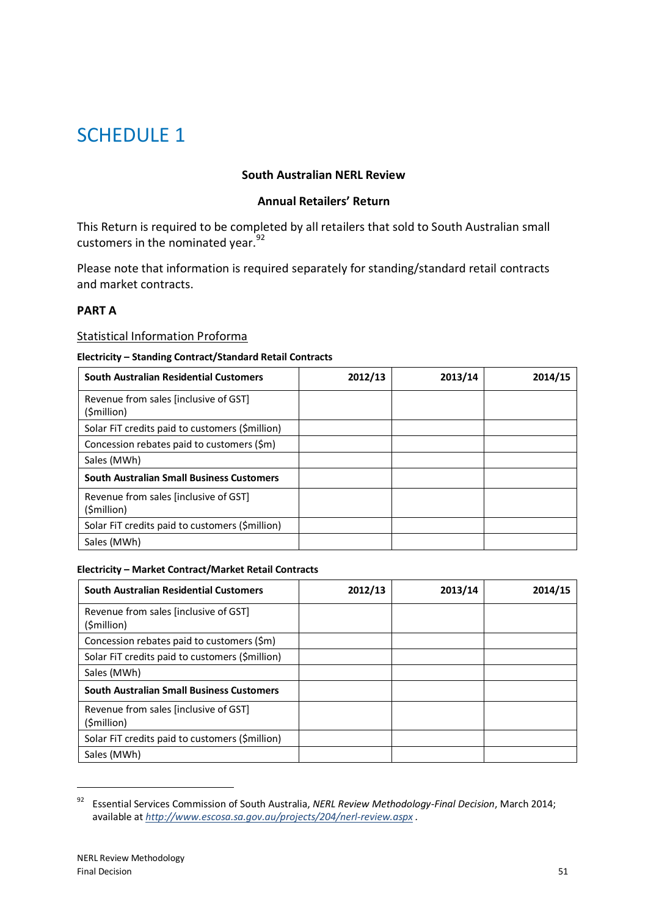# SCHEDULE 1

**South Australian NERL Review**

**Annual Retailers' Return**

This Return is required to be completed by all retailers that sold to South Australian small customers in the nominated year.[92]

Please note that information is required separately for standing/standard retail contracts and market contracts.

**PART A**

Statistical Information Proforma

**Electricity – Standing Contract/Standard Retail Contracts**

| **South Australian Residential Customers** | **2012/13** | **2013/14** | **2014/15** |
|---|---|---|---|
| Revenue from sales [inclusive of GST] ($million) | | | |
| Solar FiT credits paid to customers ($million) | | | |
| Concession rebates paid to customers ($m) | | | |
| Sales (MWh) | | | |
| **South Australian Small Business Customers** | | | |
| Revenue from sales [inclusive of GST] ($million) | | | |
| Solar FiT credits paid to customers ($million) | | | |
| Sales (MWh) | | | |

**Electricity – Market Contract/Market Retail Contracts**

| **South Australian Residential Customers** | **2012/13** | **2013/14** | **2014/15** |
|---|---|---|---|
| Revenue from sales [inclusive of GST] ($million) | | | |
| Concession rebates paid to customers ($m) | | | |
| Solar FiT credits paid to customers ($million) | | | |
| Sales (MWh) | | | |
| **South Australian Small Business Customers** | | | |
| Revenue from sales [inclusive of GST] ($million) | | | |
| Solar FiT credits paid to customers ($million) | | | |
| Sales (MWh) | | | |

[92] Essential Services Commission of South Australia, *NERL Review Methodology-Final Decision*, March 2014; available at *http://www.escosa.sa.gov.au/projects/204/nerl-review.aspx* .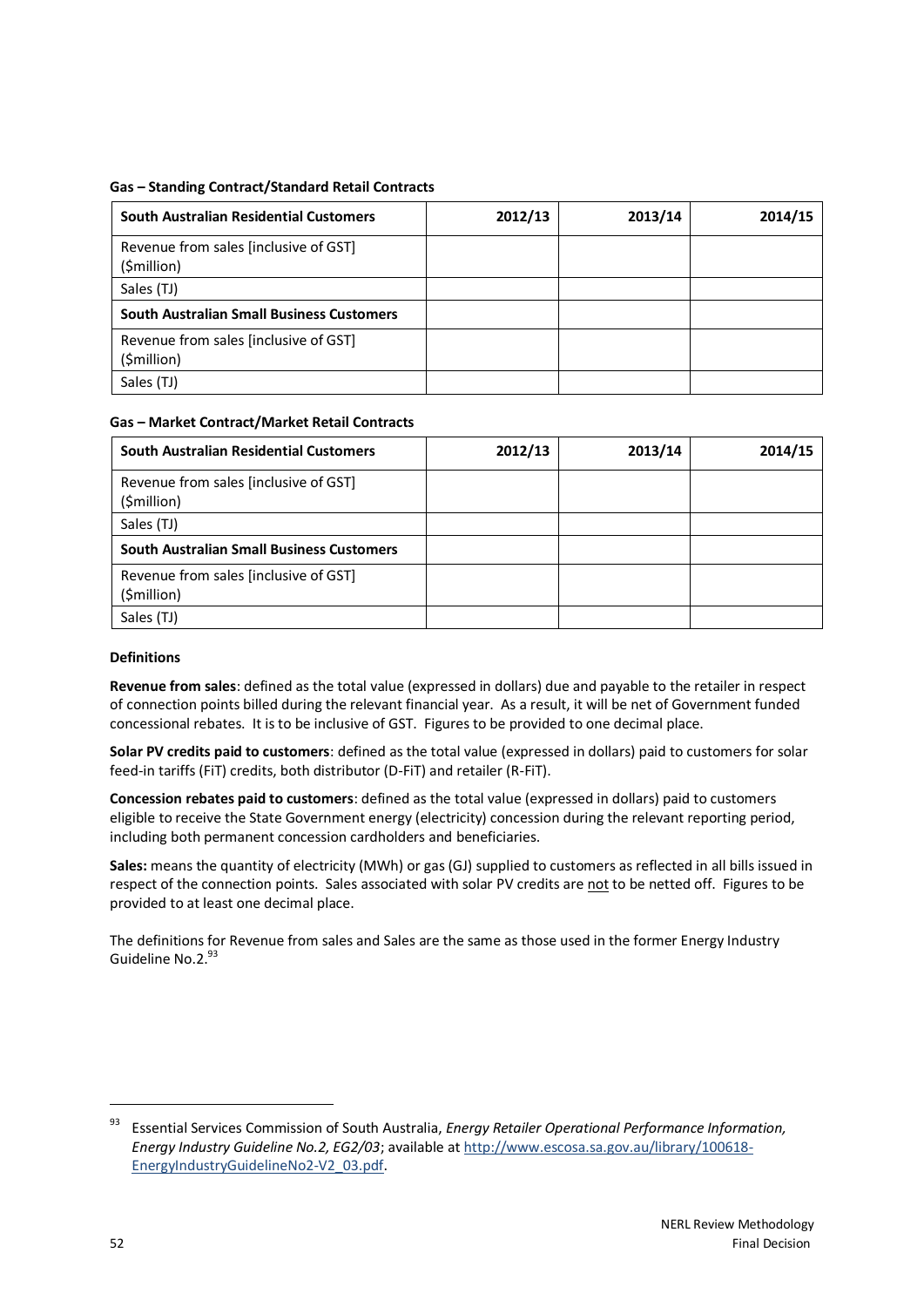**Gas – Standing Contract/Standard Retail Contracts**

| South Australian Residential Customers | 2012/13 | 2013/14 | 2014/15 |
|---|---|---|---|
| Revenue from sales [inclusive of GST] ($million) | | | |
| Sales (TJ) | | | |
| **South Australian Small Business Customers** | | | |
| Revenue from sales [inclusive of GST] ($million) | | | |
| Sales (TJ) | | | |

**Gas – Market Contract/Market Retail Contracts**

| South Australian Residential Customers | 2012/13 | 2013/14 | 2014/15 |
|---|---|---|---|
| Revenue from sales [inclusive of GST] ($million) | | | |
| Sales (TJ) | | | |
| **South Australian Small Business Customers** | | | |
| Revenue from sales [inclusive of GST] ($million) | | | |
| Sales (TJ) | | | |

**Definitions**

**Revenue from sales**: defined as the total value (expressed in dollars) due and payable to the retailer in respect of connection points billed during the relevant financial year. As a result, it will be net of Government funded concessional rebates. It is to be inclusive of GST. Figures to be provided to one decimal place.

**Solar PV credits paid to customers**: defined as the total value (expressed in dollars) paid to customers for solar feed-in tariffs (FiT) credits, both distributor (D-FiT) and retailer (R-FiT).

**Concession rebates paid to customers**: defined as the total value (expressed in dollars) paid to customers eligible to receive the State Government energy (electricity) concession during the relevant reporting period, including both permanent concession cardholders and beneficiaries.

**Sales:** means the quantity of electricity (MWh) or gas (GJ) supplied to customers as reflected in all bills issued in respect of the connection points. Sales associated with solar PV credits are not to be netted off. Figures to be provided to at least one decimal place.

The definitions for Revenue from sales and Sales are the same as those used in the former Energy Industry Guideline No.2.[93]

---

[93] Essential Services Commission of South Australia, *Energy Retailer Operational Performance Information, Energy Industry Guideline No.2, EG2/03*; available at http://www.escosa.sa.gov.au/library/100618-EnergyIndustryGuidelineNo2-V2_03.pdf.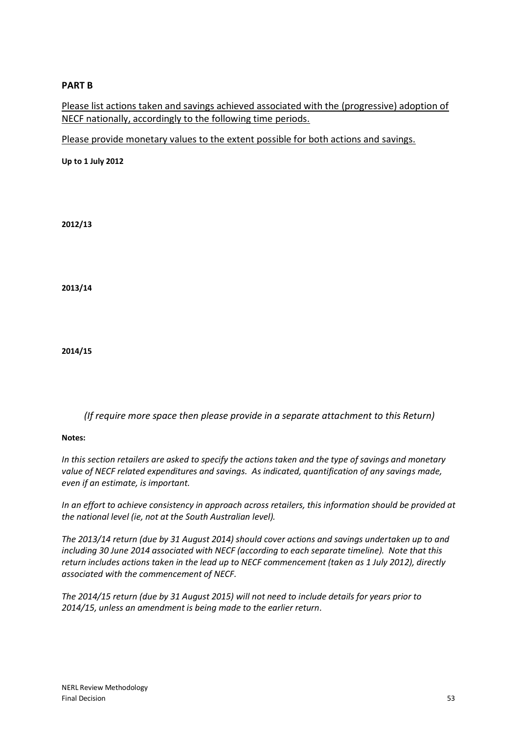**PART B**

Please list actions taken and savings achieved associated with the (progressive) adoption of NECF nationally, accordingly to the following time periods.

Please provide monetary values to the extent possible for both actions and savings.

**Up to 1 July 2012**

**2012/13**

**2013/14**

**2014/15**

*(If require more space then please provide in a separate attachment to this Return)*

**Notes:**

*In this section retailers are asked to specify the actions taken and the type of savings and monetary value of NECF related expenditures and savings. As indicated, quantification of any savings made, even if an estimate, is important.*

*In an effort to achieve consistency in approach across retailers, this information should be provided at the national level (ie, not at the South Australian level).*

*The 2013/14 return (due by 31 August 2014) should cover actions and savings undertaken up to and including 30 June 2014 associated with NECF (according to each separate timeline). Note that this return includes actions taken in the lead up to NECF commencement (taken as 1 July 2012), directly associated with the commencement of NECF.*

*The 2014/15 return (due by 31 August 2015) will not need to include details for years prior to 2014/15, unless an amendment is being made to the earlier return.*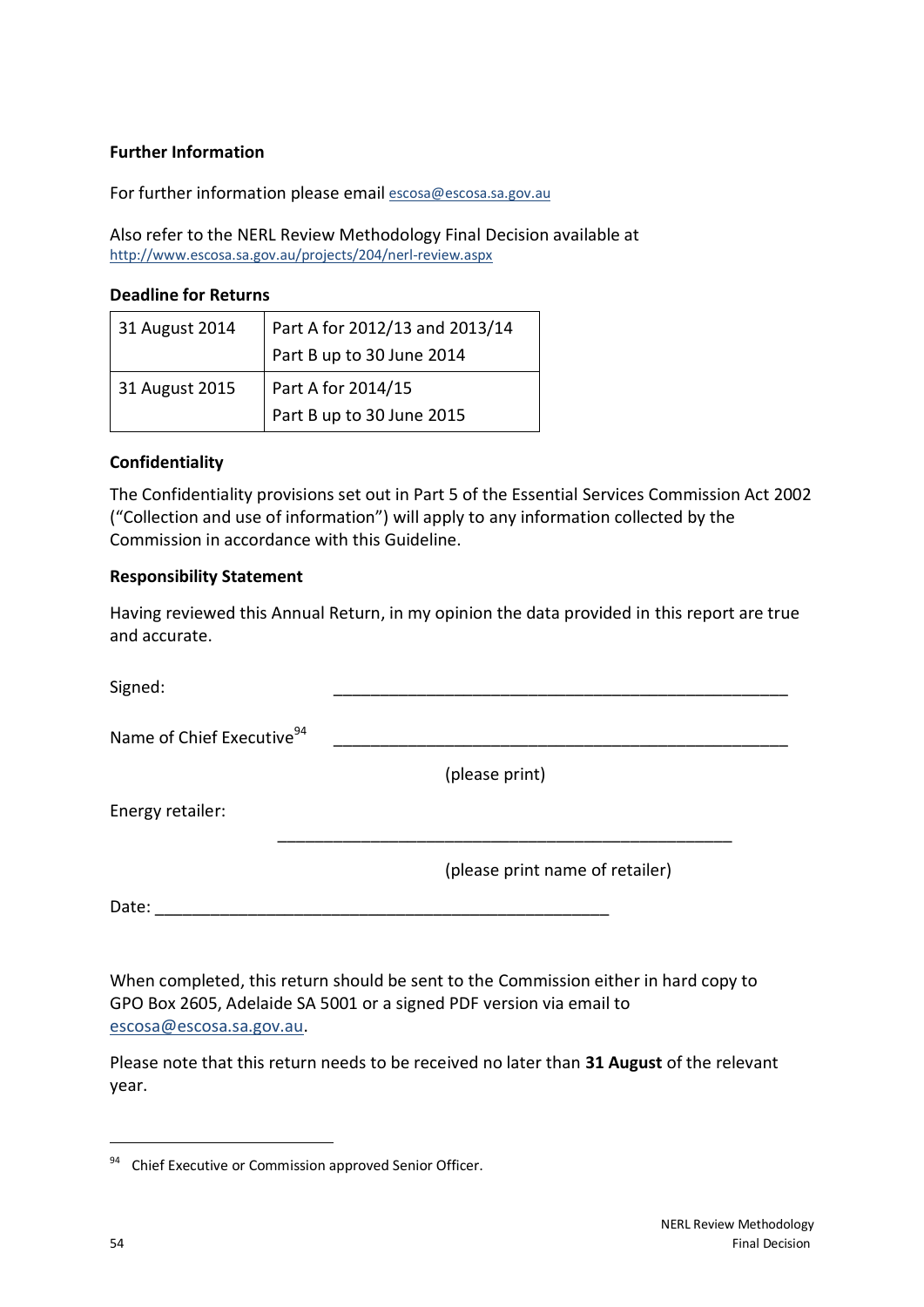**Further Information**

For further information please email escosa@escosa.sa.gov.au

Also refer to the NERL Review Methodology Final Decision available at http://www.escosa.sa.gov.au/projects/204/nerl-review.aspx

**Deadline for Returns**

| | |
|---|---|
| 31 August 2014 | Part A for 2012/13 and 2013/14<br>Part B up to 30 June 2014 |
| 31 August 2015 | Part A for 2014/15<br>Part B up to 30 June 2015 |

**Confidentiality**

The Confidentiality provisions set out in Part 5 of the Essential Services Commission Act 2002 ("Collection and use of information") will apply to any information collected by the Commission in accordance with this Guideline.

**Responsibility Statement**

Having reviewed this Annual Return, in my opinion the data provided in this report are true and accurate.

Signed: ______________________________________________

Name of Chief Executive[94] ______________________________________________

(please print)

Energy retailer:

______________________________________________

(please print name of retailer)

Date: ______________________________________________

When completed, this return should be sent to the Commission either in hard copy to GPO Box 2605, Adelaide SA 5001 or a signed PDF version via email to escosa@escosa.sa.gov.au.

Please note that this return needs to be received no later than **31 August** of the relevant year.

---

[94] Chief Executive or Commission approved Senior Officer.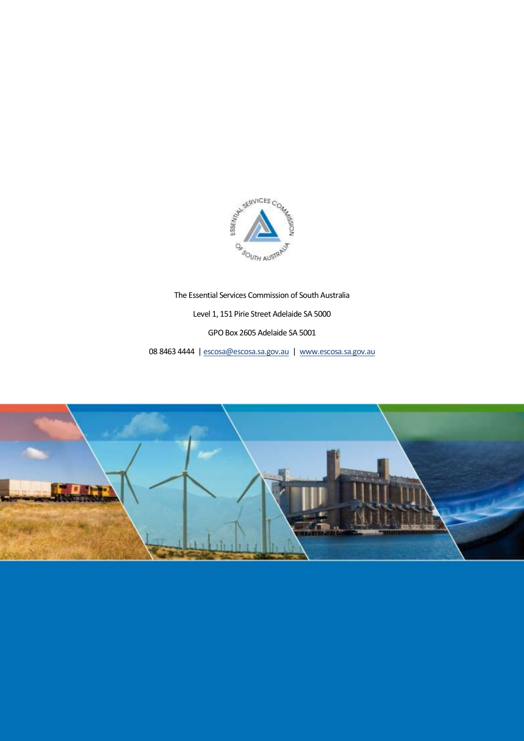The Essential Services Commission of South Australia

Level 1, 151 Pirie Street Adelaide SA 5000

GPO Box 2605 Adelaide SA 5001

08 8463 4444 | escosa@escosa.sa.gov.au | www.escosa.sa.gov.au